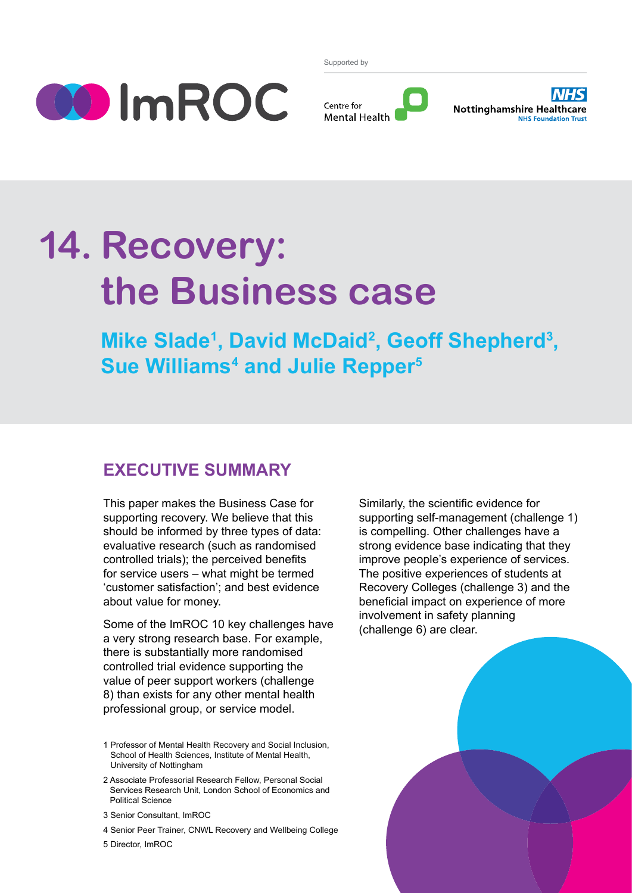Supported by

ImROC

Centre for Mental Health

NHS Nottinghamshire Healthcare NHS Foundation Trust

# 14. Recovery: the Business case

## Mike Slade[1], David McDaid[2], Geoff Shepherd[3], Sue Williams[4] and Julie Repper[5]

## EXECUTIVE SUMMARY

This paper makes the Business Case for supporting recovery. We believe that this should be informed by three types of data: evaluative research (such as randomised controlled trials); the perceived benefits for service users – what might be termed 'customer satisfaction'; and best evidence about value for money.

Some of the ImROC 10 key challenges have a very strong research base. For example, there is substantially more randomised controlled trial evidence supporting the value of peer support workers (challenge 8) than exists for any other mental health professional group, or service model.

Similarly, the scientific evidence for supporting self-management (challenge 1) is compelling. Other challenges have a strong evidence base indicating that they improve people's experience of services. The positive experiences of students at Recovery Colleges (challenge 3) and the beneficial impact on experience of more involvement in safety planning (challenge 6) are clear.

1 Professor of Mental Health Recovery and Social Inclusion, School of Health Sciences, Institute of Mental Health, University of Nottingham

2 Associate Professorial Research Fellow, Personal Social Services Research Unit, London School of Economics and Political Science

3 Senior Consultant, ImROC

4 Senior Peer Trainer, CNWL Recovery and Wellbeing College

5 Director, ImROC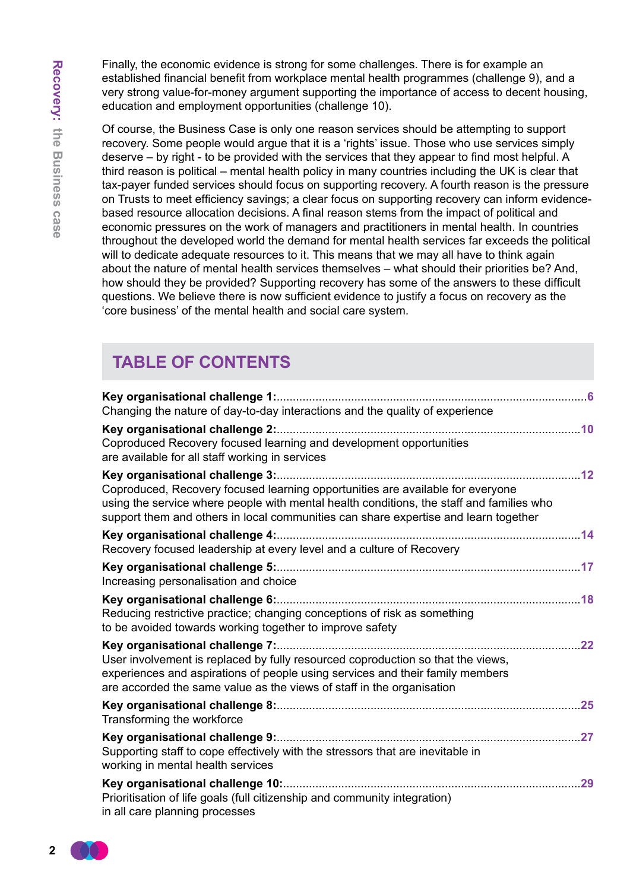Finally, the economic evidence is strong for some challenges. There is for example an established financial benefit from workplace mental health programmes (challenge 9), and a very strong value-for-money argument supporting the importance of access to decent housing, education and employment opportunities (challenge 10).

Of course, the Business Case is only one reason services should be attempting to support recovery. Some people would argue that it is a 'rights' issue. Those who use services simply deserve – by right - to be provided with the services that they appear to find most helpful. A third reason is political – mental health policy in many countries including the UK is clear that tax-payer funded services should focus on supporting recovery. A fourth reason is the pressure on Trusts to meet efficiency savings; a clear focus on supporting recovery can inform evidence-based resource allocation decisions. A final reason stems from the impact of political and economic pressures on the work of managers and practitioners in mental health. In countries throughout the developed world the demand for mental health services far exceeds the political will to dedicate adequate resources to it. This means that we may all have to think again about the nature of mental health services themselves – what should their priorities be? And, how should they be provided? Supporting recovery has some of the answers to these difficult questions. We believe there is now sufficient evidence to justify a focus on recovery as the 'core business' of the mental health and social care system.

## TABLE OF CONTENTS

**Key organisational challenge 1:** ........ 6
Changing the nature of day-to-day interactions and the quality of experience

**Key organisational challenge 2:** ........ 10
Coproduced Recovery focused learning and development opportunities are available for all staff working in services

**Key organisational challenge 3:** ........ 12
Coproduced, Recovery focused learning opportunities are available for everyone using the service where people with mental health conditions, the staff and families who support them and others in local communities can share expertise and learn together

**Key organisational challenge 4:** ........ 14
Recovery focused leadership at every level and a culture of Recovery

**Key organisational challenge 5:** ........ 17
Increasing personalisation and choice

**Key organisational challenge 6:** ........ 18
Reducing restrictive practice; changing conceptions of risk as something to be avoided towards working together to improve safety

**Key organisational challenge 7:** ........ 22
User involvement is replaced by fully resourced coproduction so that the views, experiences and aspirations of people using services and their family members are accorded the same value as the views of staff in the organisation

**Key organisational challenge 8:** ........ 25
Transforming the workforce

**Key organisational challenge 9:** ........ 27
Supporting staff to cope effectively with the stressors that are inevitable in working in mental health services

**Key organisational challenge 10:** ........ 29
Prioritisation of life goals (full citizenship and community integration) in all care planning processes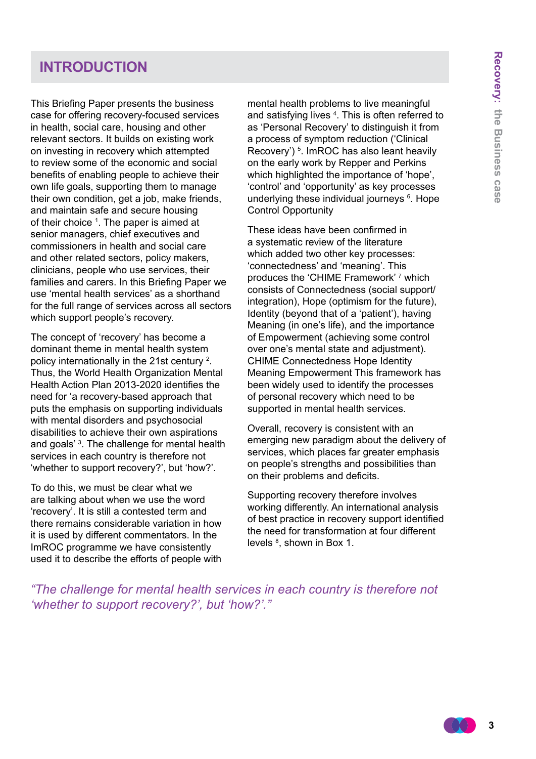## INTRODUCTION

This Briefing Paper presents the business case for offering recovery-focused services in health, social care, housing and other relevant sectors. It builds on existing work on investing in recovery which attempted to review some of the economic and social benefits of enabling people to achieve their own life goals, supporting them to manage their own condition, get a job, make friends, and maintain safe and secure housing of their choice [1]. The paper is aimed at senior managers, chief executives and commissioners in health and social care and other related sectors, policy makers, clinicians, people who use services, their families and carers. In this Briefing Paper we use 'mental health services' as a shorthand for the full range of services across all sectors which support people's recovery.

The concept of 'recovery' has become a dominant theme in mental health system policy internationally in the 21st century [2]. Thus, the World Health Organization Mental Health Action Plan 2013-2020 identifies the need for 'a recovery-based approach that puts the emphasis on supporting individuals with mental disorders and psychosocial disabilities to achieve their own aspirations and goals' [3]. The challenge for mental health services in each country is therefore not 'whether to support recovery?', but 'how?'.

To do this, we must be clear what we are talking about when we use the word 'recovery'. It is still a contested term and there remains considerable variation in how it is used by different commentators. In the ImROC programme we have consistently used it to describe the efforts of people with mental health problems to live meaningful and satisfying lives [4]. This is often referred to as 'Personal Recovery' to distinguish it from a process of symptom reduction ('Clinical Recovery') [5]. ImROC has also leant heavily on the early work by Repper and Perkins which highlighted the importance of 'hope', 'control' and 'opportunity' as key processes underlying these individual journeys [6]. Hope Control Opportunity

These ideas have been confirmed in a systematic review of the literature which added two other key processes: 'connectedness' and 'meaning'. This produces the 'CHIME Framework' [7] which consists of Connectedness (social support/ integration), Hope (optimism for the future), Identity (beyond that of a 'patient'), having Meaning (in one's life), and the importance of Empowerment (achieving some control over one's mental state and adjustment). CHIME Connectedness Hope Identity Meaning Empowerment This framework has been widely used to identify the processes of personal recovery which need to be supported in mental health services.

Overall, recovery is consistent with an emerging new paradigm about the delivery of services, which places far greater emphasis on people's strengths and possibilities than on their problems and deficits.

Supporting recovery therefore involves working differently. An international analysis of best practice in recovery support identified the need for transformation at four different levels [8], shown in Box 1.

*"The challenge for mental health services in each country is therefore not 'whether to support recovery?', but 'how?'."*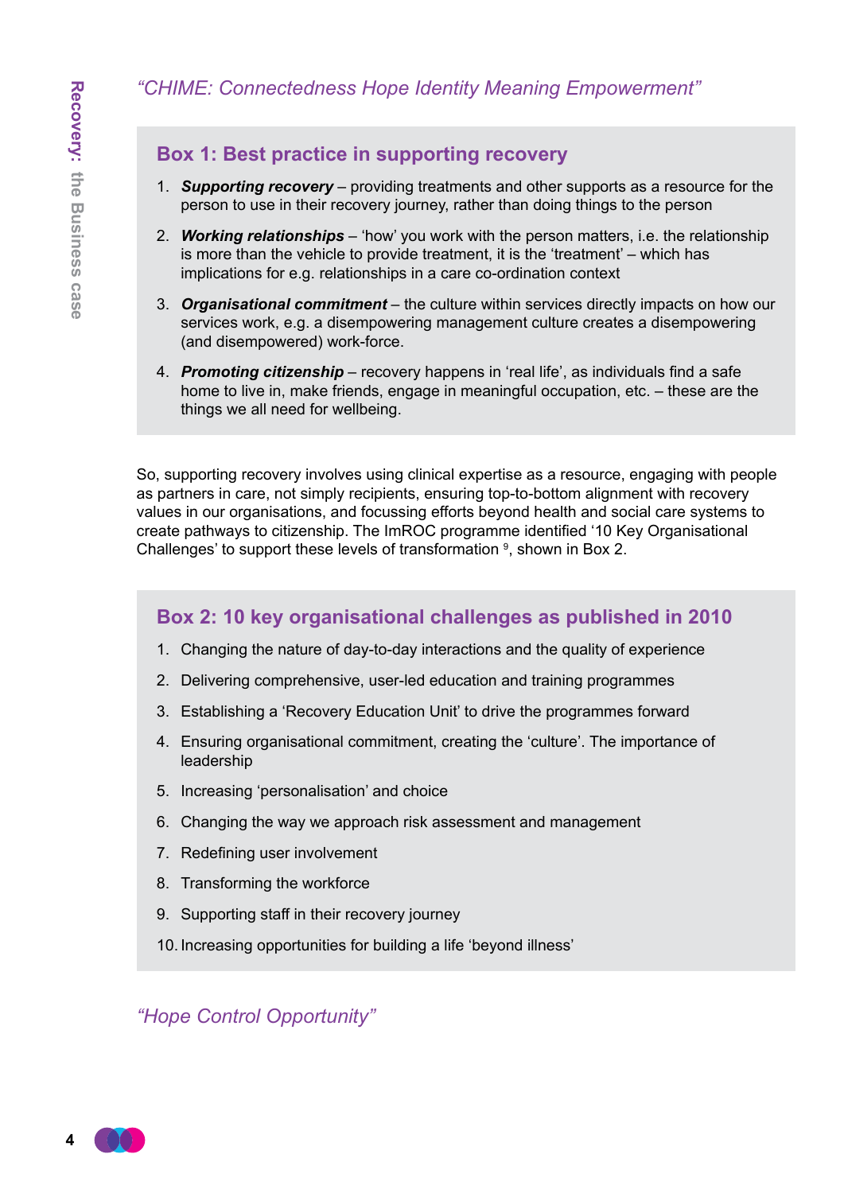*"CHIME: Connectedness Hope Identity Meaning Empowerment"*

### Box 1: Best practice in supporting recovery

1. ***Supporting recovery*** – providing treatments and other supports as a resource for the person to use in their recovery journey, rather than doing things to the person
2. ***Working relationships*** – 'how' you work with the person matters, i.e. the relationship is more than the vehicle to provide treatment, it is the 'treatment' – which has implications for e.g. relationships in a care co-ordination context
3. ***Organisational commitment*** – the culture within services directly impacts on how our services work, e.g. a disempowering management culture creates a disempowering (and disempowered) work-force.
4. ***Promoting citizenship*** – recovery happens in 'real life', as individuals find a safe home to live in, make friends, engage in meaningful occupation, etc. – these are the things we all need for wellbeing.

So, supporting recovery involves using clinical expertise as a resource, engaging with people as partners in care, not simply recipients, ensuring top-to-bottom alignment with recovery values in our organisations, and focussing efforts beyond health and social care systems to create pathways to citizenship. The ImROC programme identified '10 Key Organisational Challenges' to support these levels of transformation [9], shown in Box 2.

### Box 2: 10 key organisational challenges as published in 2010

1. Changing the nature of day-to-day interactions and the quality of experience
2. Delivering comprehensive, user-led education and training programmes
3. Establishing a 'Recovery Education Unit' to drive the programmes forward
4. Ensuring organisational commitment, creating the 'culture'. The importance of leadership
5. Increasing 'personalisation' and choice
6. Changing the way we approach risk assessment and management
7. Redefining user involvement
8. Transforming the workforce
9. Supporting staff in their recovery journey
10. Increasing opportunities for building a life 'beyond illness'

*"Hope Control Opportunity"*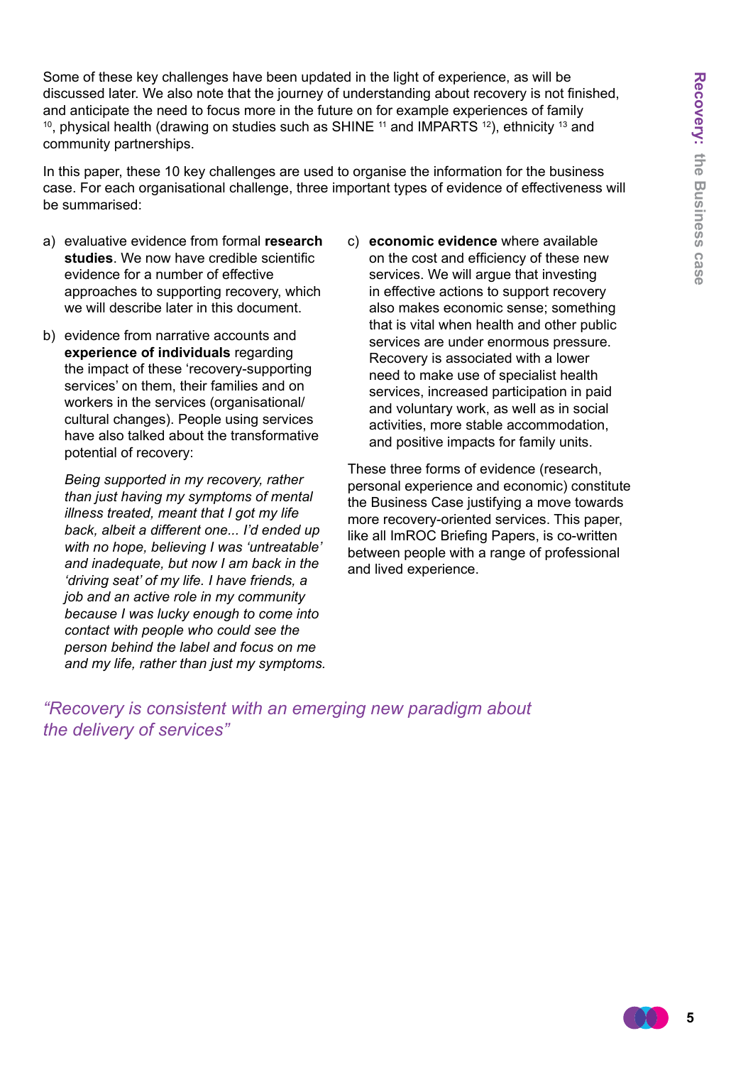Some of these key challenges have been updated in the light of experience, as will be discussed later. We also note that the journey of understanding about recovery is not finished, and anticipate the need to focus more in the future on for example experiences of family [10], physical health (drawing on studies such as SHINE [11] and IMPARTS [12]), ethnicity [13] and community partnerships.

In this paper, these 10 key challenges are used to organise the information for the business case. For each organisational challenge, three important types of evidence of effectiveness will be summarised:

a) evaluative evidence from formal **research studies**. We now have credible scientific evidence for a number of effective approaches to supporting recovery, which we will describe later in this document.

b) evidence from narrative accounts and **experience of individuals** regarding the impact of these 'recovery-supporting services' on them, their families and on workers in the services (organisational/cultural changes). People using services have also talked about the transformative potential of recovery:

   *Being supported in my recovery, rather than just having my symptoms of mental illness treated, meant that I got my life back, albeit a different one... I'd ended up with no hope, believing I was 'untreatable' and inadequate, but now I am back in the 'driving seat' of my life. I have friends, a job and an active role in my community because I was lucky enough to come into contact with people who could see the person behind the label and focus on me and my life, rather than just my symptoms.*

c) **economic evidence** where available on the cost and efficiency of these new services. We will argue that investing in effective actions to support recovery also makes economic sense; something that is vital when health and other public services are under enormous pressure. Recovery is associated with a lower need to make use of specialist health services, increased participation in paid and voluntary work, as well as in social activities, more stable accommodation, and positive impacts for family units.

These three forms of evidence (research, personal experience and economic) constitute the Business Case justifying a move towards more recovery-oriented services. This paper, like all ImROC Briefing Papers, is co-written between people with a range of professional and lived experience.

*"Recovery is consistent with an emerging new paradigm about the delivery of services"*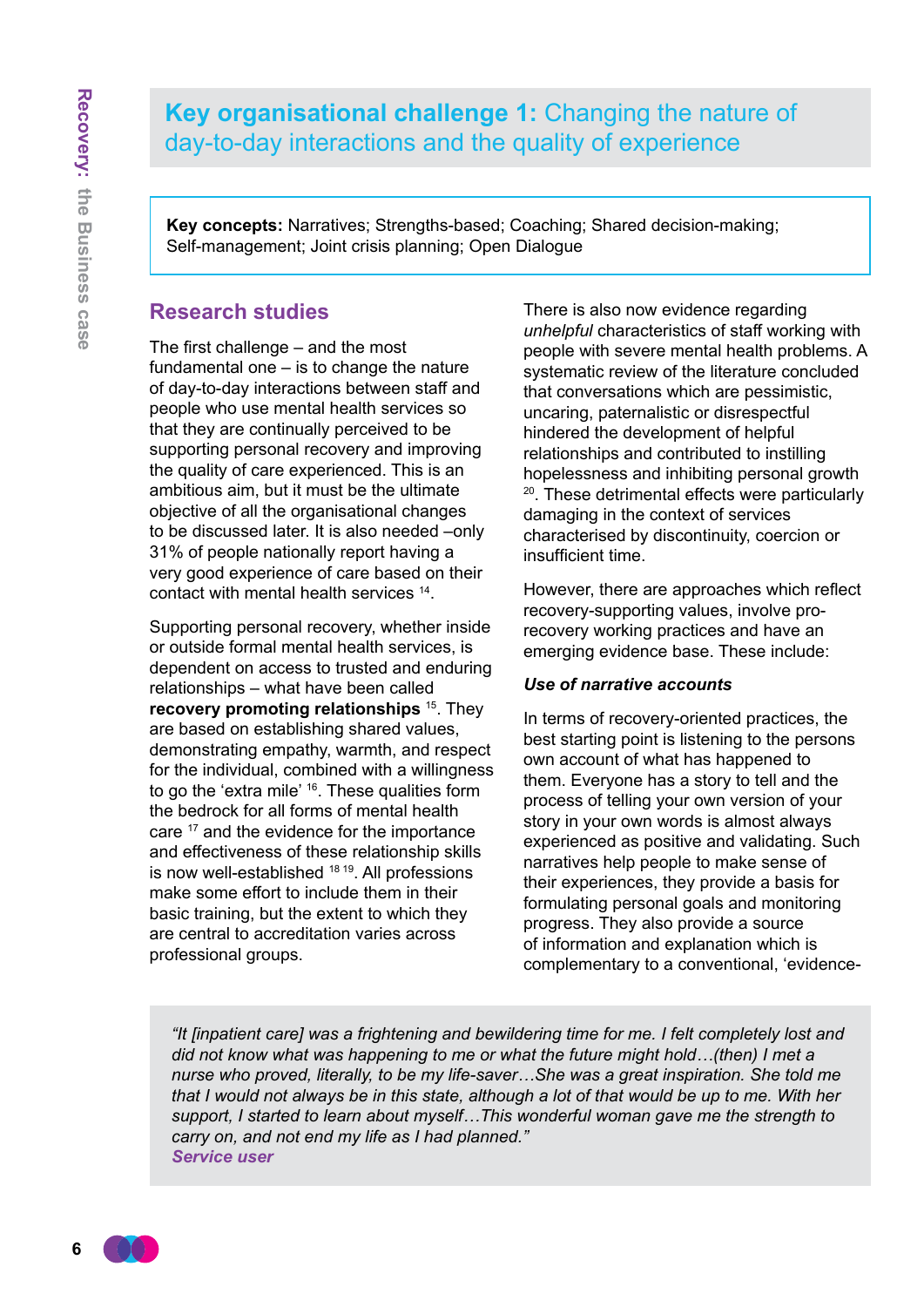## **Key organisational challenge 1:** Changing the nature of day-to-day interactions and the quality of experience

**Key concepts:** Narratives; Strengths-based; Coaching; Shared decision-making; Self-management; Joint crisis planning; Open Dialogue

### Research studies

The first challenge – and the most fundamental one – is to change the nature of day-to-day interactions between staff and people who use mental health services so that they are continually perceived to be supporting personal recovery and improving the quality of care experienced. This is an ambitious aim, but it must be the ultimate objective of all the organisational changes to be discussed later. It is also needed –only 31% of people nationally report having a very good experience of care based on their contact with mental health services [14].

Supporting personal recovery, whether inside or outside formal mental health services, is dependent on access to trusted and enduring relationships – what have been called **recovery promoting relationships** [15]. They are based on establishing shared values, demonstrating empathy, warmth, and respect for the individual, combined with a willingness to go the 'extra mile' [16]. These qualities form the bedrock for all forms of mental health care [17] and the evidence for the importance and effectiveness of these relationship skills is now well-established [18 19]. All professions make some effort to include them in their basic training, but the extent to which they are central to accreditation varies across professional groups.

There is also now evidence regarding *unhelpful* characteristics of staff working with people with severe mental health problems. A systematic review of the literature concluded that conversations which are pessimistic, uncaring, paternalistic or disrespectful hindered the development of helpful relationships and contributed to instilling hopelessness and inhibiting personal growth [20]. These detrimental effects were particularly damaging in the context of services characterised by discontinuity, coercion or insufficient time.

However, there are approaches which reflect recovery-supporting values, involve pro-recovery working practices and have an emerging evidence base. These include:

***Use of narrative accounts***

In terms of recovery-oriented practices, the best starting point is listening to the persons own account of what has happened to them. Everyone has a story to tell and the process of telling your own version of your story in your own words is almost always experienced as positive and validating. Such narratives help people to make sense of their experiences, they provide a basis for formulating personal goals and monitoring progress. They also provide a source of information and explanation which is complementary to a conventional, 'evidence-

> *"It [inpatient care] was a frightening and bewildering time for me. I felt completely lost and did not know what was happening to me or what the future might hold…(then) I met a nurse who proved, literally, to be my life-saver…She was a great inspiration. She told me that I would not always be in this state, although a lot of that would be up to me. With her support, I started to learn about myself…This wonderful woman gave me the strength to carry on, and not end my life as I had planned."*
> ***Service user***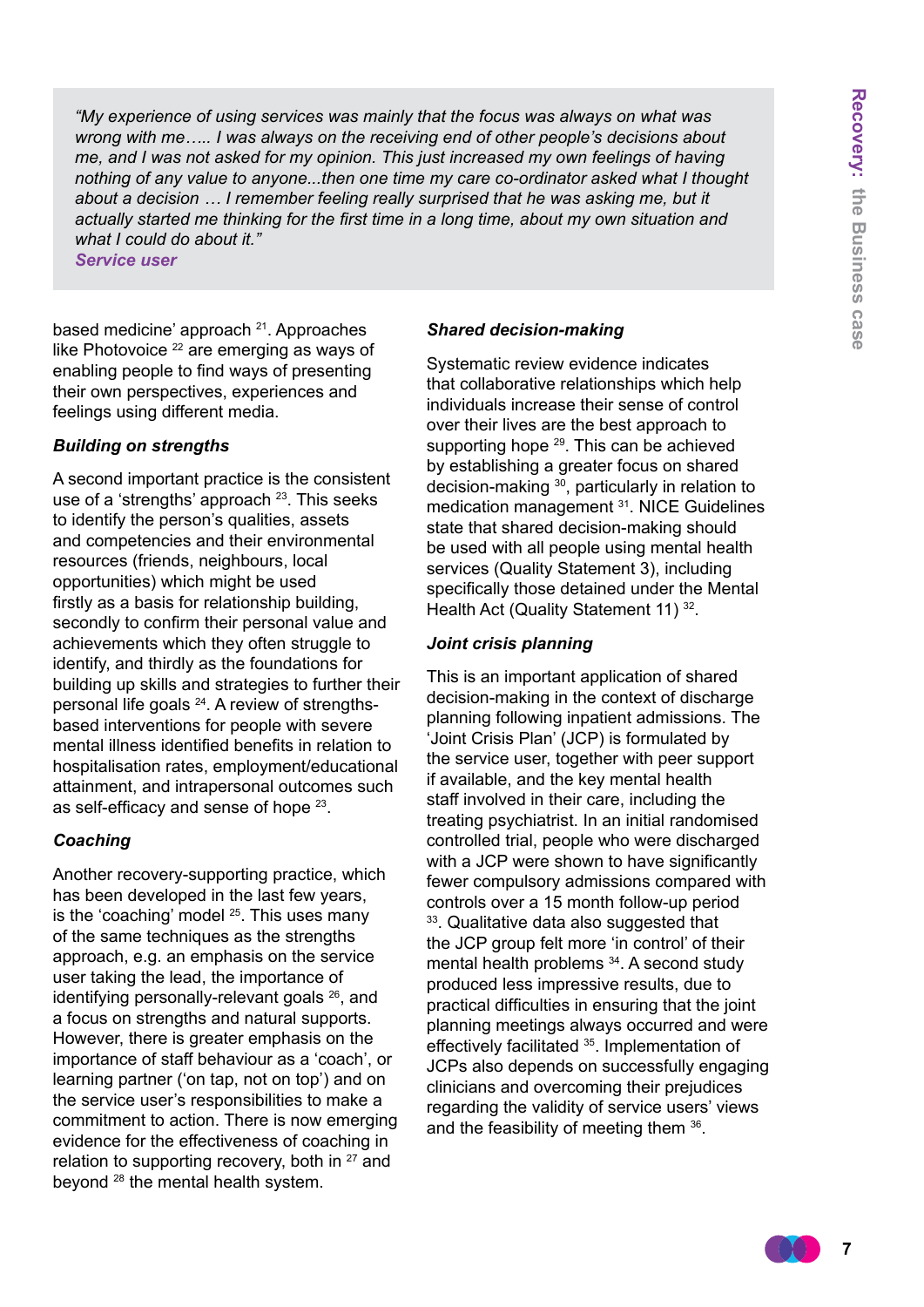> *"My experience of using services was mainly that the focus was always on what was wrong with me….. I was always on the receiving end of other people's decisions about me, and I was not asked for my opinion. This just increased my own feelings of having nothing of any value to anyone...then one time my care co-ordinator asked what I thought about a decision … I remember feeling really surprised that he was asking me, but it actually started me thinking for the first time in a long time, about my own situation and what I could do about it."*
> ***Service user***

based medicine' approach [21]. Approaches like Photovoice [22] are emerging as ways of enabling people to find ways of presenting their own perspectives, experiences and feelings using different media.

***Building on strengths***

A second important practice is the consistent use of a 'strengths' approach [23]. This seeks to identify the person's qualities, assets and competencies and their environmental resources (friends, neighbours, local opportunities) which might be used firstly as a basis for relationship building, secondly to confirm their personal value and achievements which they often struggle to identify, and thirdly as the foundations for building up skills and strategies to further their personal life goals [24]. A review of strengths-based interventions for people with severe mental illness identified benefits in relation to hospitalisation rates, employment/educational attainment, and intrapersonal outcomes such as self-efficacy and sense of hope [23].

***Coaching***

Another recovery-supporting practice, which has been developed in the last few years, is the 'coaching' model [25]. This uses many of the same techniques as the strengths approach, e.g. an emphasis on the service user taking the lead, the importance of identifying personally-relevant goals [26], and a focus on strengths and natural supports. However, there is greater emphasis on the importance of staff behaviour as a 'coach', or learning partner ('on tap, not on top') and on the service user's responsibilities to make a commitment to action. There is now emerging evidence for the effectiveness of coaching in relation to supporting recovery, both in [27] and beyond [28] the mental health system.

***Shared decision-making***

Systematic review evidence indicates that collaborative relationships which help individuals increase their sense of control over their lives are the best approach to supporting hope [29]. This can be achieved by establishing a greater focus on shared decision-making [30], particularly in relation to medication management [31]. NICE Guidelines state that shared decision-making should be used with all people using mental health services (Quality Statement 3), including specifically those detained under the Mental Health Act (Quality Statement 11) [32].

***Joint crisis planning***

This is an important application of shared decision-making in the context of discharge planning following inpatient admissions. The 'Joint Crisis Plan' (JCP) is formulated by the service user, together with peer support if available, and the key mental health staff involved in their care, including the treating psychiatrist. In an initial randomised controlled trial, people who were discharged with a JCP were shown to have significantly fewer compulsory admissions compared with controls over a 15 month follow-up period [33]. Qualitative data also suggested that the JCP group felt more 'in control' of their mental health problems [34]. A second study produced less impressive results, due to practical difficulties in ensuring that the joint planning meetings always occurred and were effectively facilitated [35]. Implementation of JCPs also depends on successfully engaging clinicians and overcoming their prejudices regarding the validity of service users' views and the feasibility of meeting them [36].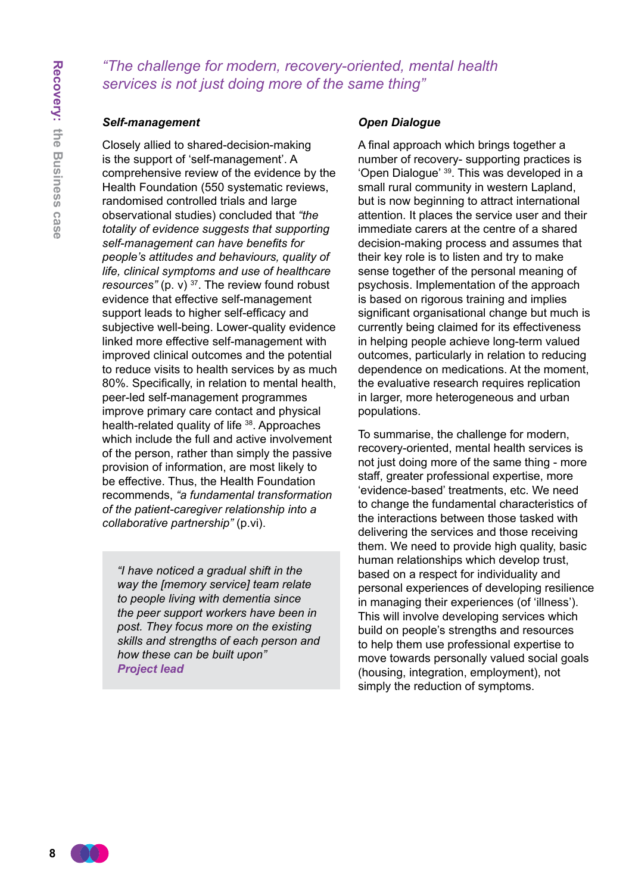*"The challenge for modern, recovery-oriented, mental health services is not just doing more of the same thing"*

### *Self-management*

Closely allied to shared-decision-making is the support of 'self-management'. A comprehensive review of the evidence by the Health Foundation (550 systematic reviews, randomised controlled trials and large observational studies) concluded that *"the totality of evidence suggests that supporting self-management can have benefits for people's attitudes and behaviours, quality of life, clinical symptoms and use of healthcare resources"* (p. v) [37]. The review found robust evidence that effective self-management support leads to higher self-efficacy and subjective well-being. Lower-quality evidence linked more effective self-management with improved clinical outcomes and the potential to reduce visits to health services by as much 80%. Specifically, in relation to mental health, peer-led self-management programmes improve primary care contact and physical health-related quality of life [38]. Approaches which include the full and active involvement of the person, rather than simply the passive provision of information, are most likely to be effective. Thus, the Health Foundation recommends, *"a fundamental transformation of the patient-caregiver relationship into a collaborative partnership"* (p.vi).

> *"I have noticed a gradual shift in the way the [memory service] team relate to people living with dementia since the peer support workers have been in post. They focus more on the existing skills and strengths of each person and how these can be built upon"*
> ***Project lead***

### *Open Dialogue*

A final approach which brings together a number of recovery- supporting practices is 'Open Dialogue' [39]. This was developed in a small rural community in western Lapland, but is now beginning to attract international attention. It places the service user and their immediate carers at the centre of a shared decision-making process and assumes that their key role is to listen and try to make sense together of the personal meaning of psychosis. Implementation of the approach is based on rigorous training and implies significant organisational change but much is currently being claimed for its effectiveness in helping people achieve long-term valued outcomes, particularly in relation to reducing dependence on medications. At the moment, the evaluative research requires replication in larger, more heterogeneous and urban populations.

To summarise, the challenge for modern, recovery-oriented, mental health services is not just doing more of the same thing - more staff, greater professional expertise, more 'evidence-based' treatments, etc. We need to change the fundamental characteristics of the interactions between those tasked with delivering the services and those receiving them. We need to provide high quality, basic human relationships which develop trust, based on a respect for individuality and personal experiences of developing resilience in managing their experiences (of 'illness'). This will involve developing services which build on people's strengths and resources to help them use professional expertise to move towards personally valued social goals (housing, integration, employment), not simply the reduction of symptoms.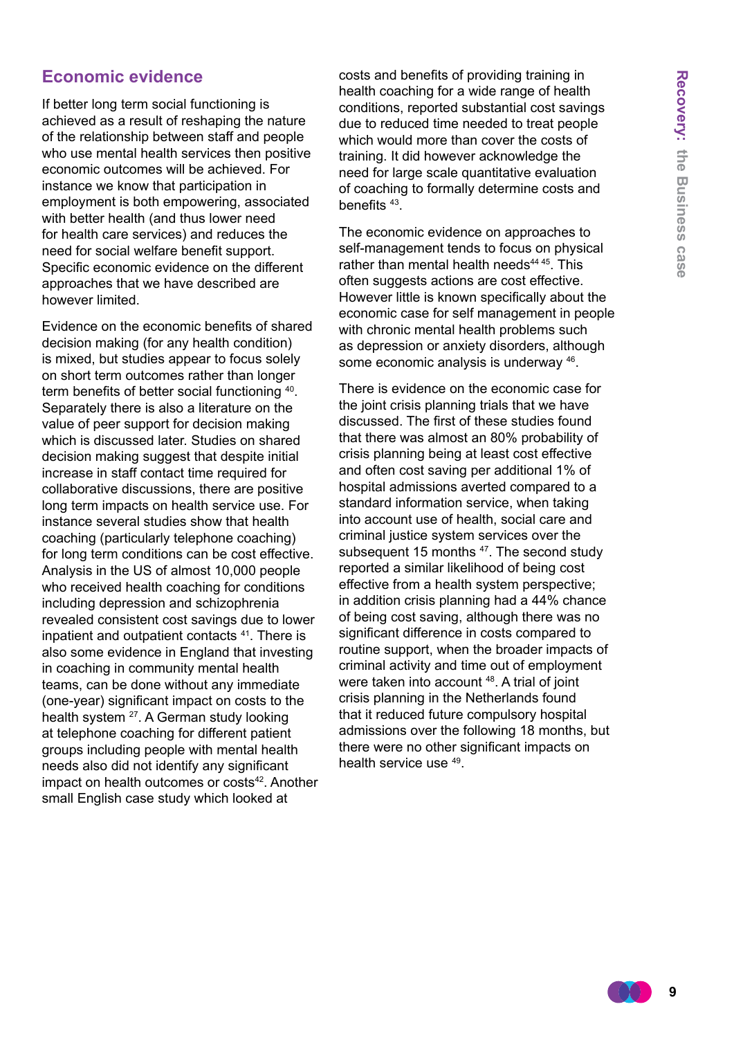## Economic evidence

If better long term social functioning is achieved as a result of reshaping the nature of the relationship between staff and people who use mental health services then positive economic outcomes will be achieved. For instance we know that participation in employment is both empowering, associated with better health (and thus lower need for health care services) and reduces the need for social welfare benefit support. Specific economic evidence on the different approaches that we have described are however limited.

Evidence on the economic benefits of shared decision making (for any health condition) is mixed, but studies appear to focus solely on short term outcomes rather than longer term benefits of better social functioning [40]. Separately there is also a literature on the value of peer support for decision making which is discussed later. Studies on shared decision making suggest that despite initial increase in staff contact time required for collaborative discussions, there are positive long term impacts on health service use. For instance several studies show that health coaching (particularly telephone coaching) for long term conditions can be cost effective. Analysis in the US of almost 10,000 people who received health coaching for conditions including depression and schizophrenia revealed consistent cost savings due to lower inpatient and outpatient contacts [41]. There is also some evidence in England that investing in coaching in community mental health teams, can be done without any immediate (one-year) significant impact on costs to the health system [27]. A German study looking at telephone coaching for different patient groups including people with mental health needs also did not identify any significant impact on health outcomes or costs[42]. Another small English case study which looked at costs and benefits of providing training in health coaching for a wide range of health conditions, reported substantial cost savings due to reduced time needed to treat people which would more than cover the costs of training. It did however acknowledge the need for large scale quantitative evaluation of coaching to formally determine costs and benefits [43].

The economic evidence on approaches to self-management tends to focus on physical rather than mental health needs[44 45]. This often suggests actions are cost effective. However little is known specifically about the economic case for self management in people with chronic mental health problems such as depression or anxiety disorders, although some economic analysis is underway [46].

There is evidence on the economic case for the joint crisis planning trials that we have discussed. The first of these studies found that there was almost an 80% probability of crisis planning being at least cost effective and often cost saving per additional 1% of hospital admissions averted compared to a standard information service, when taking into account use of health, social care and criminal justice system services over the subsequent 15 months [47]. The second study reported a similar likelihood of being cost effective from a health system perspective; in addition crisis planning had a 44% chance of being cost saving, although there was no significant difference in costs compared to routine support, when the broader impacts of criminal activity and time out of employment were taken into account [48]. A trial of joint crisis planning in the Netherlands found that it reduced future compulsory hospital admissions over the following 18 months, but there were no other significant impacts on health service use [49].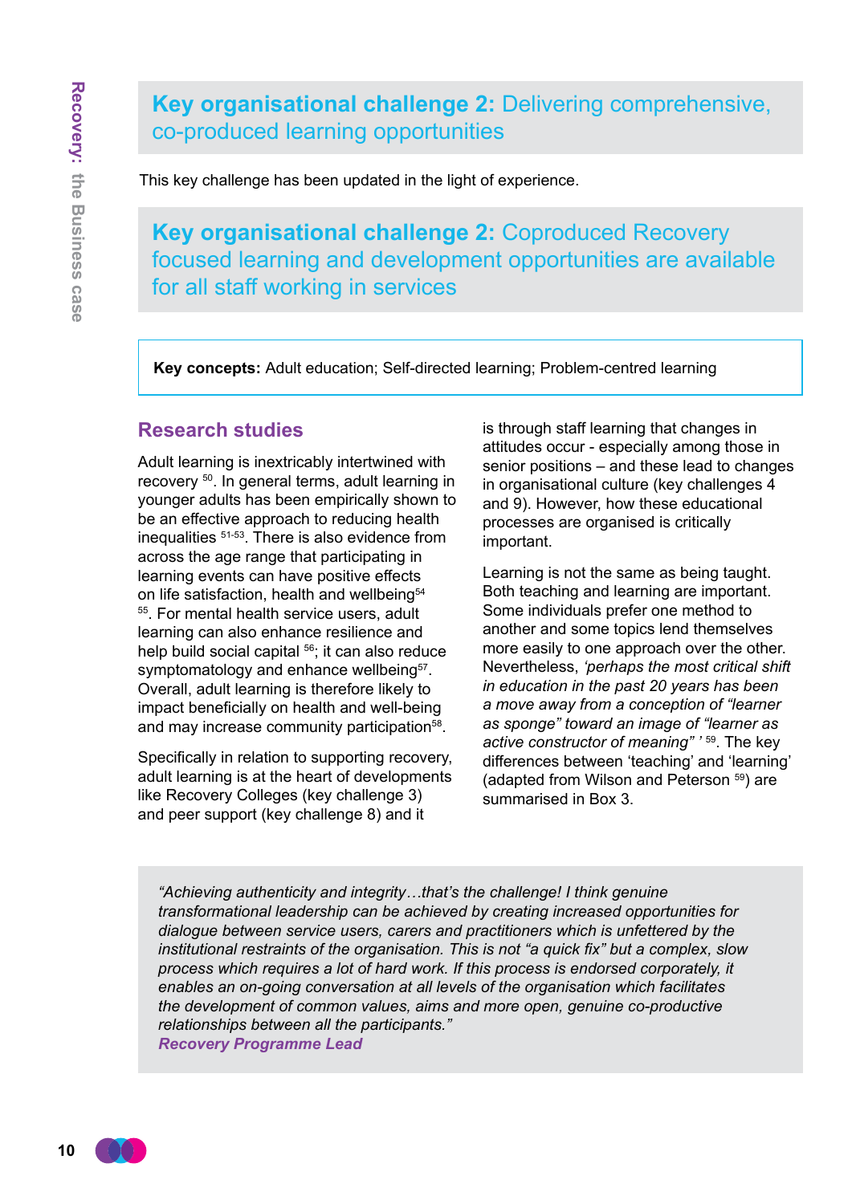## Key organisational challenge 2: Delivering comprehensive, co-produced learning opportunities

This key challenge has been updated in the light of experience.

## Key organisational challenge 2: Coproduced Recovery focused learning and development opportunities are available for all staff working in services

**Key concepts:** Adult education; Self-directed learning; Problem-centred learning

### Research studies

Adult learning is inextricably intertwined with recovery [50]. In general terms, adult learning in younger adults has been empirically shown to be an effective approach to reducing health inequalities [51-53]. There is also evidence from across the age range that participating in learning events can have positive effects on life satisfaction, health and wellbeing[54] [55]. For mental health service users, adult learning can also enhance resilience and help build social capital [56]; it can also reduce symptomatology and enhance wellbeing[57]. Overall, adult learning is therefore likely to impact beneficially on health and well-being and may increase community participation[58].

Specifically in relation to supporting recovery, adult learning is at the heart of developments like Recovery Colleges (key challenge 3) and peer support (key challenge 8) and it is through staff learning that changes in attitudes occur - especially among those in senior positions – and these lead to changes in organisational culture (key challenges 4 and 9). However, how these educational processes are organised is critically important.

Learning is not the same as being taught. Both teaching and learning are important. Some individuals prefer one method to another and some topics lend themselves more easily to one approach over the other. Nevertheless, *'perhaps the most critical shift in education in the past 20 years has been a move away from a conception of "learner as sponge" toward an image of "learner as active constructor of meaning" '* [59]. The key differences between 'teaching' and 'learning' (adapted from Wilson and Peterson [59]) are summarised in Box 3.

> *"Achieving authenticity and integrity…that's the challenge! I think genuine transformational leadership can be achieved by creating increased opportunities for dialogue between service users, carers and practitioners which is unfettered by the institutional restraints of the organisation. This is not "a quick fix" but a complex, slow process which requires a lot of hard work. If this process is endorsed corporately, it enables an on-going conversation at all levels of the organisation which facilitates the development of common values, aims and more open, genuine co-productive relationships between all the participants."*
> ***Recovery Programme Lead***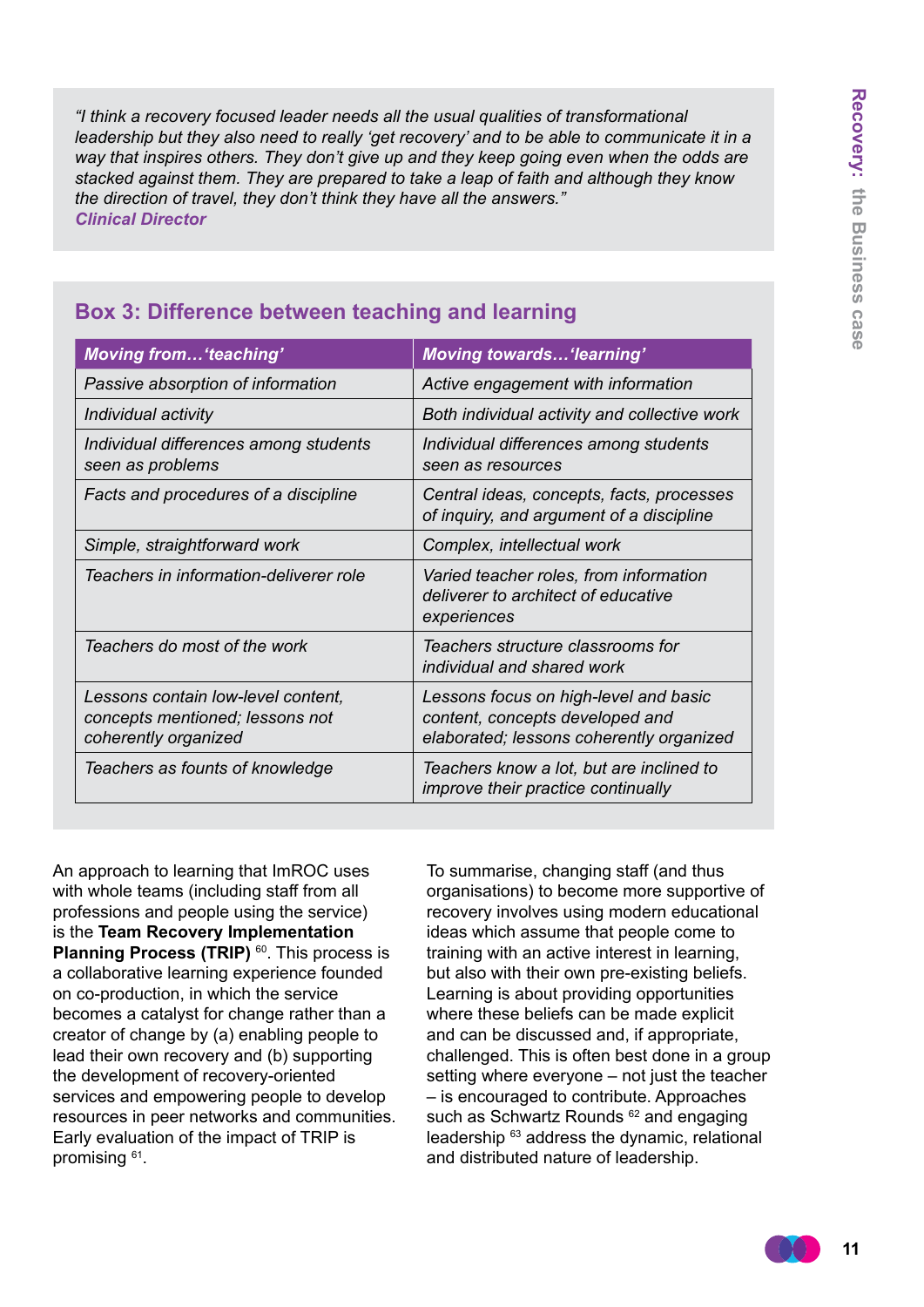*"I think a recovery focused leader needs all the usual qualities of transformational leadership but they also need to really 'get recovery' and to be able to communicate it in a way that inspires others. They don't give up and they keep going even when the odds are stacked against them. They are prepared to take a leap of faith and although they know the direction of travel, they don't think they have all the answers."*
***Clinical Director***

## Box 3: Difference between teaching and learning

| *Moving from…'teaching'* | *Moving towards…'learning'* |
|---|---|
| *Passive absorption of information* | *Active engagement with information* |
| *Individual activity* | *Both individual activity and collective work* |
| *Individual differences among students seen as problems* | *Individual differences among students seen as resources* |
| *Facts and procedures of a discipline* | *Central ideas, concepts, facts, processes of inquiry, and argument of a discipline* |
| *Simple, straightforward work* | *Complex, intellectual work* |
| *Teachers in information-deliverer role* | *Varied teacher roles, from information deliverer to architect of educative experiences* |
| *Teachers do most of the work* | *Teachers structure classrooms for individual and shared work* |
| *Lessons contain low-level content, concepts mentioned; lessons not coherently organized* | *Lessons focus on high-level and basic content, concepts developed and elaborated; lessons coherently organized* |
| *Teachers as founts of knowledge* | *Teachers know a lot, but are inclined to improve their practice continually* |

An approach to learning that ImROC uses with whole teams (including staff from all professions and people using the service) is the **Team Recovery Implementation Planning Process (TRIP)** [60]. This process is a collaborative learning experience founded on co-production, in which the service becomes a catalyst for change rather than a creator of change by (a) enabling people to lead their own recovery and (b) supporting the development of recovery-oriented services and empowering people to develop resources in peer networks and communities. Early evaluation of the impact of TRIP is promising [61].

To summarise, changing staff (and thus organisations) to become more supportive of recovery involves using modern educational ideas which assume that people come to training with an active interest in learning, but also with their own pre-existing beliefs. Learning is about providing opportunities where these beliefs can be made explicit and can be discussed and, if appropriate, challenged. This is often best done in a group setting where everyone – not just the teacher – is encouraged to contribute. Approaches such as Schwartz Rounds [62] and engaging leadership [63] address the dynamic, relational and distributed nature of leadership.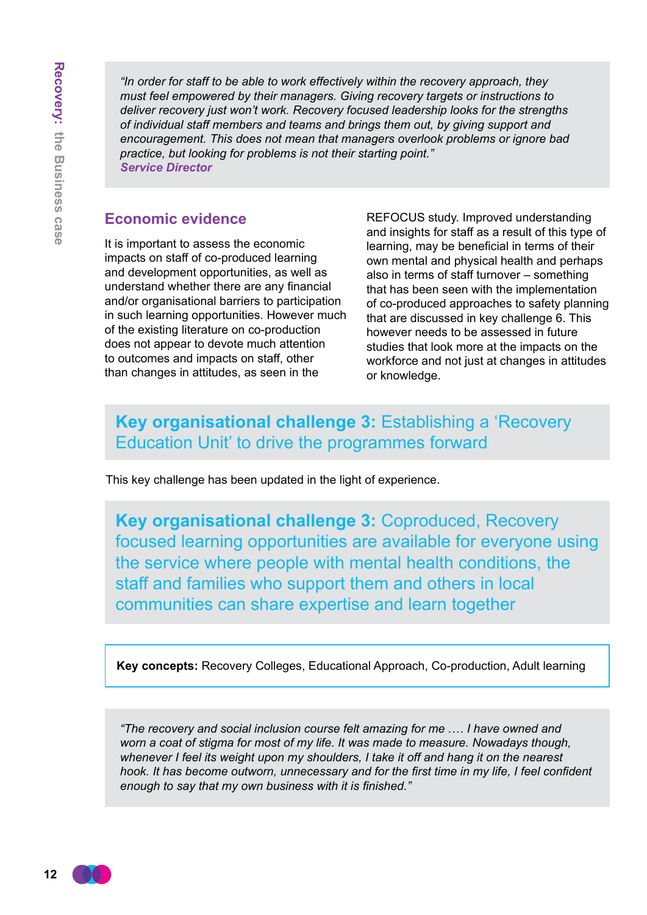*"In order for staff to be able to work effectively within the recovery approach, they must feel empowered by their managers. Giving recovery targets or instructions to deliver recovery just won't work. Recovery focused leadership looks for the strengths of individual staff members and teams and brings them out, by giving support and encouragement. This does not mean that managers overlook problems or ignore bad practice, but looking for problems is not their starting point."*
***Service Director***

## Economic evidence

It is important to assess the economic impacts on staff of co-produced learning and development opportunities, as well as understand whether there are any financial and/or organisational barriers to participation in such learning opportunities. However much of the existing literature on co-production does not appear to devote much attention to outcomes and impacts on staff, other than changes in attitudes, as seen in the REFOCUS study. Improved understanding and insights for staff as a result of this type of learning, may be beneficial in terms of their own mental and physical health and perhaps also in terms of staff turnover – something that has been seen with the implementation of co-produced approaches to safety planning that are discussed in key challenge 6. This however needs to be assessed in future studies that look more at the impacts on the workforce and not just at changes in attitudes or knowledge.

## **Key organisational challenge 3:** Establishing a 'Recovery Education Unit' to drive the programmes forward

This key challenge has been updated in the light of experience.

## **Key organisational challenge 3:** Coproduced, Recovery focused learning opportunities are available for everyone using the service where people with mental health conditions, the staff and families who support them and others in local communities can share expertise and learn together

**Key concepts:** Recovery Colleges, Educational Approach, Co-production, Adult learning

*"The recovery and social inclusion course felt amazing for me …. I have owned and worn a coat of stigma for most of my life. It was made to measure. Nowadays though, whenever I feel its weight upon my shoulders, I take it off and hang it on the nearest hook. It has become outworn, unnecessary and for the first time in my life, I feel confident enough to say that my own business with it is finished."*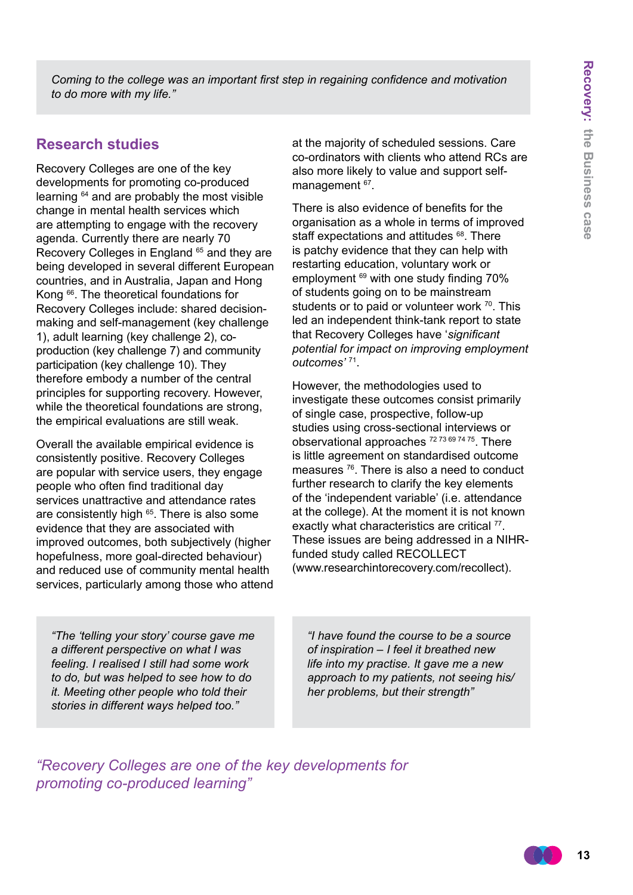*Coming to the college was an important first step in regaining confidence and motivation to do more with my life."*

## Research studies

Recovery Colleges are one of the key developments for promoting co-produced learning [64] and are probably the most visible change in mental health services which are attempting to engage with the recovery agenda. Currently there are nearly 70 Recovery Colleges in England [65] and they are being developed in several different European countries, and in Australia, Japan and Hong Kong [66]. The theoretical foundations for Recovery Colleges include: shared decision-making and self-management (key challenge 1), adult learning (key challenge 2), co-production (key challenge 7) and community participation (key challenge 10). They therefore embody a number of the central principles for supporting recovery. However, while the theoretical foundations are strong, the empirical evaluations are still weak.

Overall the available empirical evidence is consistently positive. Recovery Colleges are popular with service users, they engage people who often find traditional day services unattractive and attendance rates are consistently high [65]. There is also some evidence that they are associated with improved outcomes, both subjectively (higher hopefulness, more goal-directed behaviour) and reduced use of community mental health services, particularly among those who attend at the majority of scheduled sessions. Care co-ordinators with clients who attend RCs are also more likely to value and support self-management [67].

There is also evidence of benefits for the organisation as a whole in terms of improved staff expectations and attitudes [68]. There is patchy evidence that they can help with restarting education, voluntary work or employment [69] with one study finding 70% of students going on to be mainstream students or to paid or volunteer work [70]. This led an independent think-tank report to state that Recovery Colleges have '*significant potential for impact on improving employment outcomes'* [71].

However, the methodologies used to investigate these outcomes consist primarily of single case, prospective, follow-up studies using cross-sectional interviews or observational approaches [72 73 69 74 75]. There is little agreement on standardised outcome measures [76]. There is also a need to conduct further research to clarify the key elements of the 'independent variable' (i.e. attendance at the college). At the moment it is not known exactly what characteristics are critical [77]. These issues are being addressed in a NIHR-funded study called RECOLLECT (www.researchintorecovery.com/recollect).

*"The 'telling your story' course gave me a different perspective on what I was feeling. I realised I still had some work to do, but was helped to see how to do it. Meeting other people who told their stories in different ways helped too."*

*"I have found the course to be a source of inspiration – I feel it breathed new life into my practise. It gave me a new approach to my patients, not seeing his/her problems, but their strength"*

*"Recovery Colleges are one of the key developments for promoting co-produced learning"*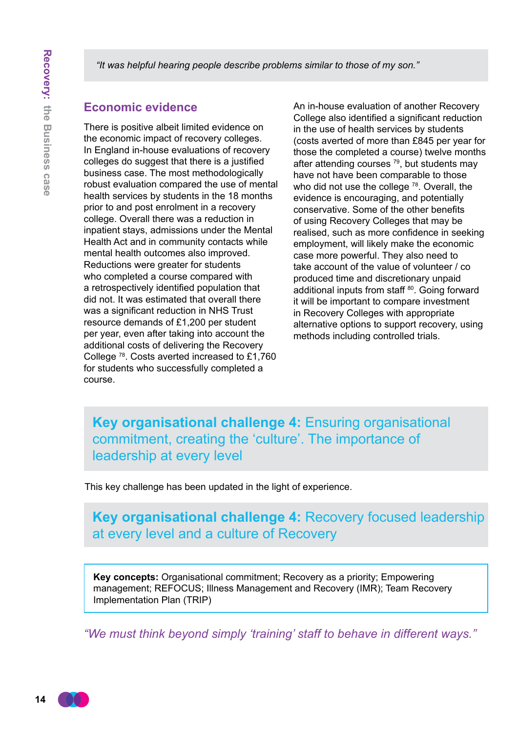> *"It was helpful hearing people describe problems similar to those of my son."*

## Economic evidence

There is positive albeit limited evidence on the economic impact of recovery colleges. In England in-house evaluations of recovery colleges do suggest that there is a justified business case. The most methodologically robust evaluation compared the use of mental health services by students in the 18 months prior to and post enrolment in a recovery college. Overall there was a reduction in inpatient stays, admissions under the Mental Health Act and in community contacts while mental health outcomes also improved. Reductions were greater for students who completed a course compared with a retrospectively identified population that did not. It was estimated that overall there was a significant reduction in NHS Trust resource demands of £1,200 per student per year, even after taking into account the additional costs of delivering the Recovery College [78]. Costs averted increased to £1,760 for students who successfully completed a course.

An in-house evaluation of another Recovery College also identified a significant reduction in the use of health services by students (costs averted of more than £845 per year for those the completed a course) twelve months after attending courses [79], but students may have not have been comparable to those who did not use the college [78]. Overall, the evidence is encouraging, and potentially conservative. Some of the other benefits of using Recovery Colleges that may be realised, such as more confidence in seeking employment, will likely make the economic case more powerful. They also need to take account of the value of volunteer / co produced time and discretionary unpaid additional inputs from staff [80]. Going forward it will be important to compare investment in Recovery Colleges with appropriate alternative options to support recovery, using methods including controlled trials.

## **Key organisational challenge 4:** Ensuring organisational commitment, creating the 'culture'. The importance of leadership at every level

This key challenge has been updated in the light of experience.

## **Key organisational challenge 4:** Recovery focused leadership at every level and a culture of Recovery

**Key concepts:** Organisational commitment; Recovery as a priority; Empowering management; REFOCUS; Illness Management and Recovery (IMR); Team Recovery Implementation Plan (TRIP)

*"We must think beyond simply 'training' staff to behave in different ways."*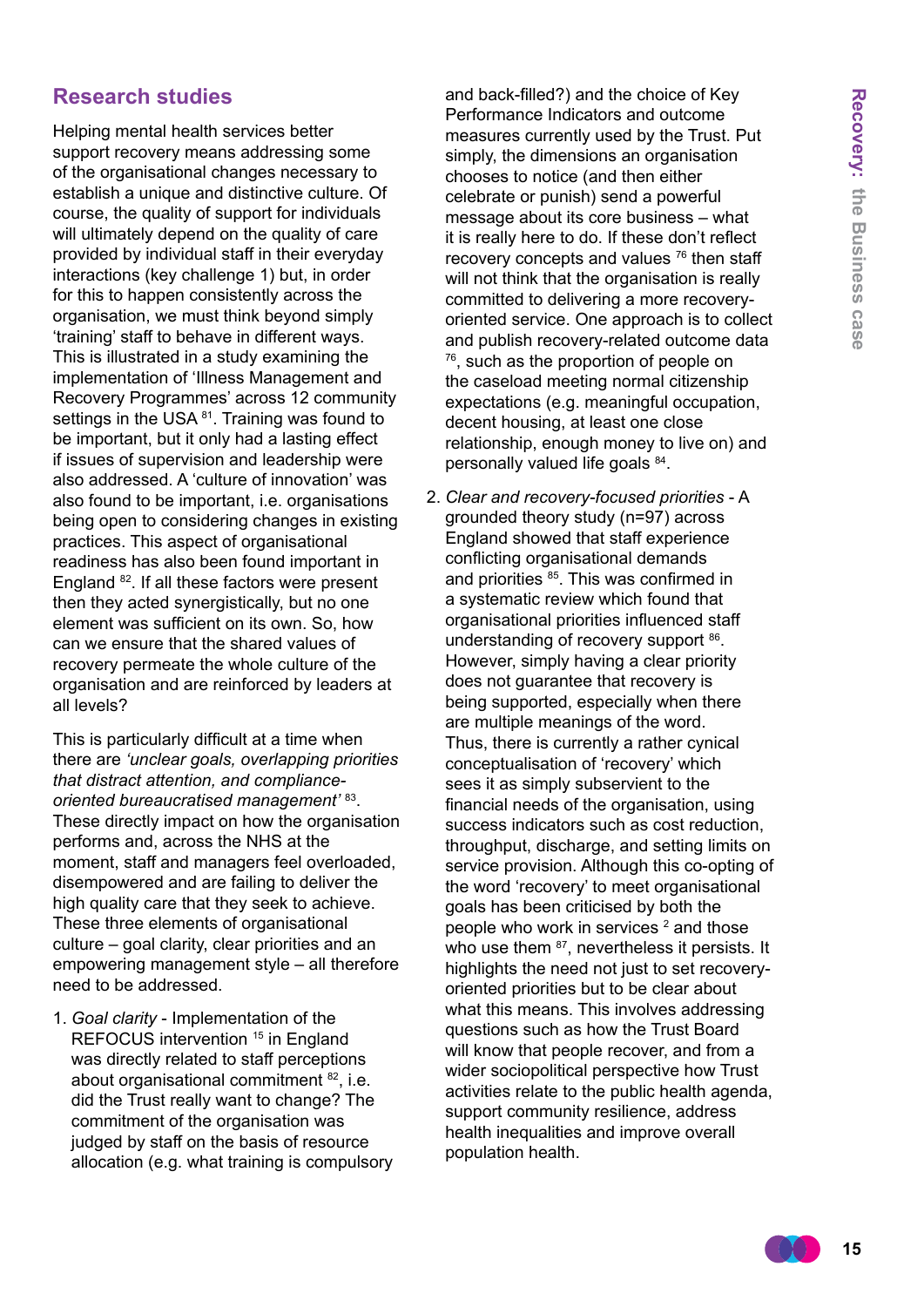## Research studies

Helping mental health services better support recovery means addressing some of the organisational changes necessary to establish a unique and distinctive culture. Of course, the quality of support for individuals will ultimately depend on the quality of care provided by individual staff in their everyday interactions (key challenge 1) but, in order for this to happen consistently across the organisation, we must think beyond simply 'training' staff to behave in different ways. This is illustrated in a study examining the implementation of 'Illness Management and Recovery Programmes' across 12 community settings in the USA [81]. Training was found to be important, but it only had a lasting effect if issues of supervision and leadership were also addressed. A 'culture of innovation' was also found to be important, i.e. organisations being open to considering changes in existing practices. This aspect of organisational readiness has also been found important in England [82]. If all these factors were present then they acted synergistically, but no one element was sufficient on its own. So, how can we ensure that the shared values of recovery permeate the whole culture of the organisation and are reinforced by leaders at all levels?

This is particularly difficult at a time when there are *'unclear goals, overlapping priorities that distract attention, and compliance-oriented bureaucratised management'* [83]. These directly impact on how the organisation performs and, across the NHS at the moment, staff and managers feel overloaded, disempowered and are failing to deliver the high quality care that they seek to achieve. These three elements of organisational culture – goal clarity, clear priorities and an empowering management style – all therefore need to be addressed.

1. *Goal clarity* - Implementation of the REFOCUS intervention [15] in England was directly related to staff perceptions about organisational commitment [82], i.e. did the Trust really want to change? The commitment of the organisation was judged by staff on the basis of resource allocation (e.g. what training is compulsory and back-filled?) and the choice of Key Performance Indicators and outcome measures currently used by the Trust. Put simply, the dimensions an organisation chooses to notice (and then either celebrate or punish) send a powerful message about its core business – what it is really here to do. If these don't reflect recovery concepts and values [76] then staff will not think that the organisation is really committed to delivering a more recovery-oriented service. One approach is to collect and publish recovery-related outcome data [76], such as the proportion of people on the caseload meeting normal citizenship expectations (e.g. meaningful occupation, decent housing, at least one close relationship, enough money to live on) and personally valued life goals [84].

2. *Clear and recovery-focused priorities* - A grounded theory study (n=97) across England showed that staff experience conflicting organisational demands and priorities [85]. This was confirmed in a systematic review which found that organisational priorities influenced staff understanding of recovery support [86]. However, simply having a clear priority does not guarantee that recovery is being supported, especially when there are multiple meanings of the word. Thus, there is currently a rather cynical conceptualisation of 'recovery' which sees it as simply subservient to the financial needs of the organisation, using success indicators such as cost reduction, throughput, discharge, and setting limits on service provision. Although this co-opting of the word 'recovery' to meet organisational goals has been criticised by both the people who work in services [2] and those who use them [87], nevertheless it persists. It highlights the need not just to set recovery-oriented priorities but to be clear about what this means. This involves addressing questions such as how the Trust Board will know that people recover, and from a wider sociopolitical perspective how Trust activities relate to the public health agenda, support community resilience, address health inequalities and improve overall population health.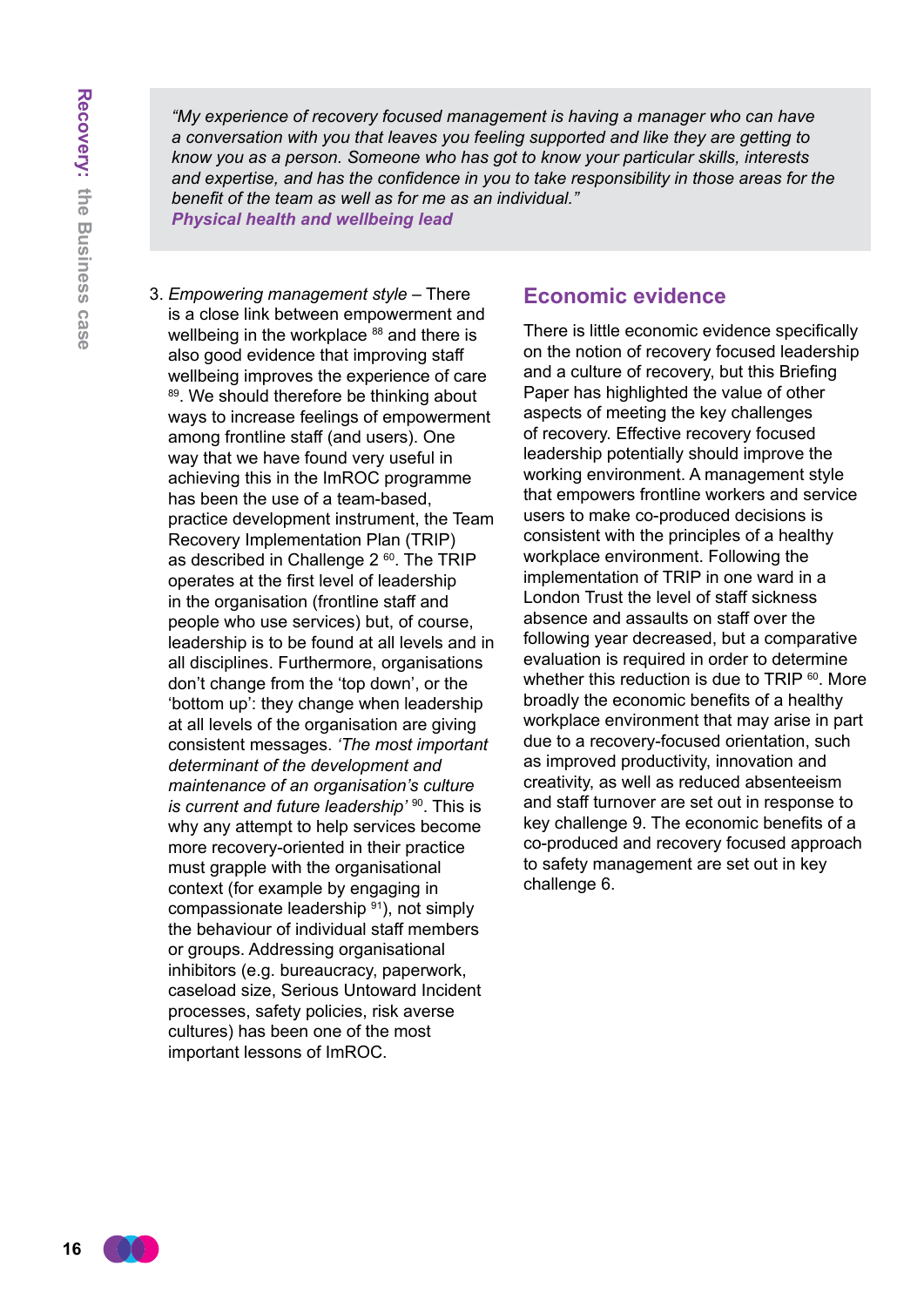> *"My experience of recovery focused management is having a manager who can have a conversation with you that leaves you feeling supported and like they are getting to know you as a person. Someone who has got to know your particular skills, interests and expertise, and has the confidence in you to take responsibility in those areas for the benefit of the team as well as for me as an individual."*
> ***Physical health and wellbeing lead***

3. *Empowering management style* – There is a close link between empowerment and wellbeing in the workplace [88] and there is also good evidence that improving staff wellbeing improves the experience of care [89]. We should therefore be thinking about ways to increase feelings of empowerment among frontline staff (and users). One way that we have found very useful in achieving this in the ImROC programme has been the use of a team-based, practice development instrument, the Team Recovery Implementation Plan (TRIP) as described in Challenge 2 [60]. The TRIP operates at the first level of leadership in the organisation (frontline staff and people who use services) but, of course, leadership is to be found at all levels and in all disciplines. Furthermore, organisations don't change from the 'top down', or the 'bottom up': they change when leadership at all levels of the organisation are giving consistent messages. *'The most important determinant of the development and maintenance of an organisation's culture is current and future leadership'* [90]. This is why any attempt to help services become more recovery-oriented in their practice must grapple with the organisational context (for example by engaging in compassionate leadership [91]), not simply the behaviour of individual staff members or groups. Addressing organisational inhibitors (e.g. bureaucracy, paperwork, caseload size, Serious Untoward Incident processes, safety policies, risk averse cultures) has been one of the most important lessons of ImROC.

## Economic evidence

There is little economic evidence specifically on the notion of recovery focused leadership and a culture of recovery, but this Briefing Paper has highlighted the value of other aspects of meeting the key challenges of recovery. Effective recovery focused leadership potentially should improve the working environment. A management style that empowers frontline workers and service users to make co-produced decisions is consistent with the principles of a healthy workplace environment. Following the implementation of TRIP in one ward in a London Trust the level of staff sickness absence and assaults on staff over the following year decreased, but a comparative evaluation is required in order to determine whether this reduction is due to TRIP [60]. More broadly the economic benefits of a healthy workplace environment that may arise in part due to a recovery-focused orientation, such as improved productivity, innovation and creativity, as well as reduced absenteeism and staff turnover are set out in response to key challenge 9. The economic benefits of a co-produced and recovery focused approach to safety management are set out in key challenge 6.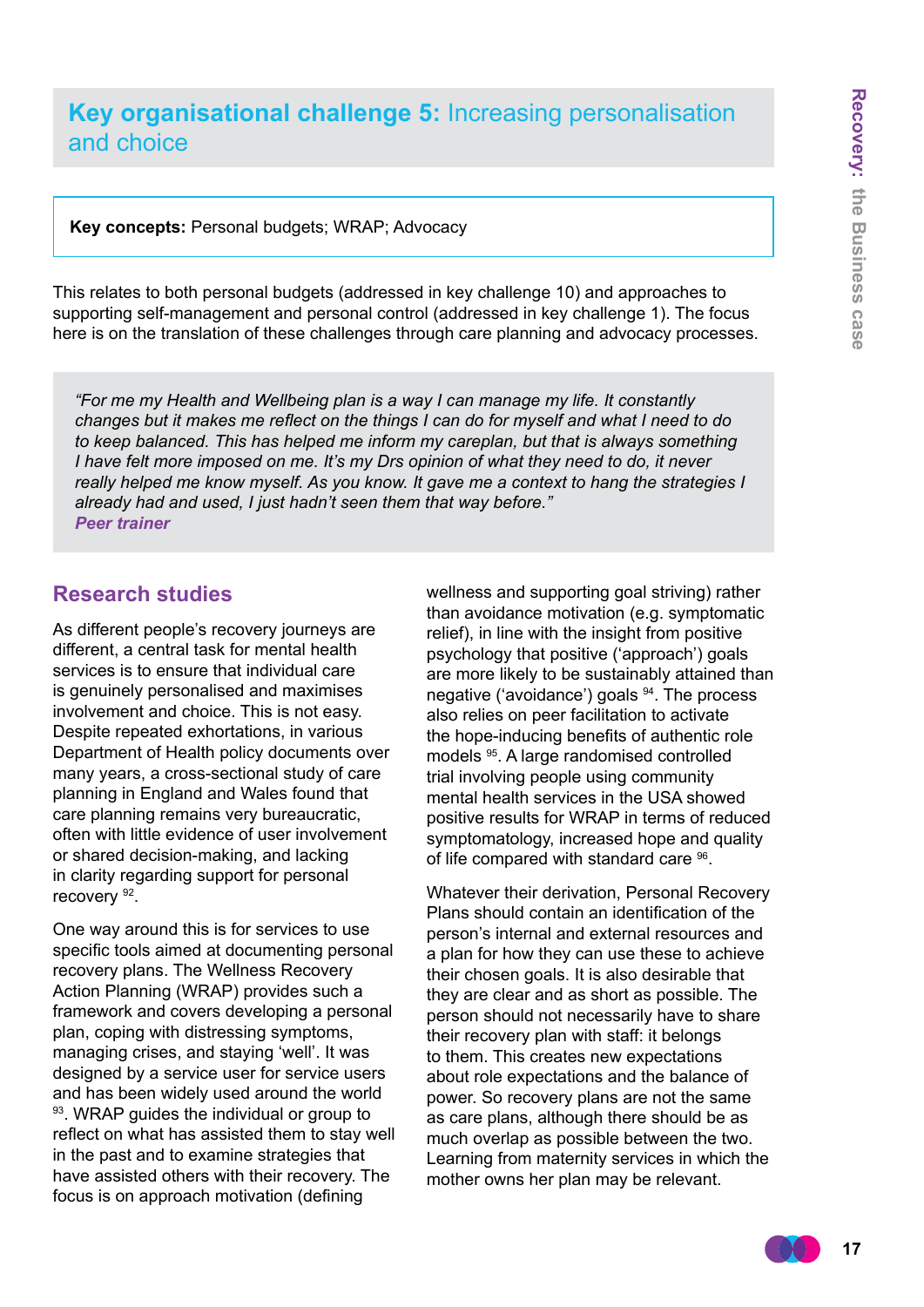## Key organisational challenge 5: Increasing personalisation and choice

**Key concepts:** Personal budgets; WRAP; Advocacy

This relates to both personal budgets (addressed in key challenge 10) and approaches to supporting self-management and personal control (addressed in key challenge 1). The focus here is on the translation of these challenges through care planning and advocacy processes.

> *"For me my Health and Wellbeing plan is a way I can manage my life. It constantly changes but it makes me reflect on the things I can do for myself and what I need to do to keep balanced. This has helped me inform my careplan, but that is always something I have felt more imposed on me. It's my Drs opinion of what they need to do, it never really helped me know myself. As you know. It gave me a context to hang the strategies I already had and used, I just hadn't seen them that way before."*
> ***Peer trainer***

### Research studies

As different people's recovery journeys are different, a central task for mental health services is to ensure that individual care is genuinely personalised and maximises involvement and choice. This is not easy. Despite repeated exhortations, in various Department of Health policy documents over many years, a cross-sectional study of care planning in England and Wales found that care planning remains very bureaucratic, often with little evidence of user involvement or shared decision-making, and lacking in clarity regarding support for personal recovery [92].

One way around this is for services to use specific tools aimed at documenting personal recovery plans. The Wellness Recovery Action Planning (WRAP) provides such a framework and covers developing a personal plan, coping with distressing symptoms, managing crises, and staying 'well'. It was designed by a service user for service users and has been widely used around the world [93]. WRAP guides the individual or group to reflect on what has assisted them to stay well in the past and to examine strategies that have assisted others with their recovery. The focus is on approach motivation (defining wellness and supporting goal striving) rather than avoidance motivation (e.g. symptomatic relief), in line with the insight from positive psychology that positive ('approach') goals are more likely to be sustainably attained than negative ('avoidance') goals [94]. The process also relies on peer facilitation to activate the hope-inducing benefits of authentic role models [95]. A large randomised controlled trial involving people using community mental health services in the USA showed positive results for WRAP in terms of reduced symptomatology, increased hope and quality of life compared with standard care [96].

Whatever their derivation, Personal Recovery Plans should contain an identification of the person's internal and external resources and a plan for how they can use these to achieve their chosen goals. It is also desirable that they are clear and as short as possible. The person should not necessarily have to share their recovery plan with staff: it belongs to them. This creates new expectations about role expectations and the balance of power. So recovery plans are not the same as care plans, although there should be as much overlap as possible between the two. Learning from maternity services in which the mother owns her plan may be relevant.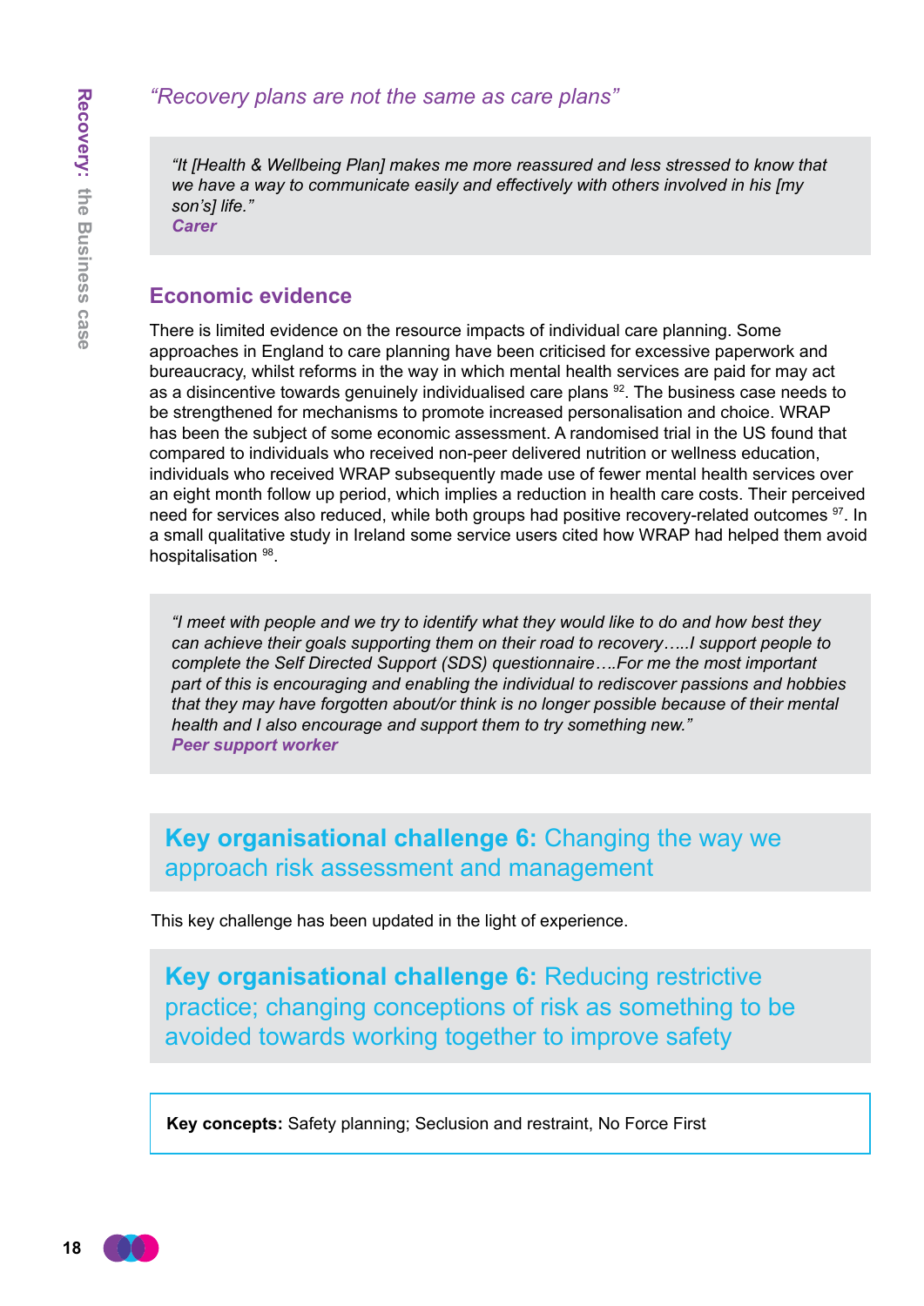*"Recovery plans are not the same as care plans"*

> *"It [Health & Wellbeing Plan] makes me more reassured and less stressed to know that we have a way to communicate easily and effectively with others involved in his [my son's] life."*
> ***Carer***

## Economic evidence

There is limited evidence on the resource impacts of individual care planning. Some approaches in England to care planning have been criticised for excessive paperwork and bureaucracy, whilst reforms in the way in which mental health services are paid for may act as a disincentive towards genuinely individualised care plans [92]. The business case needs to be strengthened for mechanisms to promote increased personalisation and choice. WRAP has been the subject of some economic assessment. A randomised trial in the US found that compared to individuals who received non-peer delivered nutrition or wellness education, individuals who received WRAP subsequently made use of fewer mental health services over an eight month follow up period, which implies a reduction in health care costs. Their perceived need for services also reduced, while both groups had positive recovery-related outcomes [97]. In a small qualitative study in Ireland some service users cited how WRAP had helped them avoid hospitalisation [98].

> *"I meet with people and we try to identify what they would like to do and how best they can achieve their goals supporting them on their road to recovery…..I support people to complete the Self Directed Support (SDS) questionnaire….For me the most important part of this is encouraging and enabling the individual to rediscover passions and hobbies that they may have forgotten about/or think is no longer possible because of their mental health and I also encourage and support them to try something new."*
> ***Peer support worker***

## **Key organisational challenge 6:** Changing the way we approach risk assessment and management

This key challenge has been updated in the light of experience.

## **Key organisational challenge 6:** Reducing restrictive practice; changing conceptions of risk as something to be avoided towards working together to improve safety

**Key concepts:** Safety planning; Seclusion and restraint, No Force First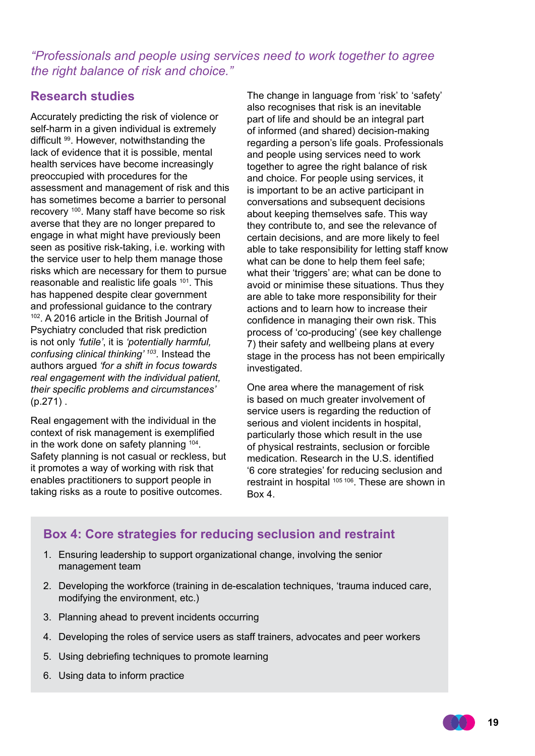*"Professionals and people using services need to work together to agree the right balance of risk and choice."*

## Research studies

Accurately predicting the risk of violence or self-harm in a given individual is extremely difficult [99]. However, notwithstanding the lack of evidence that it is possible, mental health services have become increasingly preoccupied with procedures for the assessment and management of risk and this has sometimes become a barrier to personal recovery [100]. Many staff have become so risk averse that they are no longer prepared to engage in what might have previously been seen as positive risk-taking, i.e. working with the service user to help them manage those risks which are necessary for them to pursue reasonable and realistic life goals [101]. This has happened despite clear government and professional guidance to the contrary [102]. A 2016 article in the British Journal of Psychiatry concluded that risk prediction is not only *'futile'*, it is *'potentially harmful, confusing clinical thinking'* [103]. Instead the authors argued *'for a shift in focus towards real engagement with the individual patient, their specific problems and circumstances'* (p.271) .

Real engagement with the individual in the context of risk management is exemplified in the work done on safety planning [104]. Safety planning is not casual or reckless, but it promotes a way of working with risk that enables practitioners to support people in taking risks as a route to positive outcomes.

The change in language from 'risk' to 'safety' also recognises that risk is an inevitable part of life and should be an integral part of informed (and shared) decision-making regarding a person's life goals. Professionals and people using services need to work together to agree the right balance of risk and choice. For people using services, it is important to be an active participant in conversations and subsequent decisions about keeping themselves safe. This way they contribute to, and see the relevance of certain decisions, and are more likely to feel able to take responsibility for letting staff know what can be done to help them feel safe; what their 'triggers' are; what can be done to avoid or minimise these situations. Thus they are able to take more responsibility for their actions and to learn how to increase their confidence in managing their own risk. This process of 'co-producing' (see key challenge 7) their safety and wellbeing plans at every stage in the process has not been empirically investigated.

One area where the management of risk is based on much greater involvement of service users is regarding the reduction of serious and violent incidents in hospital, particularly those which result in the use of physical restraints, seclusion or forcible medication. Research in the U.S. identified '6 core strategies' for reducing seclusion and restraint in hospital [105 106]. These are shown in Box 4.

### Box 4: Core strategies for reducing seclusion and restraint

1. Ensuring leadership to support organizational change, involving the senior management team
2. Developing the workforce (training in de-escalation techniques, 'trauma induced care, modifying the environment, etc.)
3. Planning ahead to prevent incidents occurring
4. Developing the roles of service users as staff trainers, advocates and peer workers
5. Using debriefing techniques to promote learning
6. Using data to inform practice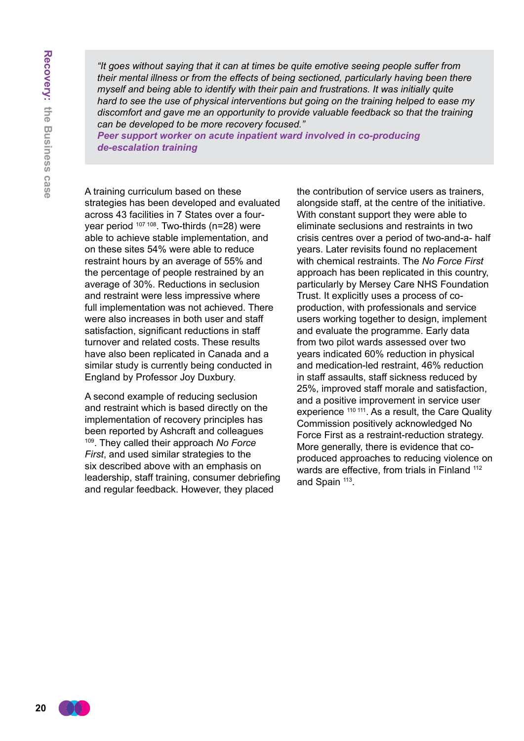> *"It goes without saying that it can at times be quite emotive seeing people suffer from their mental illness or from the effects of being sectioned, particularly having been there myself and being able to identify with their pain and frustrations. It was initially quite hard to see the use of physical interventions but going on the training helped to ease my discomfort and gave me an opportunity to provide valuable feedback so that the training can be developed to be more recovery focused."*
> ***Peer support worker on acute inpatient ward involved in co-producing de-escalation training***

A training curriculum based on these strategies has been developed and evaluated across 43 facilities in 7 States over a four-year period [107 108]. Two-thirds (n=28) were able to achieve stable implementation, and on these sites 54% were able to reduce restraint hours by an average of 55% and the percentage of people restrained by an average of 30%. Reductions in seclusion and restraint were less impressive where full implementation was not achieved. There were also increases in both user and staff satisfaction, significant reductions in staff turnover and related costs. These results have also been replicated in Canada and a similar study is currently being conducted in England by Professor Joy Duxbury.

A second example of reducing seclusion and restraint which is based directly on the implementation of recovery principles has been reported by Ashcraft and colleagues [109]. They called their approach *No Force First*, and used similar strategies to the six described above with an emphasis on leadership, staff training, consumer debriefing and regular feedback. However, they placed the contribution of service users as trainers, alongside staff, at the centre of the initiative. With constant support they were able to eliminate seclusions and restraints in two crisis centres over a period of two-and-a- half years. Later revisits found no replacement with chemical restraints. The *No Force First* approach has been replicated in this country, particularly by Mersey Care NHS Foundation Trust. It explicitly uses a process of co-production, with professionals and service users working together to design, implement and evaluate the programme. Early data from two pilot wards assessed over two years indicated 60% reduction in physical and medication-led restraint, 46% reduction in staff assaults, staff sickness reduced by 25%, improved staff morale and satisfaction, and a positive improvement in service user experience [110 111]. As a result, the Care Quality Commission positively acknowledged No Force First as a restraint-reduction strategy. More generally, there is evidence that co-produced approaches to reducing violence on wards are effective, from trials in Finland [112] and Spain [113].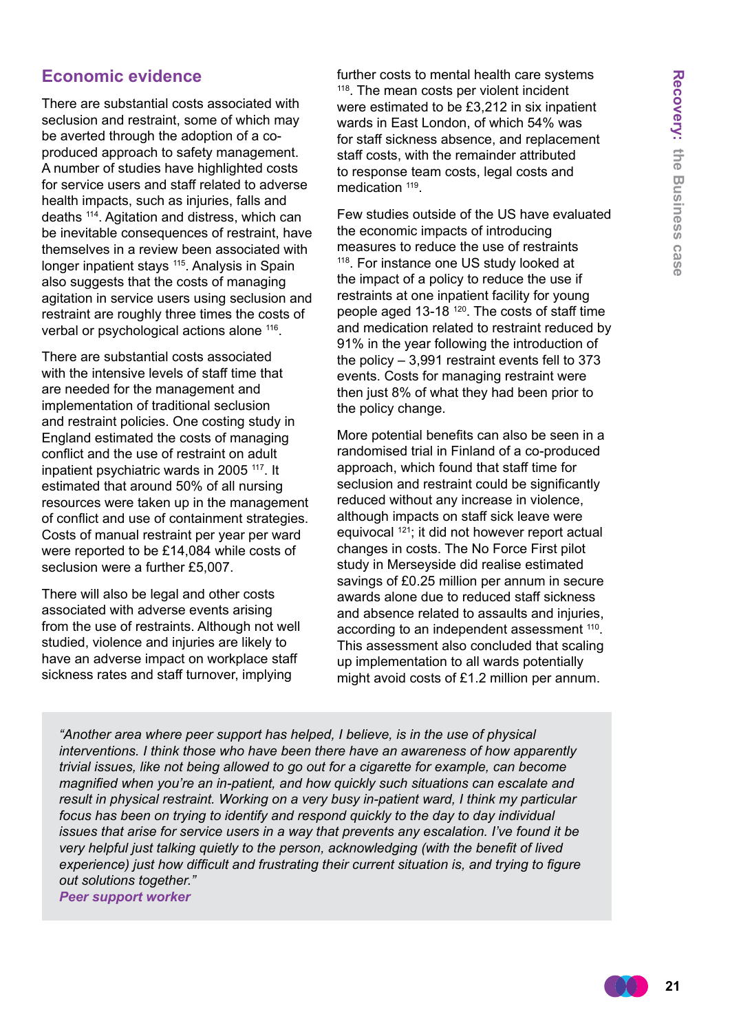## Economic evidence

There are substantial costs associated with seclusion and restraint, some of which may be averted through the adoption of a co-produced approach to safety management. A number of studies have highlighted costs for service users and staff related to adverse health impacts, such as injuries, falls and deaths [114]. Agitation and distress, which can be inevitable consequences of restraint, have themselves in a review been associated with longer inpatient stays [115]. Analysis in Spain also suggests that the costs of managing agitation in service users using seclusion and restraint are roughly three times the costs of verbal or psychological actions alone [116].

There are substantial costs associated with the intensive levels of staff time that are needed for the management and implementation of traditional seclusion and restraint policies. One costing study in England estimated the costs of managing conflict and the use of restraint on adult inpatient psychiatric wards in 2005 [117]. It estimated that around 50% of all nursing resources were taken up in the management of conflict and use of containment strategies. Costs of manual restraint per year per ward were reported to be £14,084 while costs of seclusion were a further £5,007.

There will also be legal and other costs associated with adverse events arising from the use of restraints. Although not well studied, violence and injuries are likely to have an adverse impact on workplace staff sickness rates and staff turnover, implying further costs to mental health care systems [118]. The mean costs per violent incident were estimated to be £3,212 in six inpatient wards in East London, of which 54% was for staff sickness absence, and replacement staff costs, with the remainder attributed to response team costs, legal costs and medication [119].

Few studies outside of the US have evaluated the economic impacts of introducing measures to reduce the use of restraints [118]. For instance one US study looked at the impact of a policy to reduce the use if restraints at one inpatient facility for young people aged 13-18 [120]. The costs of staff time and medication related to restraint reduced by 91% in the year following the introduction of the policy – 3,991 restraint events fell to 373 events. Costs for managing restraint were then just 8% of what they had been prior to the policy change.

More potential benefits can also be seen in a randomised trial in Finland of a co-produced approach, which found that staff time for seclusion and restraint could be significantly reduced without any increase in violence, although impacts on staff sick leave were equivocal [121]; it did not however report actual changes in costs. The No Force First pilot study in Merseyside did realise estimated savings of £0.25 million per annum in secure awards alone due to reduced staff sickness and absence related to assaults and injuries, according to an independent assessment [110]. This assessment also concluded that scaling up implementation to all wards potentially might avoid costs of £1.2 million per annum.

> *"Another area where peer support has helped, I believe, is in the use of physical interventions. I think those who have been there have an awareness of how apparently trivial issues, like not being allowed to go out for a cigarette for example, can become magnified when you're an in-patient, and how quickly such situations can escalate and result in physical restraint. Working on a very busy in-patient ward, I think my particular focus has been on trying to identify and respond quickly to the day to day individual issues that arise for service users in a way that prevents any escalation. I've found it be very helpful just talking quietly to the person, acknowledging (with the benefit of lived experience) just how difficult and frustrating their current situation is, and trying to figure out solutions together."*
> ***Peer support worker***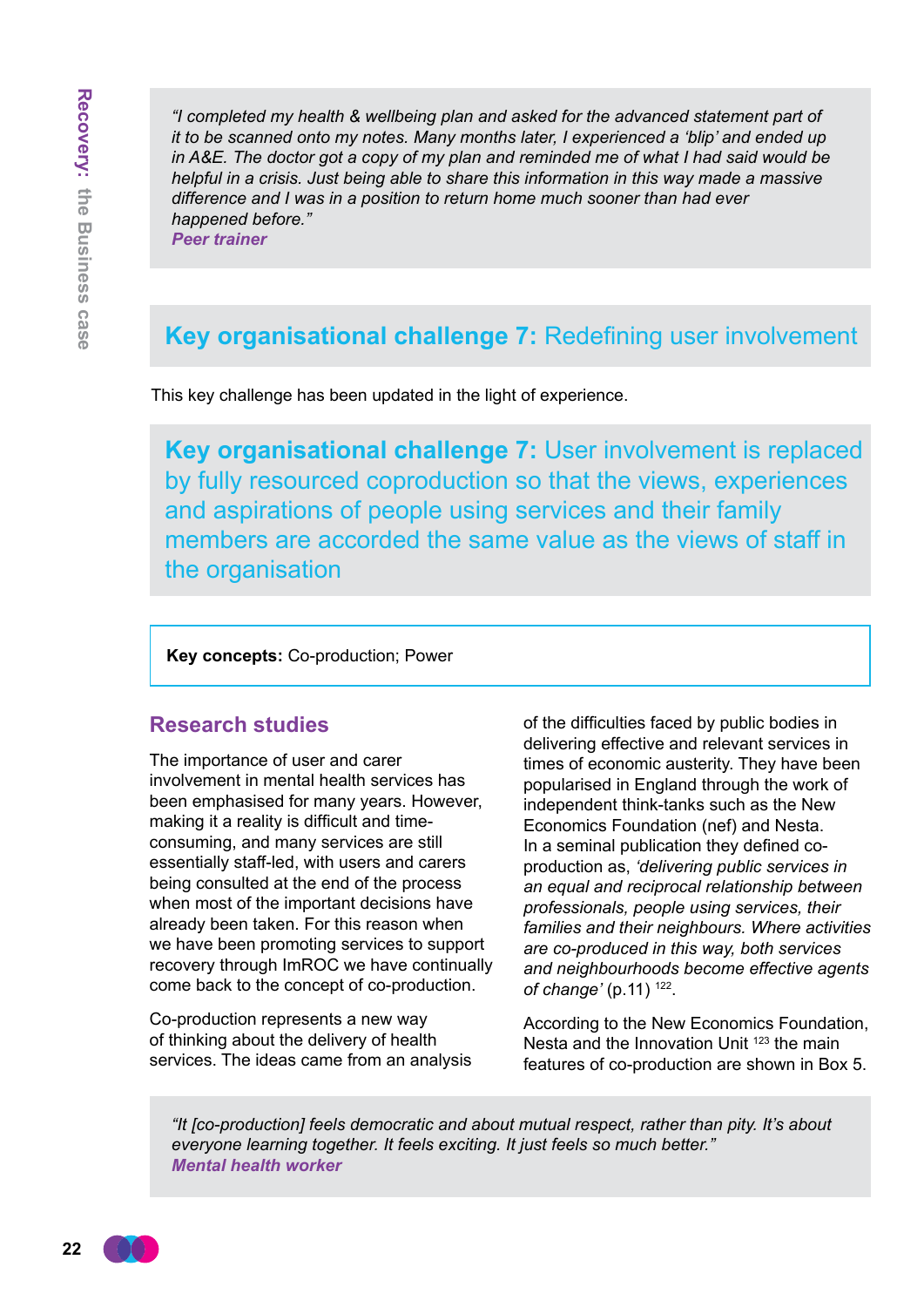> *"I completed my health & wellbeing plan and asked for the advanced statement part of it to be scanned onto my notes. Many months later, I experienced a 'blip' and ended up in A&E. The doctor got a copy of my plan and reminded me of what I had said would be helpful in a crisis. Just being able to share this information in this way made a massive difference and I was in a position to return home much sooner than had ever happened before."*
> ***Peer trainer***

## **Key organisational challenge 7:** Redefining user involvement

This key challenge has been updated in the light of experience.

## **Key organisational challenge 7:** User involvement is replaced by fully resourced coproduction so that the views, experiences and aspirations of people using services and their family members are accorded the same value as the views of staff in the organisation

**Key concepts:** Co-production; Power

### Research studies

The importance of user and carer involvement in mental health services has been emphasised for many years. However, making it a reality is difficult and time-consuming, and many services are still essentially staff-led, with users and carers being consulted at the end of the process when most of the important decisions have already been taken. For this reason when we have been promoting services to support recovery through ImROC we have continually come back to the concept of co-production.

Co-production represents a new way of thinking about the delivery of health services. The ideas came from an analysis of the difficulties faced by public bodies in delivering effective and relevant services in times of economic austerity. They have been popularised in England through the work of independent think-tanks such as the New Economics Foundation (nef) and Nesta. In a seminal publication they defined co-production as, *'delivering public services in an equal and reciprocal relationship between professionals, people using services, their families and their neighbours. Where activities are co-produced in this way, both services and neighbourhoods become effective agents of change'* (p.11) [122].

According to the New Economics Foundation, Nesta and the Innovation Unit [123] the main features of co-production are shown in Box 5.

> *"It [co-production] feels democratic and about mutual respect, rather than pity. It's about everyone learning together. It feels exciting. It just feels so much better."*
> ***Mental health worker***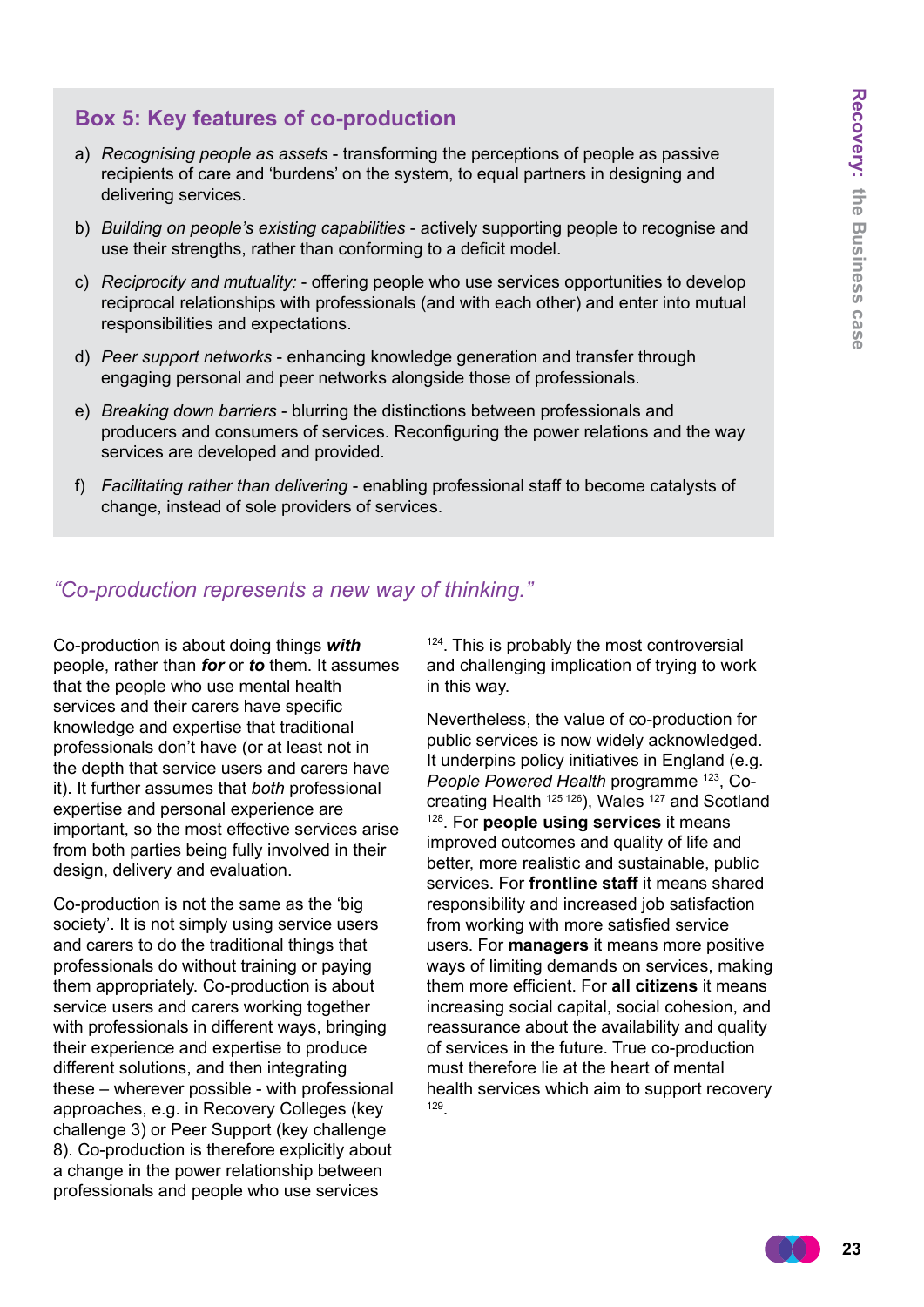### Box 5: Key features of co-production

a) *Recognising people as assets* - transforming the perceptions of people as passive recipients of care and 'burdens' on the system, to equal partners in designing and delivering services.

b) *Building on people's existing capabilities* - actively supporting people to recognise and use their strengths, rather than conforming to a deficit model.

c) *Reciprocity and mutuality:* - offering people who use services opportunities to develop reciprocal relationships with professionals (and with each other) and enter into mutual responsibilities and expectations.

d) *Peer support networks* - enhancing knowledge generation and transfer through engaging personal and peer networks alongside those of professionals.

e) *Breaking down barriers* - blurring the distinctions between professionals and producers and consumers of services. Reconfiguring the power relations and the way services are developed and provided.

f) *Facilitating rather than delivering* - enabling professional staff to become catalysts of change, instead of sole providers of services.

*"Co-production represents a new way of thinking."*

Co-production is about doing things ***with*** people, rather than ***for*** or ***to*** them. It assumes that the people who use mental health services and their carers have specific knowledge and expertise that traditional professionals don't have (or at least not in the depth that service users and carers have it). It further assumes that *both* professional expertise and personal experience are important, so the most effective services arise from both parties being fully involved in their design, delivery and evaluation.

Co-production is not the same as the 'big society'. It is not simply using service users and carers to do the traditional things that professionals do without training or paying them appropriately. Co-production is about service users and carers working together with professionals in different ways, bringing their experience and expertise to produce different solutions, and then integrating these – wherever possible - with professional approaches, e.g. in Recovery Colleges (key challenge 3) or Peer Support (key challenge 8). Co-production is therefore explicitly about a change in the power relationship between professionals and people who use services [124]. This is probably the most controversial and challenging implication of trying to work in this way.

Nevertheless, the value of co-production for public services is now widely acknowledged. It underpins policy initiatives in England (e.g. *People Powered Health* programme [123], Co-creating Health [125 126]), Wales [127] and Scotland [128]. For **people using services** it means improved outcomes and quality of life and better, more realistic and sustainable, public services. For **frontline staff** it means shared responsibility and increased job satisfaction from working with more satisfied service users. For **managers** it means more positive ways of limiting demands on services, making them more efficient. For **all citizens** it means increasing social capital, social cohesion, and reassurance about the availability and quality of services in the future. True co-production must therefore lie at the heart of mental health services which aim to support recovery [129].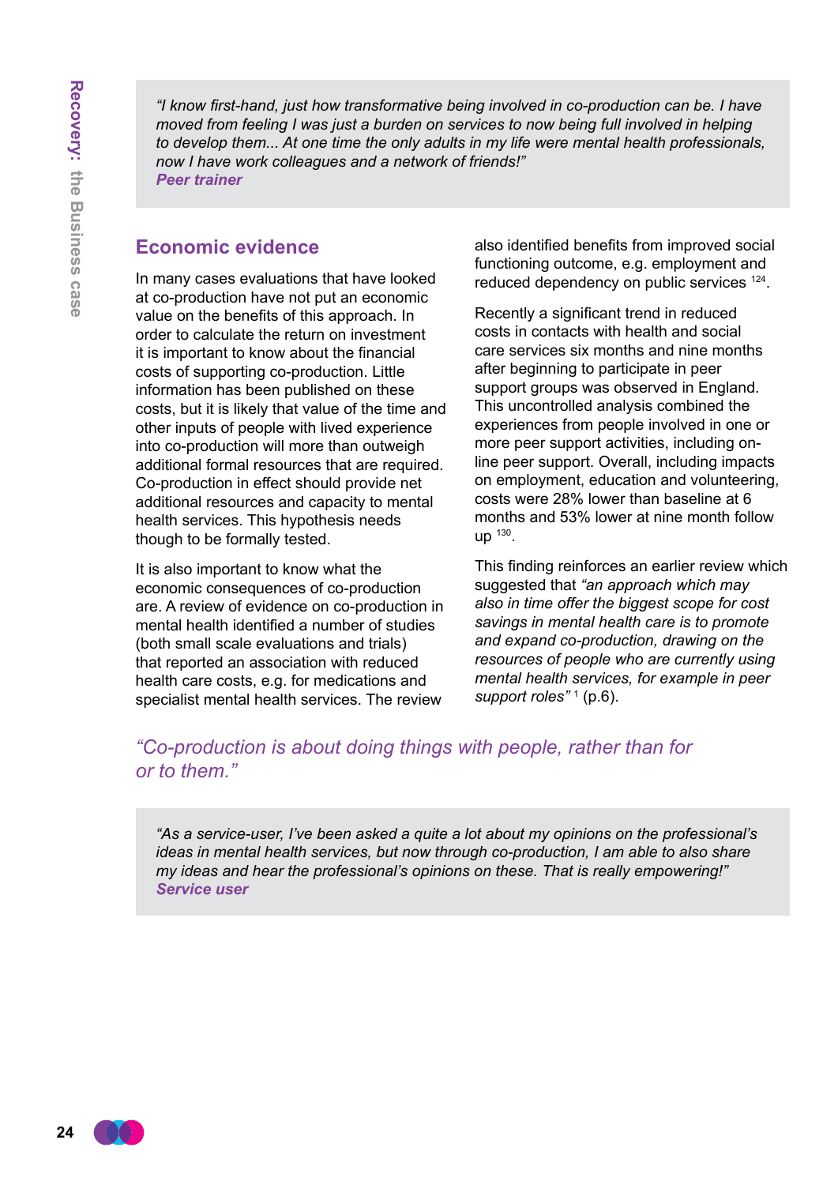> *"I know first-hand, just how transformative being involved in co-production can be. I have moved from feeling I was just a burden on services to now being full involved in helping to develop them... At one time the only adults in my life were mental health professionals, now I have work colleagues and a network of friends!"*
> **Peer trainer**

## Economic evidence

In many cases evaluations that have looked at co-production have not put an economic value on the benefits of this approach. In order to calculate the return on investment it is important to know about the financial costs of supporting co-production. Little information has been published on these costs, but it is likely that value of the time and other inputs of people with lived experience into co-production will more than outweigh additional formal resources that are required. Co-production in effect should provide net additional resources and capacity to mental health services. This hypothesis needs though to be formally tested.

It is also important to know what the economic consequences of co-production are. A review of evidence on co-production in mental health identified a number of studies (both small scale evaluations and trials) that reported an association with reduced health care costs, e.g. for medications and specialist mental health services. The review also identified benefits from improved social functioning outcome, e.g. employment and reduced dependency on public services [124].

Recently a significant trend in reduced costs in contacts with health and social care services six months and nine months after beginning to participate in peer support groups was observed in England. This uncontrolled analysis combined the experiences from people involved in one or more peer support activities, including on-line peer support. Overall, including impacts on employment, education and volunteering, costs were 28% lower than baseline at 6 months and 53% lower at nine month follow up [130].

This finding reinforces an earlier review which suggested that *"an approach which may also in time offer the biggest scope for cost savings in mental health care is to promote and expand co-production, drawing on the resources of people who are currently using mental health services, for example in peer support roles"* [1] (p.6).

*"Co-production is about doing things with people, rather than for or to them."*

> *"As a service-user, I've been asked a quite a lot about my opinions on the professional's ideas in mental health services, but now through co-production, I am able to also share my ideas and hear the professional's opinions on these. That is really empowering!"*
> **Service user**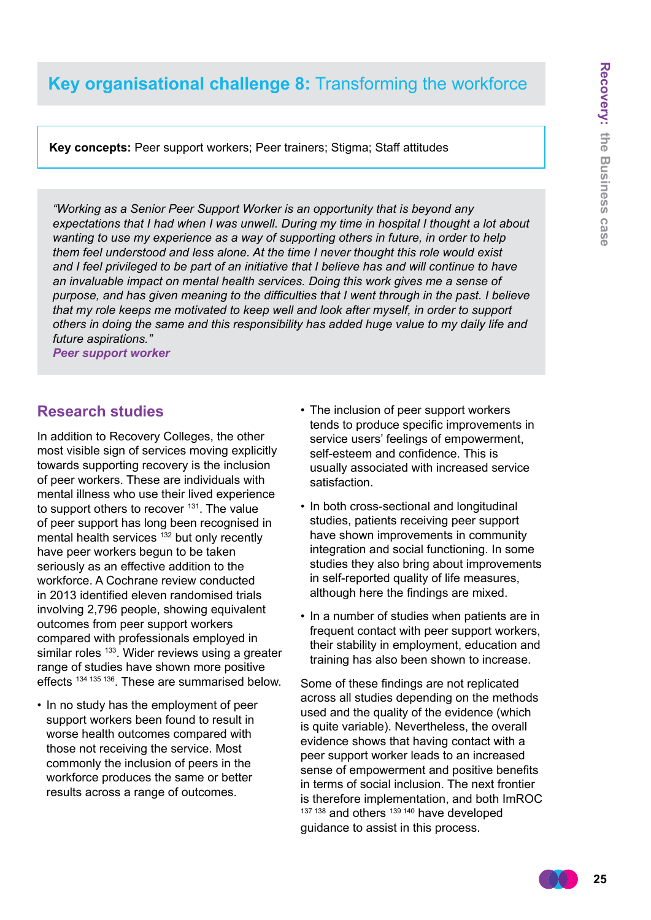## **Key organisational challenge 8:** Transforming the workforce

**Key concepts:** Peer support workers; Peer trainers; Stigma; Staff attitudes

*"Working as a Senior Peer Support Worker is an opportunity that is beyond any expectations that I had when I was unwell. During my time in hospital I thought a lot about wanting to use my experience as a way of supporting others in future, in order to help them feel understood and less alone. At the time I never thought this role would exist and I feel privileged to be part of an initiative that I believe has and will continue to have an invaluable impact on mental health services. Doing this work gives me a sense of purpose, and has given meaning to the difficulties that I went through in the past. I believe that my role keeps me motivated to keep well and look after myself, in order to support others in doing the same and this responsibility has added huge value to my daily life and future aspirations."*
***Peer support worker***

### Research studies

In addition to Recovery Colleges, the other most visible sign of services moving explicitly towards supporting recovery is the inclusion of peer workers. These are individuals with mental illness who use their lived experience to support others to recover [131]. The value of peer support has long been recognised in mental health services [132] but only recently have peer workers begun to be taken seriously as an effective addition to the workforce. A Cochrane review conducted in 2013 identified eleven randomised trials involving 2,796 people, showing equivalent outcomes from peer support workers compared with professionals employed in similar roles [133]. Wider reviews using a greater range of studies have shown more positive effects [134 135 136]. These are summarised below.

- In no study has the employment of peer support workers been found to result in worse health outcomes compared with those not receiving the service. Most commonly the inclusion of peers in the workforce produces the same or better results across a range of outcomes.
- The inclusion of peer support workers tends to produce specific improvements in service users' feelings of empowerment, self-esteem and confidence. This is usually associated with increased service satisfaction.
- In both cross-sectional and longitudinal studies, patients receiving peer support have shown improvements in community integration and social functioning. In some studies they also bring about improvements in self-reported quality of life measures, although here the findings are mixed.
- In a number of studies when patients are in frequent contact with peer support workers, their stability in employment, education and training has also been shown to increase.

Some of these findings are not replicated across all studies depending on the methods used and the quality of the evidence (which is quite variable). Nevertheless, the overall evidence shows that having contact with a peer support worker leads to an increased sense of empowerment and positive benefits in terms of social inclusion. The next frontier is therefore implementation, and both ImROC [137 138] and others [139 140] have developed guidance to assist in this process.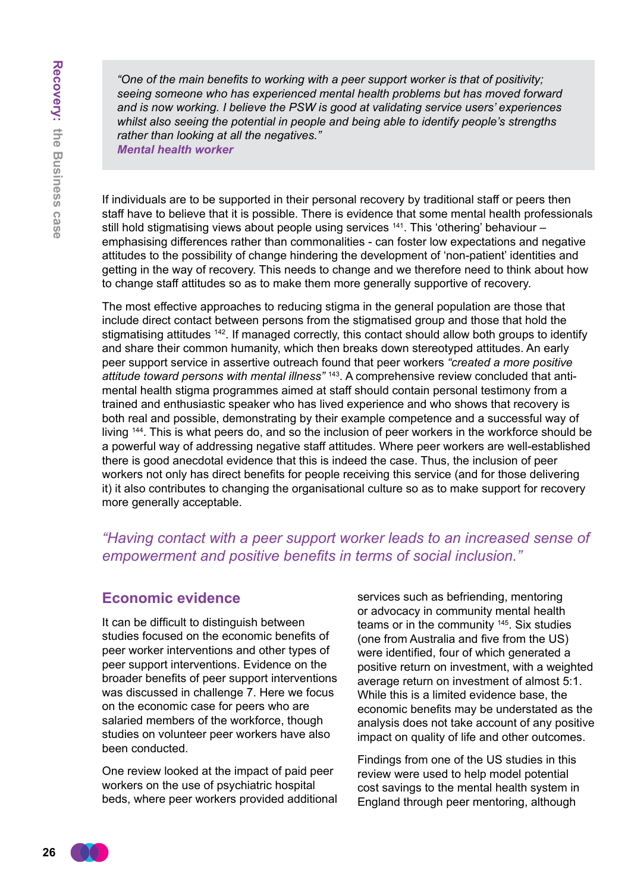> *"One of the main benefits to working with a peer support worker is that of positivity; seeing someone who has experienced mental health problems but has moved forward and is now working. I believe the PSW is good at validating service users' experiences whilst also seeing the potential in people and being able to identify people's strengths rather than looking at all the negatives."*
> ***Mental health worker***

If individuals are to be supported in their personal recovery by traditional staff or peers then staff have to believe that it is possible. There is evidence that some mental health professionals still hold stigmatising views about people using services [141]. This 'othering' behaviour – emphasising differences rather than commonalities - can foster low expectations and negative attitudes to the possibility of change hindering the development of 'non-patient' identities and getting in the way of recovery. This needs to change and we therefore need to think about how to change staff attitudes so as to make them more generally supportive of recovery.

The most effective approaches to reducing stigma in the general population are those that include direct contact between persons from the stigmatised group and those that hold the stigmatising attitudes [142]. If managed correctly, this contact should allow both groups to identify and share their common humanity, which then breaks down stereotyped attitudes. An early peer support service in assertive outreach found that peer workers *"created a more positive attitude toward persons with mental illness"* [143]. A comprehensive review concluded that anti-mental health stigma programmes aimed at staff should contain personal testimony from a trained and enthusiastic speaker who has lived experience and who shows that recovery is both real and possible, demonstrating by their example competence and a successful way of living [144]. This is what peers do, and so the inclusion of peer workers in the workforce should be a powerful way of addressing negative staff attitudes. Where peer workers are well-established there is good anecdotal evidence that this is indeed the case. Thus, the inclusion of peer workers not only has direct benefits for people receiving this service (and for those delivering it) it also contributes to changing the organisational culture so as to make support for recovery more generally acceptable.

*"Having contact with a peer support worker leads to an increased sense of empowerment and positive benefits in terms of social inclusion."*

## Economic evidence

It can be difficult to distinguish between studies focused on the economic benefits of peer worker interventions and other types of peer support interventions. Evidence on the broader benefits of peer support interventions was discussed in challenge 7. Here we focus on the economic case for peers who are salaried members of the workforce, though studies on volunteer peer workers have also been conducted.

One review looked at the impact of paid peer workers on the use of psychiatric hospital beds, where peer workers provided additional services such as befriending, mentoring or advocacy in community mental health teams or in the community [145]. Six studies (one from Australia and five from the US) were identified, four of which generated a positive return on investment, with a weighted average return on investment of almost 5:1. While this is a limited evidence base, the economic benefits may be understated as the analysis does not take account of any positive impact on quality of life and other outcomes.

Findings from one of the US studies in this review were used to help model potential cost savings to the mental health system in England through peer mentoring, although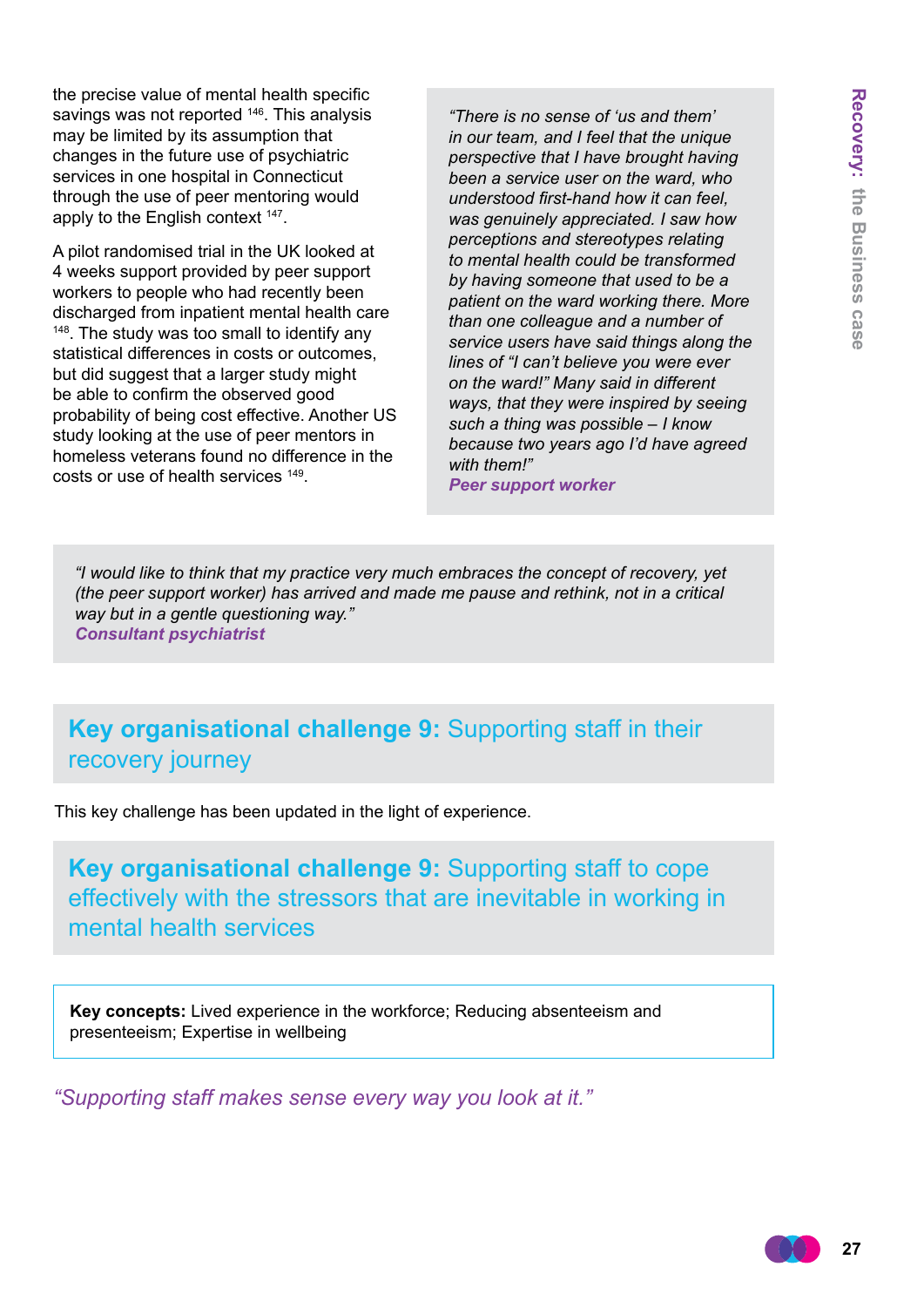the precise value of mental health specific savings was not reported [146]. This analysis may be limited by its assumption that changes in the future use of psychiatric services in one hospital in Connecticut through the use of peer mentoring would apply to the English context [147].

A pilot randomised trial in the UK looked at 4 weeks support provided by peer support workers to people who had recently been discharged from inpatient mental health care [148]. The study was too small to identify any statistical differences in costs or outcomes, but did suggest that a larger study might be able to confirm the observed good probability of being cost effective. Another US study looking at the use of peer mentors in homeless veterans found no difference in the costs or use of health services [149].

> *"There is no sense of 'us and them' in our team, and I feel that the unique perspective that I have brought having been a service user on the ward, who understood first-hand how it can feel, was genuinely appreciated. I saw how perceptions and stereotypes relating to mental health could be transformed by having someone that used to be a patient on the ward working there. More than one colleague and a number of service users have said things along the lines of "I can't believe you were ever on the ward!" Many said in different ways, that they were inspired by seeing such a thing was possible – I know because two years ago I'd have agreed with them!"*
> ***Peer support worker***

> *"I would like to think that my practice very much embraces the concept of recovery, yet (the peer support worker) has arrived and made me pause and rethink, not in a critical way but in a gentle questioning way."*
> ***Consultant psychiatrist***

## **Key organisational challenge 9:** Supporting staff in their recovery journey

This key challenge has been updated in the light of experience.

## **Key organisational challenge 9:** Supporting staff to cope effectively with the stressors that are inevitable in working in mental health services

**Key concepts:** Lived experience in the workforce; Reducing absenteeism and presenteeism; Expertise in wellbeing

*"Supporting staff makes sense every way you look at it."*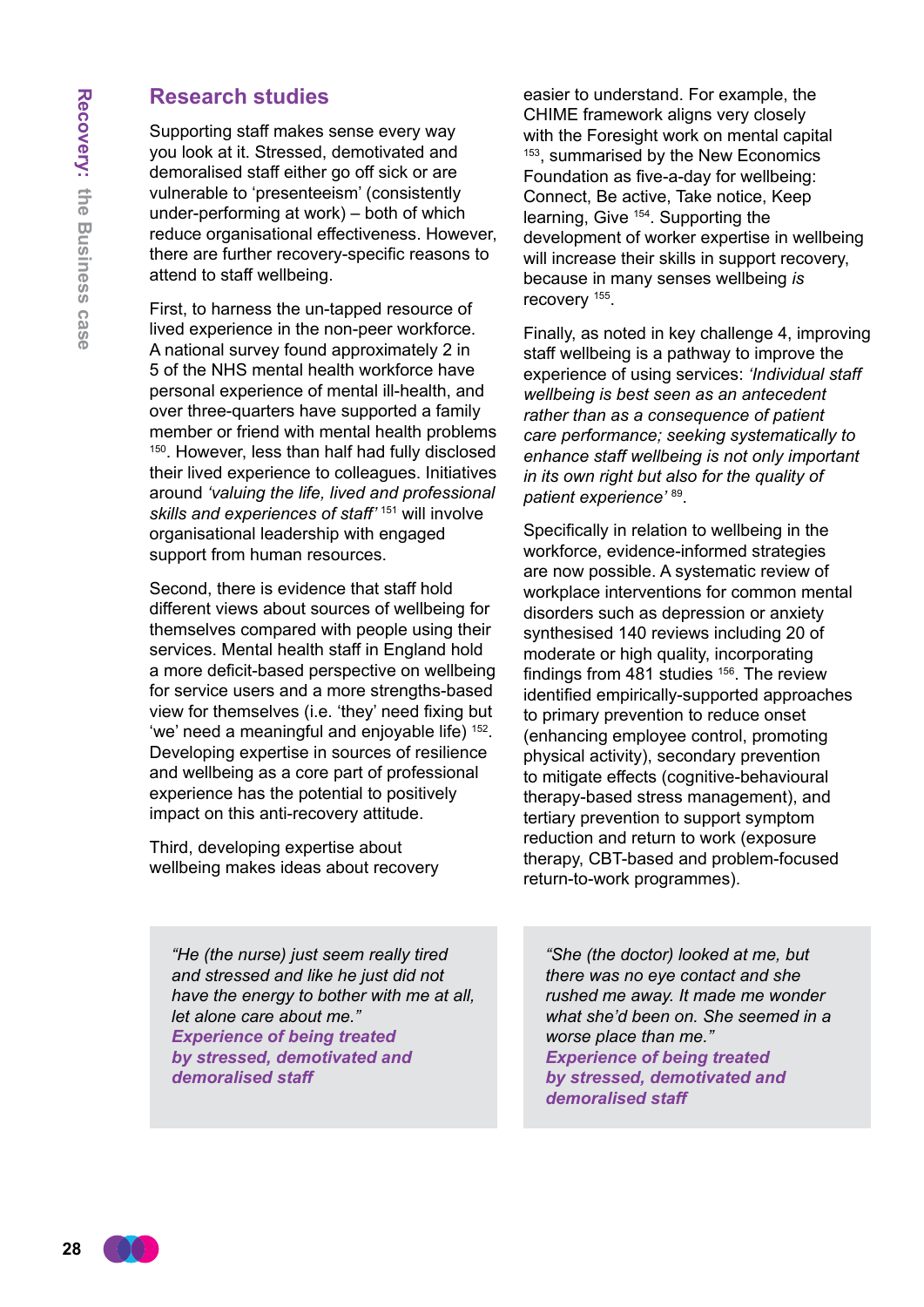## Research studies

Supporting staff makes sense every way you look at it. Stressed, demotivated and demoralised staff either go off sick or are vulnerable to 'presenteeism' (consistently under-performing at work) – both of which reduce organisational effectiveness. However, there are further recovery-specific reasons to attend to staff wellbeing.

First, to harness the un-tapped resource of lived experience in the non-peer workforce. A national survey found approximately 2 in 5 of the NHS mental health workforce have personal experience of mental ill-health, and over three-quarters have supported a family member or friend with mental health problems [150]. However, less than half had fully disclosed their lived experience to colleagues. Initiatives around *'valuing the life, lived and professional skills and experiences of staff'* [151] will involve organisational leadership with engaged support from human resources.

Second, there is evidence that staff hold different views about sources of wellbeing for themselves compared with people using their services. Mental health staff in England hold a more deficit-based perspective on wellbeing for service users and a more strengths-based view for themselves (i.e. 'they' need fixing but 'we' need a meaningful and enjoyable life) [152]. Developing expertise in sources of resilience and wellbeing as a core part of professional experience has the potential to positively impact on this anti-recovery attitude.

Third, developing expertise about wellbeing makes ideas about recovery easier to understand. For example, the CHIME framework aligns very closely with the Foresight work on mental capital [153], summarised by the New Economics Foundation as five-a-day for wellbeing: Connect, Be active, Take notice, Keep learning, Give [154]. Supporting the development of worker expertise in wellbeing will increase their skills in support recovery, because in many senses wellbeing *is* recovery [155].

Finally, as noted in key challenge 4, improving staff wellbeing is a pathway to improve the experience of using services: *'Individual staff wellbeing is best seen as an antecedent rather than as a consequence of patient care performance; seeking systematically to enhance staff wellbeing is not only important in its own right but also for the quality of patient experience'* [89].

Specifically in relation to wellbeing in the workforce, evidence-informed strategies are now possible. A systematic review of workplace interventions for common mental disorders such as depression or anxiety synthesised 140 reviews including 20 of moderate or high quality, incorporating findings from 481 studies [156]. The review identified empirically-supported approaches to primary prevention to reduce onset (enhancing employee control, promoting physical activity), secondary prevention to mitigate effects (cognitive-behavioural therapy-based stress management), and tertiary prevention to support symptom reduction and return to work (exposure therapy, CBT-based and problem-focused return-to-work programmes).

> *"He (the nurse) just seem really tired and stressed and like he just did not have the energy to bother with me at all, let alone care about me."*
> ***Experience of being treated by stressed, demotivated and demoralised staff***

> *"She (the doctor) looked at me, but there was no eye contact and she rushed me away. It made me wonder what she'd been on. She seemed in a worse place than me."*
> ***Experience of being treated by stressed, demotivated and demoralised staff***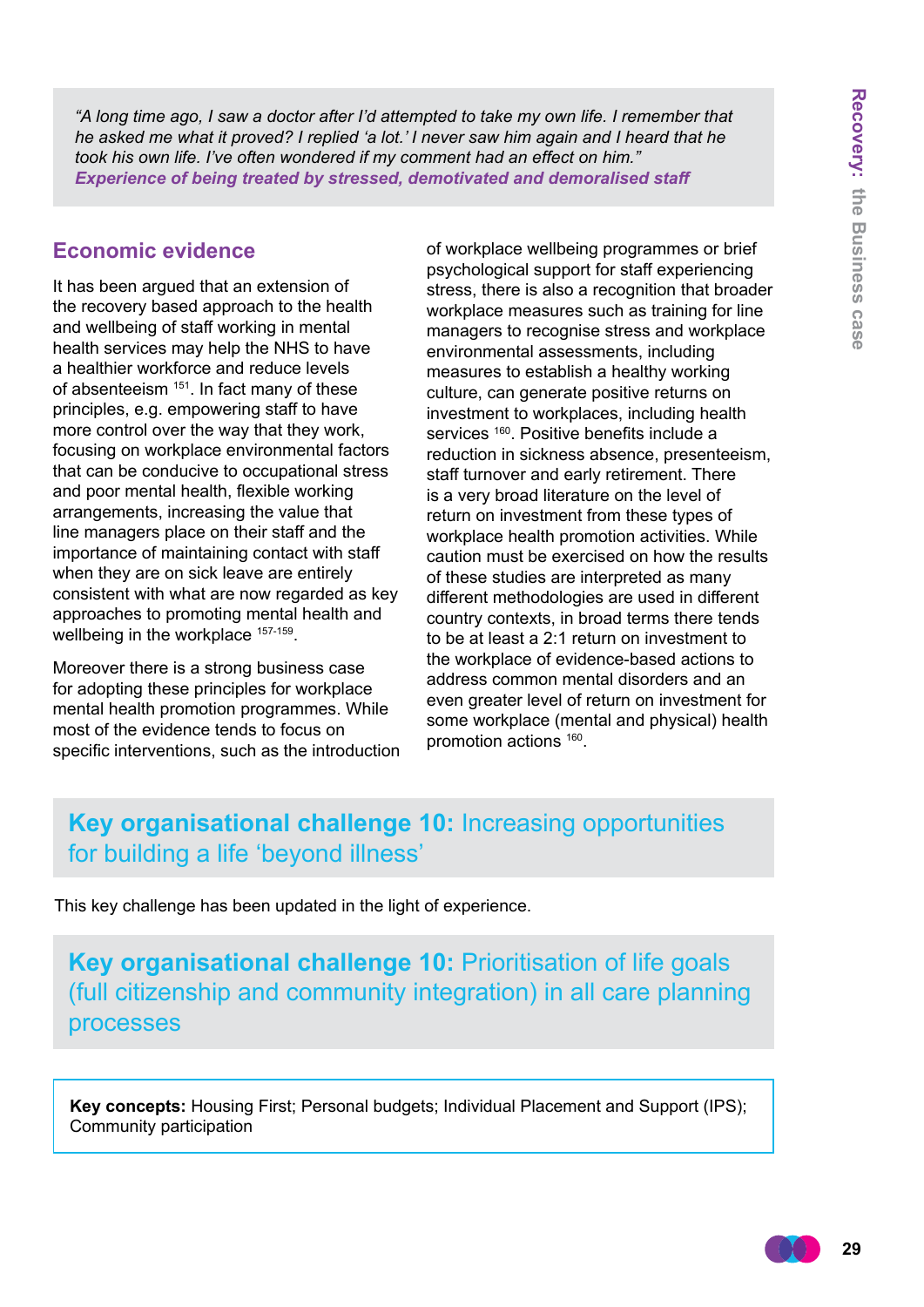> *"A long time ago, I saw a doctor after I'd attempted to take my own life. I remember that he asked me what it proved? I replied 'a lot.' I never saw him again and I heard that he took his own life. I've often wondered if my comment had an effect on him."*
> ***Experience of being treated by stressed, demotivated and demoralised staff***

## Economic evidence

It has been argued that an extension of the recovery based approach to the health and wellbeing of staff working in mental health services may help the NHS to have a healthier workforce and reduce levels of absenteeism [151]. In fact many of these principles, e.g. empowering staff to have more control over the way that they work, focusing on workplace environmental factors that can be conducive to occupational stress and poor mental health, flexible working arrangements, increasing the value that line managers place on their staff and the importance of maintaining contact with staff when they are on sick leave are entirely consistent with what are now regarded as key approaches to promoting mental health and wellbeing in the workplace [157-159].

Moreover there is a strong business case for adopting these principles for workplace mental health promotion programmes. While most of the evidence tends to focus on specific interventions, such as the introduction of workplace wellbeing programmes or brief psychological support for staff experiencing stress, there is also a recognition that broader workplace measures such as training for line managers to recognise stress and workplace environmental assessments, including measures to establish a healthy working culture, can generate positive returns on investment to workplaces, including health services [160]. Positive benefits include a reduction in sickness absence, presenteeism, staff turnover and early retirement. There is a very broad literature on the level of return on investment from these types of workplace health promotion activities. While caution must be exercised on how the results of these studies are interpreted as many different methodologies are used in different country contexts, in broad terms there tends to be at least a 2:1 return on investment to the workplace of evidence-based actions to address common mental disorders and an even greater level of return on investment for some workplace (mental and physical) health promotion actions [160].

## **Key organisational challenge 10:** Increasing opportunities for building a life 'beyond illness'

This key challenge has been updated in the light of experience.

## **Key organisational challenge 10:** Prioritisation of life goals (full citizenship and community integration) in all care planning processes

**Key concepts:** Housing First; Personal budgets; Individual Placement and Support (IPS); Community participation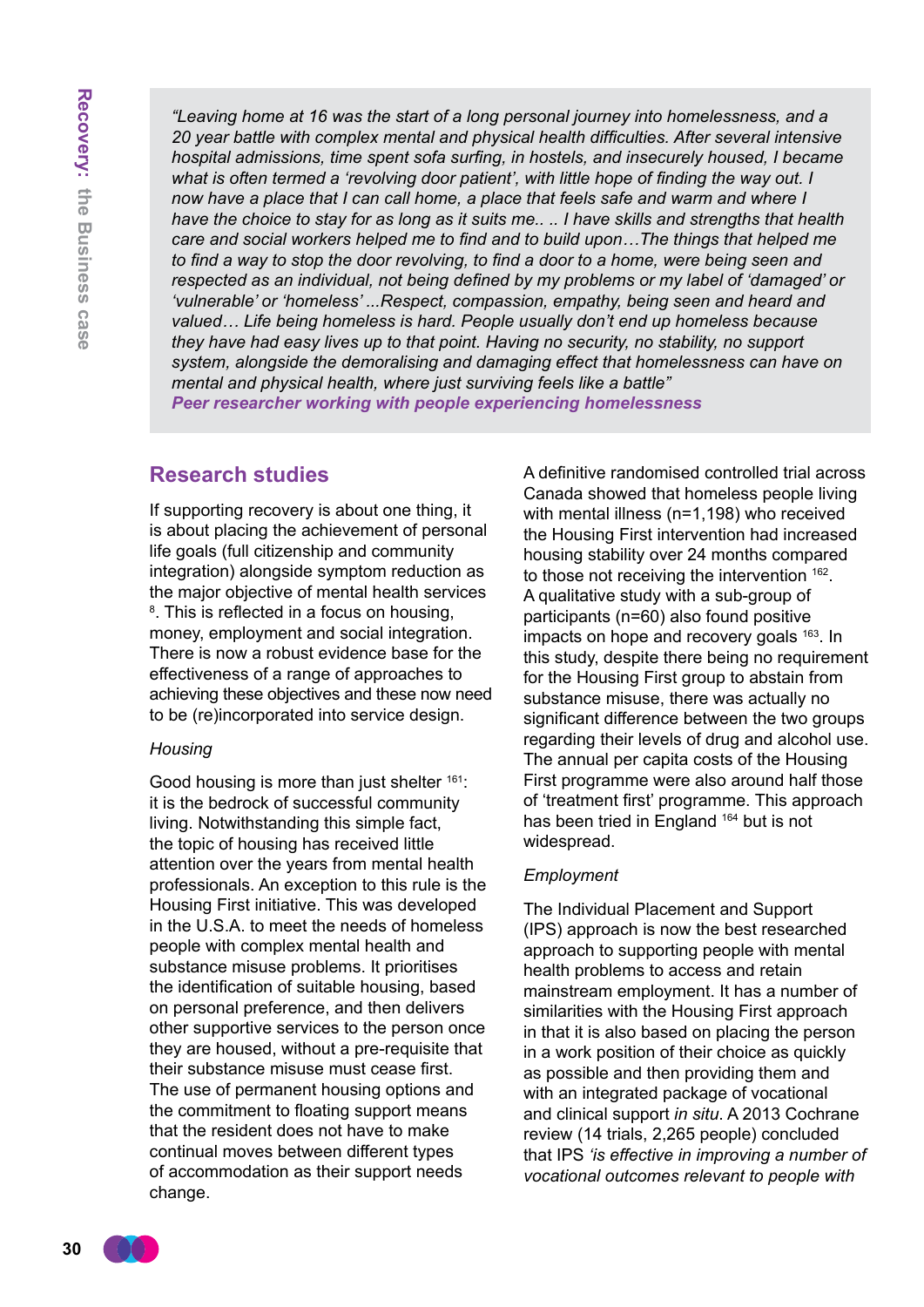*"Leaving home at 16 was the start of a long personal journey into homelessness, and a 20 year battle with complex mental and physical health difficulties. After several intensive hospital admissions, time spent sofa surfing, in hostels, and insecurely housed, I became what is often termed a 'revolving door patient', with little hope of finding the way out. I now have a place that I can call home, a place that feels safe and warm and where I have the choice to stay for as long as it suits me.. .. I have skills and strengths that health care and social workers helped me to find and to build upon…The things that helped me to find a way to stop the door revolving, to find a door to a home, were being seen and respected as an individual, not being defined by my problems or my label of 'damaged' or 'vulnerable' or 'homeless' ...Respect, compassion, empathy, being seen and heard and valued… Life being homeless is hard. People usually don't end up homeless because they have had easy lives up to that point. Having no security, no stability, no support system, alongside the demoralising and damaging effect that homelessness can have on mental and physical health, where just surviving feels like a battle"*
***Peer researcher working with people experiencing homelessness***

## Research studies

If supporting recovery is about one thing, it is about placing the achievement of personal life goals (full citizenship and community integration) alongside symptom reduction as the major objective of mental health services [8]. This is reflected in a focus on housing, money, employment and social integration. There is now a robust evidence base for the effectiveness of a range of approaches to achieving these objectives and these now need to be (re)incorporated into service design.

*Housing*

Good housing is more than just shelter [161]: it is the bedrock of successful community living. Notwithstanding this simple fact, the topic of housing has received little attention over the years from mental health professionals. An exception to this rule is the Housing First initiative. This was developed in the U.S.A. to meet the needs of homeless people with complex mental health and substance misuse problems. It prioritises the identification of suitable housing, based on personal preference, and then delivers other supportive services to the person once they are housed, without a pre-requisite that their substance misuse must cease first. The use of permanent housing options and the commitment to floating support means that the resident does not have to make continual moves between different types of accommodation as their support needs change.

A definitive randomised controlled trial across Canada showed that homeless people living with mental illness (n=1,198) who received the Housing First intervention had increased housing stability over 24 months compared to those not receiving the intervention [162]. A qualitative study with a sub-group of participants (n=60) also found positive impacts on hope and recovery goals [163]. In this study, despite there being no requirement for the Housing First group to abstain from substance misuse, there was actually no significant difference between the two groups regarding their levels of drug and alcohol use. The annual per capita costs of the Housing First programme were also around half those of 'treatment first' programme. This approach has been tried in England [164] but is not widespread.

*Employment*

The Individual Placement and Support (IPS) approach is now the best researched approach to supporting people with mental health problems to access and retain mainstream employment. It has a number of similarities with the Housing First approach in that it is also based on placing the person in a work position of their choice as quickly as possible and then providing them and with an integrated package of vocational and clinical support *in situ*. A 2013 Cochrane review (14 trials, 2,265 people) concluded that IPS *'is effective in improving a number of vocational outcomes relevant to people with*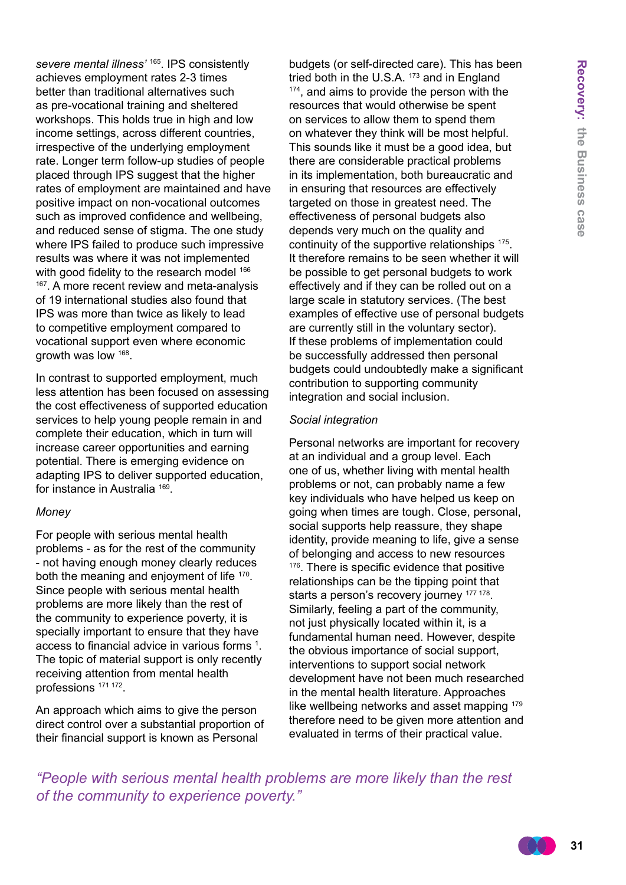*severe mental illness'* [165]. IPS consistently achieves employment rates 2-3 times better than traditional alternatives such as pre-vocational training and sheltered workshops. This holds true in high and low income settings, across different countries, irrespective of the underlying employment rate. Longer term follow-up studies of people placed through IPS suggest that the higher rates of employment are maintained and have positive impact on non-vocational outcomes such as improved confidence and wellbeing, and reduced sense of stigma. The one study where IPS failed to produce such impressive results was where it was not implemented with good fidelity to the research model [166] [167]. A more recent review and meta-analysis of 19 international studies also found that IPS was more than twice as likely to lead to competitive employment compared to vocational support even where economic growth was low [168].

In contrast to supported employment, much less attention has been focused on assessing the cost effectiveness of supported education services to help young people remain in and complete their education, which in turn will increase career opportunities and earning potential. There is emerging evidence on adapting IPS to deliver supported education, for instance in Australia [169].

*Money*

For people with serious mental health problems - as for the rest of the community - not having enough money clearly reduces both the meaning and enjoyment of life [170]. Since people with serious mental health problems are more likely than the rest of the community to experience poverty, it is specially important to ensure that they have access to financial advice in various forms [1]. The topic of material support is only recently receiving attention from mental health professions [171] [172].

An approach which aims to give the person direct control over a substantial proportion of their financial support is known as Personal budgets (or self-directed care). This has been tried both in the U.S.A. [173] and in England [174], and aims to provide the person with the resources that would otherwise be spent on services to allow them to spend them on whatever they think will be most helpful. This sounds like it must be a good idea, but there are considerable practical problems in its implementation, both bureaucratic and in ensuring that resources are effectively targeted on those in greatest need. The effectiveness of personal budgets also depends very much on the quality and continuity of the supportive relationships [175]. It therefore remains to be seen whether it will be possible to get personal budgets to work effectively and if they can be rolled out on a large scale in statutory services. (The best examples of effective use of personal budgets are currently still in the voluntary sector). If these problems of implementation could be successfully addressed then personal budgets could undoubtedly make a significant contribution to supporting community integration and social inclusion.

*Social integration*

Personal networks are important for recovery at an individual and a group level. Each one of us, whether living with mental health problems or not, can probably name a few key individuals who have helped us keep on going when times are tough. Close, personal, social supports help reassure, they shape identity, provide meaning to life, give a sense of belonging and access to new resources [176]. There is specific evidence that positive relationships can be the tipping point that starts a person's recovery journey [177] [178]. Similarly, feeling a part of the community, not just physically located within it, is a fundamental human need. However, despite the obvious importance of social support, interventions to support social network development have not been much researched in the mental health literature. Approaches like wellbeing networks and asset mapping [179] therefore need to be given more attention and evaluated in terms of their practical value.

*"People with serious mental health problems are more likely than the rest of the community to experience poverty."*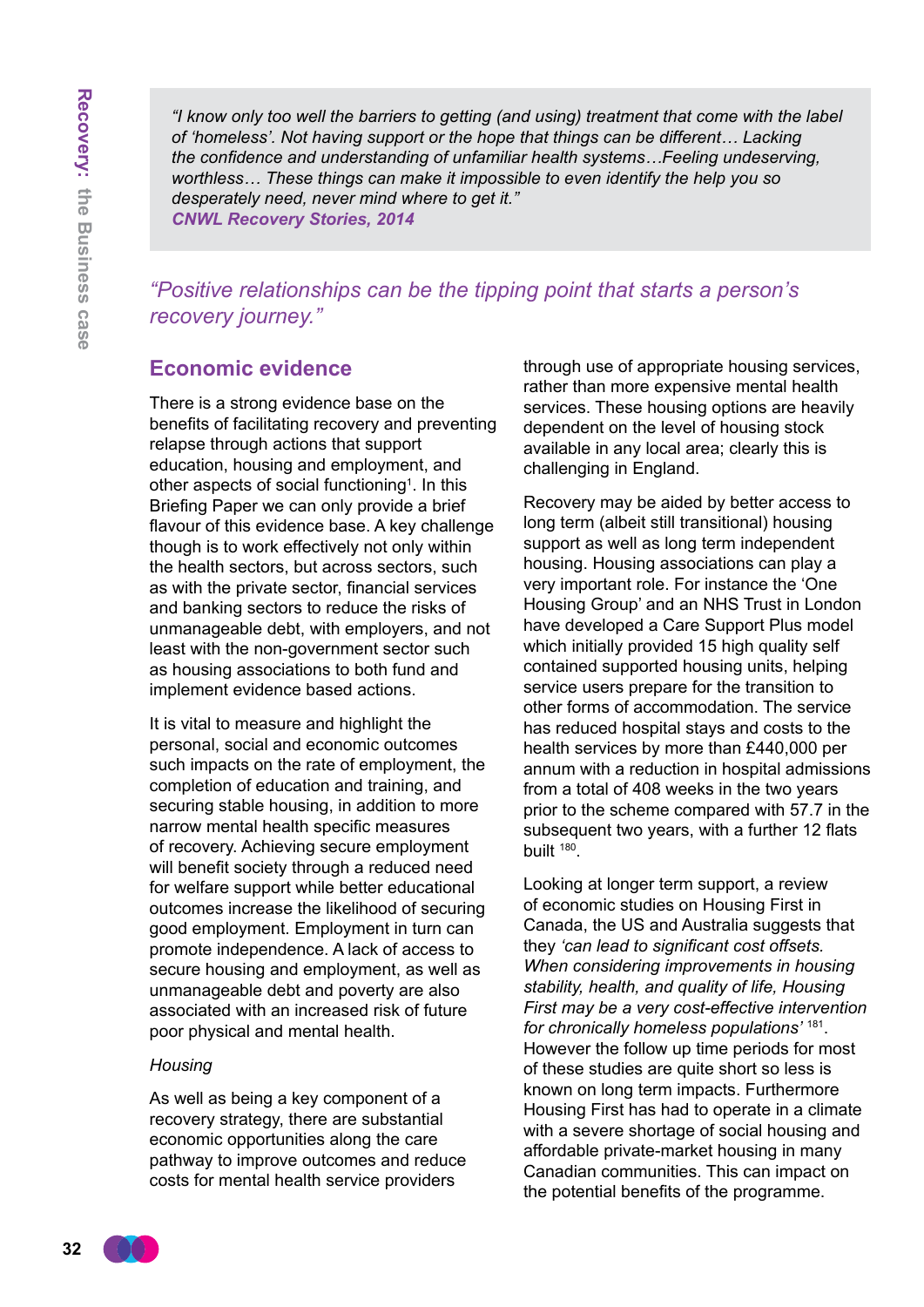> *"I know only too well the barriers to getting (and using) treatment that come with the label of 'homeless'. Not having support or the hope that things can be different… Lacking the confidence and understanding of unfamiliar health systems…Feeling undeserving, worthless… These things can make it impossible to even identify the help you so desperately need, never mind where to get it."*
> ***CNWL Recovery Stories, 2014***

*"Positive relationships can be the tipping point that starts a person's recovery journey."*

## Economic evidence

There is a strong evidence base on the benefits of facilitating recovery and preventing relapse through actions that support education, housing and employment, and other aspects of social functioning[1]. In this Briefing Paper we can only provide a brief flavour of this evidence base. A key challenge though is to work effectively not only within the health sectors, but across sectors, such as with the private sector, financial services and banking sectors to reduce the risks of unmanageable debt, with employers, and not least with the non-government sector such as housing associations to both fund and implement evidence based actions.

It is vital to measure and highlight the personal, social and economic outcomes such impacts on the rate of employment, the completion of education and training, and securing stable housing, in addition to more narrow mental health specific measures of recovery. Achieving secure employment will benefit society through a reduced need for welfare support while better educational outcomes increase the likelihood of securing good employment. Employment in turn can promote independence. A lack of access to secure housing and employment, as well as unmanageable debt and poverty are also associated with an increased risk of future poor physical and mental health.

*Housing*

As well as being a key component of a recovery strategy, there are substantial economic opportunities along the care pathway to improve outcomes and reduce costs for mental health service providers through use of appropriate housing services, rather than more expensive mental health services. These housing options are heavily dependent on the level of housing stock available in any local area; clearly this is challenging in England.

Recovery may be aided by better access to long term (albeit still transitional) housing support as well as long term independent housing. Housing associations can play a very important role. For instance the 'One Housing Group' and an NHS Trust in London have developed a Care Support Plus model which initially provided 15 high quality self contained supported housing units, helping service users prepare for the transition to other forms of accommodation. The service has reduced hospital stays and costs to the health services by more than £440,000 per annum with a reduction in hospital admissions from a total of 408 weeks in the two years prior to the scheme compared with 57.7 in the subsequent two years, with a further 12 flats built [180].

Looking at longer term support, a review of economic studies on Housing First in Canada, the US and Australia suggests that they *'can lead to significant cost offsets. When considering improvements in housing stability, health, and quality of life, Housing First may be a very cost-effective intervention for chronically homeless populations'* [181]. However the follow up time periods for most of these studies are quite short so less is known on long term impacts. Furthermore Housing First has had to operate in a climate with a severe shortage of social housing and affordable private-market housing in many Canadian communities. This can impact on the potential benefits of the programme.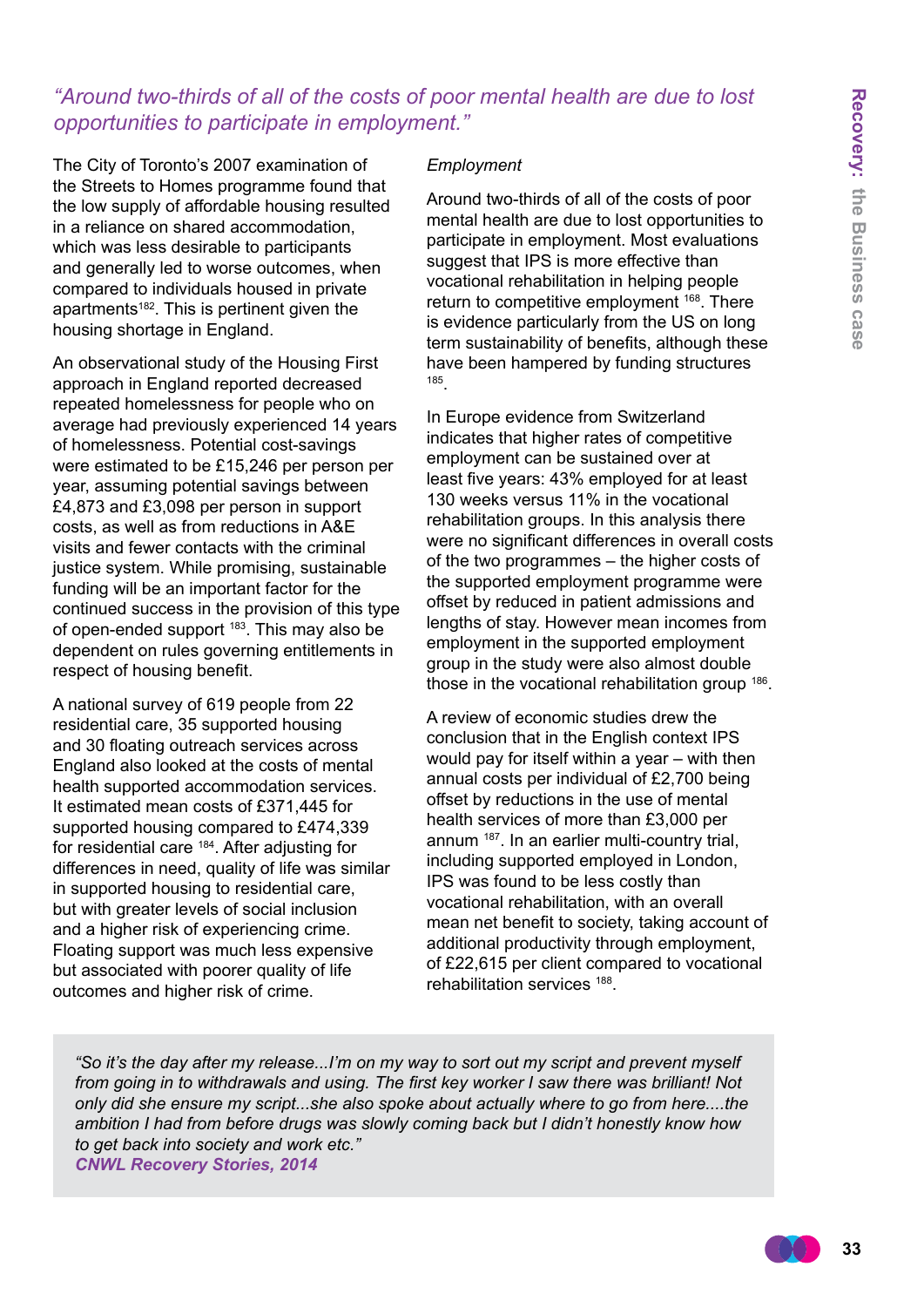*"Around two-thirds of all of the costs of poor mental health are due to lost opportunities to participate in employment."*

The City of Toronto's 2007 examination of the Streets to Homes programme found that the low supply of affordable housing resulted in a reliance on shared accommodation, which was less desirable to participants and generally led to worse outcomes, when compared to individuals housed in private apartments[182]. This is pertinent given the housing shortage in England.

An observational study of the Housing First approach in England reported decreased repeated homelessness for people who on average had previously experienced 14 years of homelessness. Potential cost-savings were estimated to be £15,246 per person per year, assuming potential savings between £4,873 and £3,098 per person in support costs, as well as from reductions in A&E visits and fewer contacts with the criminal justice system. While promising, sustainable funding will be an important factor for the continued success in the provision of this type of open-ended support [183]. This may also be dependent on rules governing entitlements in respect of housing benefit.

A national survey of 619 people from 22 residential care, 35 supported housing and 30 floating outreach services across England also looked at the costs of mental health supported accommodation services. It estimated mean costs of £371,445 for supported housing compared to £474,339 for residential care [184]. After adjusting for differences in need, quality of life was similar in supported housing to residential care, but with greater levels of social inclusion and a higher risk of experiencing crime. Floating support was much less expensive but associated with poorer quality of life outcomes and higher risk of crime.

*Employment*

Around two-thirds of all of the costs of poor mental health are due to lost opportunities to participate in employment. Most evaluations suggest that IPS is more effective than vocational rehabilitation in helping people return to competitive employment [168]. There is evidence particularly from the US on long term sustainability of benefits, although these have been hampered by funding structures [185].

In Europe evidence from Switzerland indicates that higher rates of competitive employment can be sustained over at least five years: 43% employed for at least 130 weeks versus 11% in the vocational rehabilitation groups. In this analysis there were no significant differences in overall costs of the two programmes – the higher costs of the supported employment programme were offset by reduced in patient admissions and lengths of stay. However mean incomes from employment in the supported employment group in the study were also almost double those in the vocational rehabilitation group [186].

A review of economic studies drew the conclusion that in the English context IPS would pay for itself within a year – with then annual costs per individual of £2,700 being offset by reductions in the use of mental health services of more than £3,000 per annum [187]. In an earlier multi-country trial, including supported employed in London, IPS was found to be less costly than vocational rehabilitation, with an overall mean net benefit to society, taking account of additional productivity through employment, of £22,615 per client compared to vocational rehabilitation services [188].

> *"So it's the day after my release...I'm on my way to sort out my script and prevent myself from going in to withdrawals and using. The first key worker I saw there was brilliant! Not only did she ensure my script...she also spoke about actually where to go from here....the ambition I had from before drugs was slowly coming back but I didn't honestly know how to get back into society and work etc."*
> ***CNWL Recovery Stories, 2014***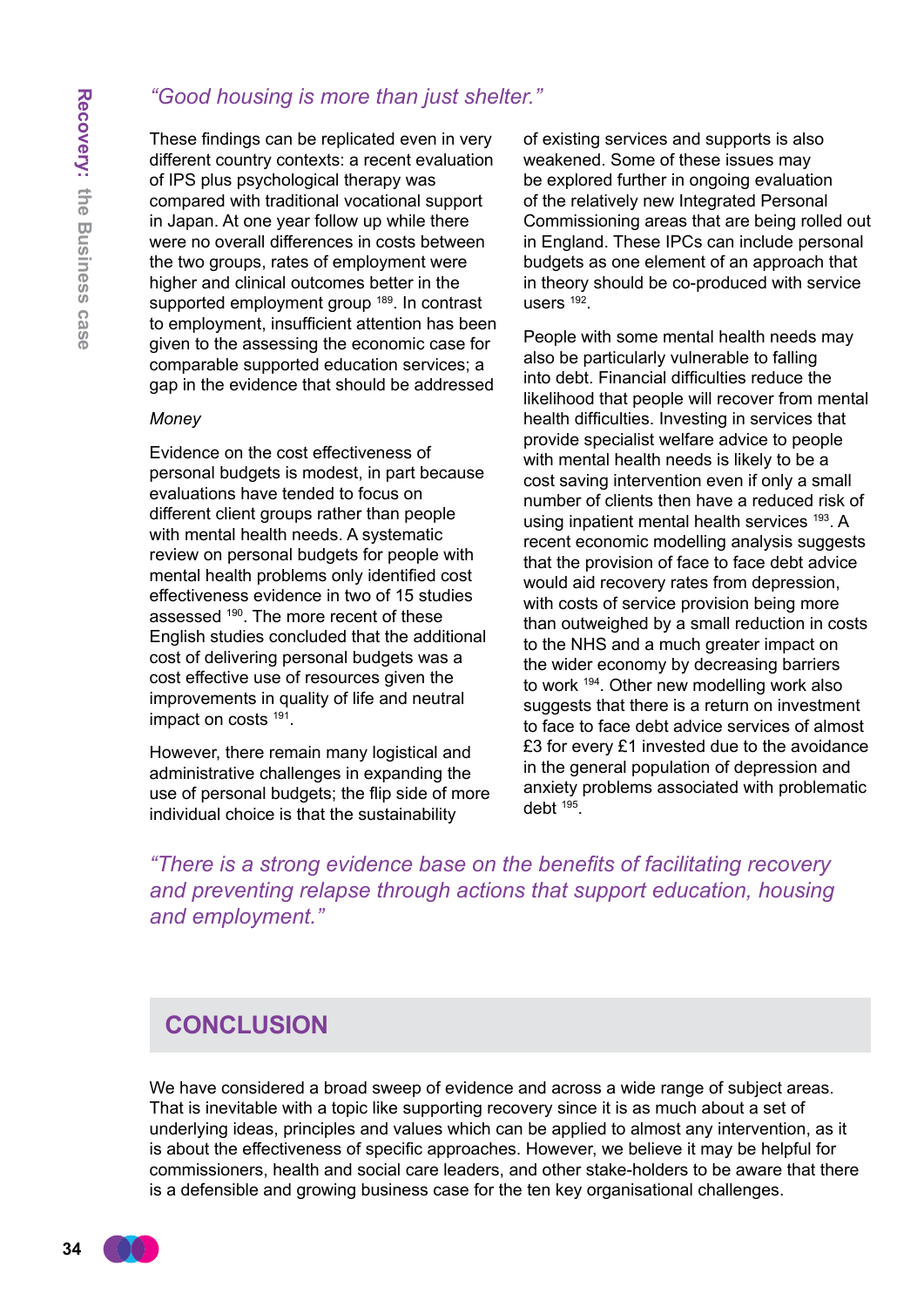*"Good housing is more than just shelter."*

These findings can be replicated even in very different country contexts: a recent evaluation of IPS plus psychological therapy was compared with traditional vocational support in Japan. At one year follow up while there were no overall differences in costs between the two groups, rates of employment were higher and clinical outcomes better in the supported employment group [189]. In contrast to employment, insufficient attention has been given to the assessing the economic case for comparable supported education services; a gap in the evidence that should be addressed

*Money*

Evidence on the cost effectiveness of personal budgets is modest, in part because evaluations have tended to focus on different client groups rather than people with mental health needs. A systematic review on personal budgets for people with mental health problems only identified cost effectiveness evidence in two of 15 studies assessed [190]. The more recent of these English studies concluded that the additional cost of delivering personal budgets was a cost effective use of resources given the improvements in quality of life and neutral impact on costs [191].

However, there remain many logistical and administrative challenges in expanding the use of personal budgets; the flip side of more individual choice is that the sustainability of existing services and supports is also weakened. Some of these issues may be explored further in ongoing evaluation of the relatively new Integrated Personal Commissioning areas that are being rolled out in England. These IPCs can include personal budgets as one element of an approach that in theory should be co-produced with service users [192].

People with some mental health needs may also be particularly vulnerable to falling into debt. Financial difficulties reduce the likelihood that people will recover from mental health difficulties. Investing in services that provide specialist welfare advice to people with mental health needs is likely to be a cost saving intervention even if only a small number of clients then have a reduced risk of using inpatient mental health services [193]. A recent economic modelling analysis suggests that the provision of face to face debt advice would aid recovery rates from depression, with costs of service provision being more than outweighed by a small reduction in costs to the NHS and a much greater impact on the wider economy by decreasing barriers to work [194]. Other new modelling work also suggests that there is a return on investment to face to face debt advice services of almost £3 for every £1 invested due to the avoidance in the general population of depression and anxiety problems associated with problematic debt [195].

*"There is a strong evidence base on the benefits of facilitating recovery and preventing relapse through actions that support education, housing and employment."*

## CONCLUSION

We have considered a broad sweep of evidence and across a wide range of subject areas. That is inevitable with a topic like supporting recovery since it is as much about a set of underlying ideas, principles and values which can be applied to almost any intervention, as it is about the effectiveness of specific approaches. However, we believe it may be helpful for commissioners, health and social care leaders, and other stake-holders to be aware that there is a defensible and growing business case for the ten key organisational challenges.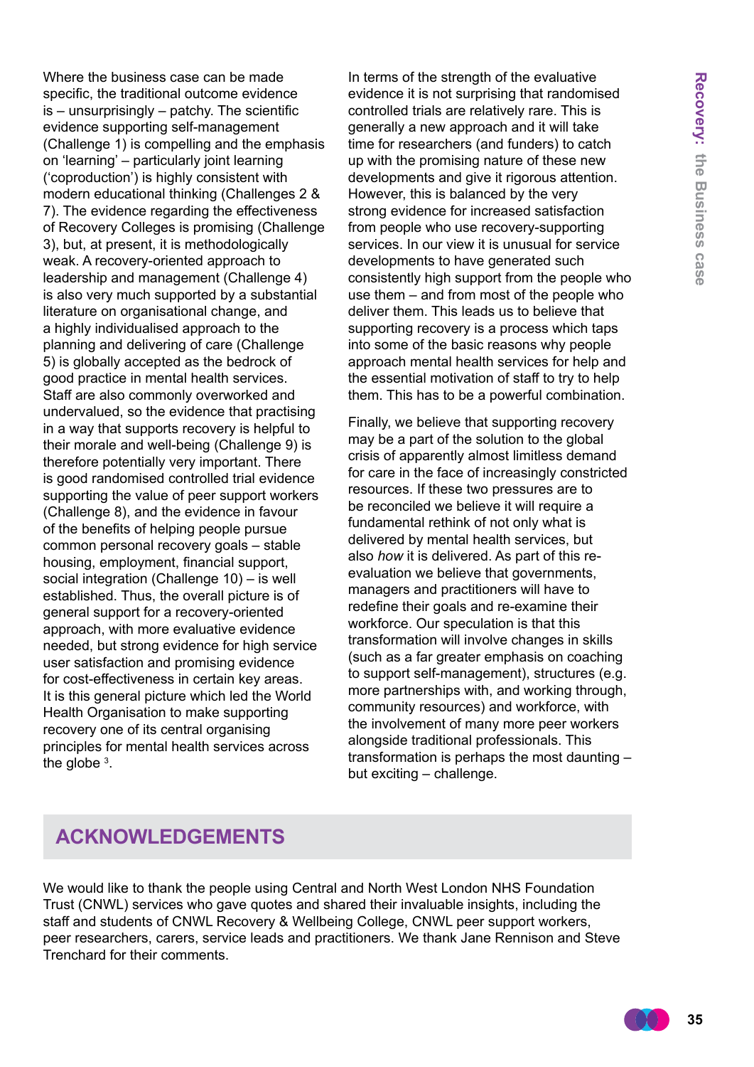Where the business case can be made specific, the traditional outcome evidence is – unsurprisingly – patchy. The scientific evidence supporting self-management (Challenge 1) is compelling and the emphasis on 'learning' – particularly joint learning ('coproduction') is highly consistent with modern educational thinking (Challenges 2 & 7). The evidence regarding the effectiveness of Recovery Colleges is promising (Challenge 3), but, at present, it is methodologically weak. A recovery-oriented approach to leadership and management (Challenge 4) is also very much supported by a substantial literature on organisational change, and a highly individualised approach to the planning and delivering of care (Challenge 5) is globally accepted as the bedrock of good practice in mental health services. Staff are also commonly overworked and undervalued, so the evidence that practising in a way that supports recovery is helpful to their morale and well-being (Challenge 9) is therefore potentially very important. There is good randomised controlled trial evidence supporting the value of peer support workers (Challenge 8), and the evidence in favour of the benefits of helping people pursue common personal recovery goals – stable housing, employment, financial support, social integration (Challenge 10) – is well established. Thus, the overall picture is of general support for a recovery-oriented approach, with more evaluative evidence needed, but strong evidence for high service user satisfaction and promising evidence for cost-effectiveness in certain key areas. It is this general picture which led the World Health Organisation to make supporting recovery one of its central organising principles for mental health services across the globe [3].

In terms of the strength of the evaluative evidence it is not surprising that randomised controlled trials are relatively rare. This is generally a new approach and it will take time for researchers (and funders) to catch up with the promising nature of these new developments and give it rigorous attention. However, this is balanced by the very strong evidence for increased satisfaction from people who use recovery-supporting services. In our view it is unusual for service developments to have generated such consistently high support from the people who use them – and from most of the people who deliver them. This leads us to believe that supporting recovery is a process which taps into some of the basic reasons why people approach mental health services for help and the essential motivation of staff to try to help them. This has to be a powerful combination.

Finally, we believe that supporting recovery may be a part of the solution to the global crisis of apparently almost limitless demand for care in the face of increasingly constricted resources. If these two pressures are to be reconciled we believe it will require a fundamental rethink of not only what is delivered by mental health services, but also *how* it is delivered. As part of this re-evaluation we believe that governments, managers and practitioners will have to redefine their goals and re-examine their workforce. Our speculation is that this transformation will involve changes in skills (such as a far greater emphasis on coaching to support self-management), structures (e.g. more partnerships with, and working through, community resources) and workforce, with the involvement of many more peer workers alongside traditional professionals. This transformation is perhaps the most daunting – but exciting – challenge.

## ACKNOWLEDGEMENTS

We would like to thank the people using Central and North West London NHS Foundation Trust (CNWL) services who gave quotes and shared their invaluable insights, including the staff and students of CNWL Recovery & Wellbeing College, CNWL peer support workers, peer researchers, carers, service leads and practitioners. We thank Jane Rennison and Steve Trenchard for their comments.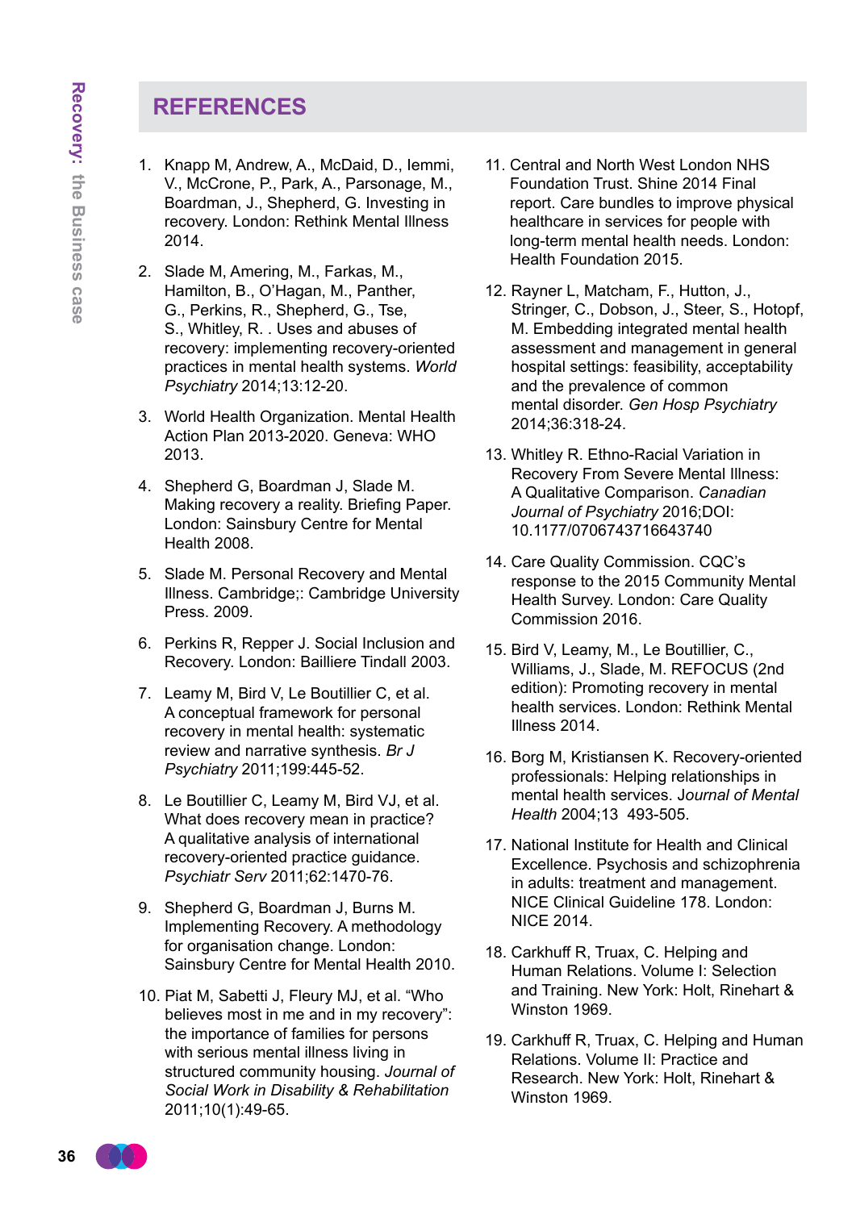## REFERENCES

1. Knapp M, Andrew, A., McDaid, D., Iemmi, V., McCrone, P., Park, A., Parsonage, M., Boardman, J., Shepherd, G. Investing in recovery. London: Rethink Mental Illness 2014.
2. Slade M, Amering, M., Farkas, M., Hamilton, B., O'Hagan, M., Panther, G., Perkins, R., Shepherd, G., Tse, S., Whitley, R. . Uses and abuses of recovery: implementing recovery-oriented practices in mental health systems. *World Psychiatry* 2014;13:12-20.
3. World Health Organization. Mental Health Action Plan 2013-2020. Geneva: WHO 2013.
4. Shepherd G, Boardman J, Slade M. Making recovery a reality. Briefing Paper. London: Sainsbury Centre for Mental Health 2008.
5. Slade M. Personal Recovery and Mental Illness. Cambridge;: Cambridge University Press. 2009.
6. Perkins R, Repper J. Social Inclusion and Recovery. London: Bailliere Tindall 2003.
7. Leamy M, Bird V, Le Boutillier C, et al. A conceptual framework for personal recovery in mental health: systematic review and narrative synthesis. *Br J Psychiatry* 2011;199:445-52.
8. Le Boutillier C, Leamy M, Bird VJ, et al. What does recovery mean in practice? A qualitative analysis of international recovery-oriented practice guidance. *Psychiatr Serv* 2011;62:1470-76.
9. Shepherd G, Boardman J, Burns M. Implementing Recovery. A methodology for organisation change. London: Sainsbury Centre for Mental Health 2010.
10. Piat M, Sabetti J, Fleury MJ, et al. "Who believes most in me and in my recovery": the importance of families for persons with serious mental illness living in structured community housing. *Journal of Social Work in Disability & Rehabilitation* 2011;10(1):49-65.
11. Central and North West London NHS Foundation Trust. Shine 2014 Final report. Care bundles to improve physical healthcare in services for people with long-term mental health needs. London: Health Foundation 2015.
12. Rayner L, Matcham, F., Hutton, J., Stringer, C., Dobson, J., Steer, S., Hotopf, M. Embedding integrated mental health assessment and management in general hospital settings: feasibility, acceptability and the prevalence of common mental disorder. *Gen Hosp Psychiatry* 2014;36:318-24.
13. Whitley R. Ethno-Racial Variation in Recovery From Severe Mental Illness: A Qualitative Comparison. *Canadian Journal of Psychiatry* 2016;DOI: 10.1177/0706743716643740
14. Care Quality Commission. CQC's response to the 2015 Community Mental Health Survey. London: Care Quality Commission 2016.
15. Bird V, Leamy, M., Le Boutillier, C., Williams, J., Slade, M. REFOCUS (2nd edition): Promoting recovery in mental health services. London: Rethink Mental Illness 2014.
16. Borg M, Kristiansen K. Recovery-oriented professionals: Helping relationships in mental health services. *Journal of Mental Health* 2004;13 493-505.
17. National Institute for Health and Clinical Excellence. Psychosis and schizophrenia in adults: treatment and management. NICE Clinical Guideline 178. London: NICE 2014.
18. Carkhuff R, Truax, C. Helping and Human Relations. Volume I: Selection and Training. New York: Holt, Rinehart & Winston 1969.
19. Carkhuff R, Truax, C. Helping and Human Relations. Volume II: Practice and Research. New York: Holt, Rinehart & Winston 1969.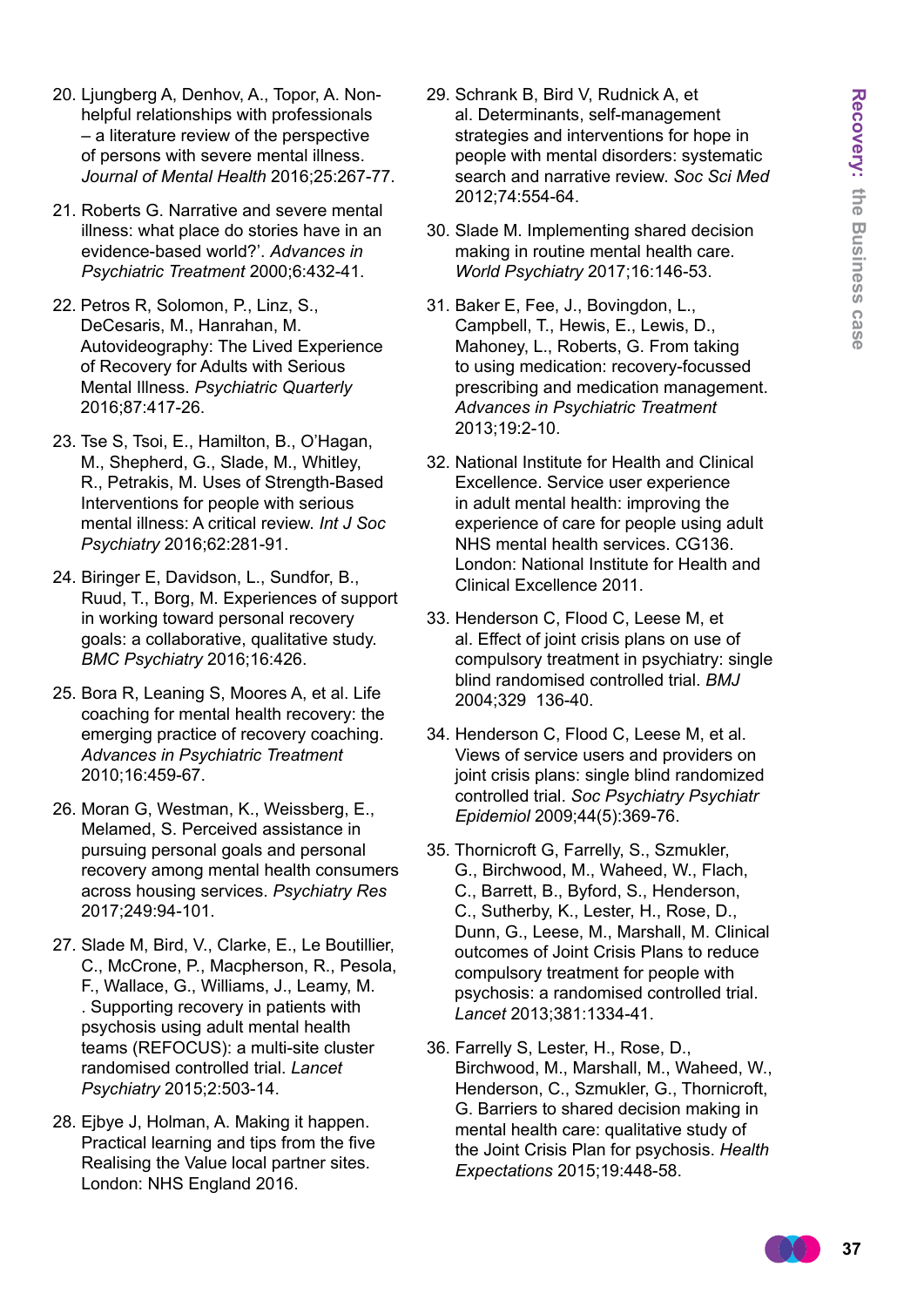20. Ljungberg A, Denhov, A., Topor, A. Non-helpful relationships with professionals – a literature review of the perspective of persons with severe mental illness. *Journal of Mental Health* 2016;25:267-77.

21. Roberts G. Narrative and severe mental illness: what place do stories have in an evidence-based world?'. *Advances in Psychiatric Treatment* 2000;6:432-41.

22. Petros R, Solomon, P., Linz, S., DeCesaris, M., Hanrahan, M. Autovideography: The Lived Experience of Recovery for Adults with Serious Mental Illness. *Psychiatric Quarterly* 2016;87:417-26.

23. Tse S, Tsoi, E., Hamilton, B., O'Hagan, M., Shepherd, G., Slade, M., Whitley, R., Petrakis, M. Uses of Strength-Based Interventions for people with serious mental illness: A critical review. *Int J Soc Psychiatry* 2016;62:281-91.

24. Biringer E, Davidson, L., Sundfor, B., Ruud, T., Borg, M. Experiences of support in working toward personal recovery goals: a collaborative, qualitative study. *BMC Psychiatry* 2016;16:426.

25. Bora R, Leaning S, Moores A, et al. Life coaching for mental health recovery: the emerging practice of recovery coaching. *Advances in Psychiatric Treatment* 2010;16:459-67.

26. Moran G, Westman, K., Weissberg, E., Melamed, S. Perceived assistance in pursuing personal goals and personal recovery among mental health consumers across housing services. *Psychiatry Res* 2017;249:94-101.

27. Slade M, Bird, V., Clarke, E., Le Boutillier, C., McCrone, P., Macpherson, R., Pesola, F., Wallace, G., Williams, J., Leamy, M. . Supporting recovery in patients with psychosis using adult mental health teams (REFOCUS): a multi-site cluster randomised controlled trial. *Lancet Psychiatry* 2015;2:503-14.

28. Ejbye J, Holman, A. Making it happen. Practical learning and tips from the five Realising the Value local partner sites. London: NHS England 2016.

29. Schrank B, Bird V, Rudnick A, et al. Determinants, self-management strategies and interventions for hope in people with mental disorders: systematic search and narrative review. *Soc Sci Med* 2012;74:554-64.

30. Slade M. Implementing shared decision making in routine mental health care. *World Psychiatry* 2017;16:146-53.

31. Baker E, Fee, J., Bovingdon, L., Campbell, T., Hewis, E., Lewis, D., Mahoney, L., Roberts, G. From taking to using medication: recovery-focussed prescribing and medication management. *Advances in Psychiatric Treatment* 2013;19:2-10.

32. National Institute for Health and Clinical Excellence. Service user experience in adult mental health: improving the experience of care for people using adult NHS mental health services. CG136. London: National Institute for Health and Clinical Excellence 2011.

33. Henderson C, Flood C, Leese M, et al. Effect of joint crisis plans on use of compulsory treatment in psychiatry: single blind randomised controlled trial. *BMJ* 2004;329 136-40.

34. Henderson C, Flood C, Leese M, et al. Views of service users and providers on joint crisis plans: single blind randomized controlled trial. *Soc Psychiatry Psychiatr Epidemiol* 2009;44(5):369-76.

35. Thornicroft G, Farrelly, S., Szmukler, G., Birchwood, M., Waheed, W., Flach, C., Barrett, B., Byford, S., Henderson, C., Sutherby, K., Lester, H., Rose, D., Dunn, G., Leese, M., Marshall, M. Clinical outcomes of Joint Crisis Plans to reduce compulsory treatment for people with psychosis: a randomised controlled trial. *Lancet* 2013;381:1334-41.

36. Farrelly S, Lester, H., Rose, D., Birchwood, M., Marshall, M., Waheed, W., Henderson, C., Szmukler, G., Thornicroft, G. Barriers to shared decision making in mental health care: qualitative study of the Joint Crisis Plan for psychosis. *Health Expectations* 2015;19:448-58.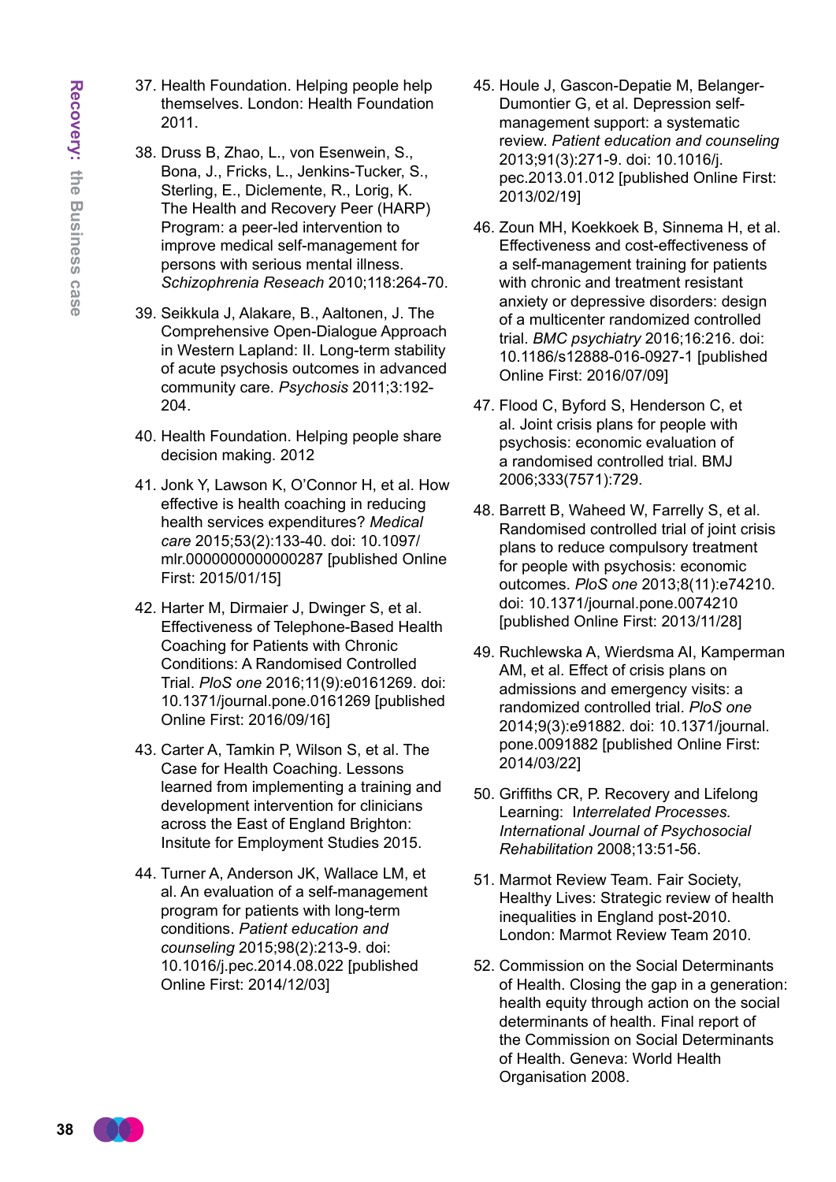37. Health Foundation. Helping people help themselves. London: Health Foundation 2011.

38. Druss B, Zhao, L., von Esenwein, S., Bona, J., Fricks, L., Jenkins-Tucker, S., Sterling, E., Diclemente, R., Lorig, K. The Health and Recovery Peer (HARP) Program: a peer-led intervention to improve medical self-management for persons with serious mental illness. *Schizophrenia Reseach* 2010;118:264-70.

39. Seikkula J, Alakare, B., Aaltonen, J. The Comprehensive Open-Dialogue Approach in Western Lapland: II. Long-term stability of acute psychosis outcomes in advanced community care. *Psychosis* 2011;3:192-204.

40. Health Foundation. Helping people share decision making. 2012

41. Jonk Y, Lawson K, O'Connor H, et al. How effective is health coaching in reducing health services expenditures? *Medical care* 2015;53(2):133-40. doi: 10.1097/mlr.0000000000000287 [published Online First: 2015/01/15]

42. Harter M, Dirmaier J, Dwinger S, et al. Effectiveness of Telephone-Based Health Coaching for Patients with Chronic Conditions: A Randomised Controlled Trial. *PloS one* 2016;11(9):e0161269. doi: 10.1371/journal.pone.0161269 [published Online First: 2016/09/16]

43. Carter A, Tamkin P, Wilson S, et al. The Case for Health Coaching. Lessons learned from implementing a training and development intervention for clinicians across the East of England Brighton: Insitute for Employment Studies 2015.

44. Turner A, Anderson JK, Wallace LM, et al. An evaluation of a self-management program for patients with long-term conditions. *Patient education and counseling* 2015;98(2):213-9. doi: 10.1016/j.pec.2014.08.022 [published Online First: 2014/12/03]

45. Houle J, Gascon-Depatie M, Belanger-Dumontier G, et al. Depression self-management support: a systematic review. *Patient education and counseling* 2013;91(3):271-9. doi: 10.1016/j.pec.2013.01.012 [published Online First: 2013/02/19]

46. Zoun MH, Koekkoek B, Sinnema H, et al. Effectiveness and cost-effectiveness of a self-management training for patients with chronic and treatment resistant anxiety or depressive disorders: design of a multicenter randomized controlled trial. *BMC psychiatry* 2016;16:216. doi: 10.1186/s12888-016-0927-1 [published Online First: 2016/07/09]

47. Flood C, Byford S, Henderson C, et al. Joint crisis plans for people with psychosis: economic evaluation of a randomised controlled trial. BMJ 2006;333(7571):729.

48. Barrett B, Waheed W, Farrelly S, et al. Randomised controlled trial of joint crisis plans to reduce compulsory treatment for people with psychosis: economic outcomes. *PloS one* 2013;8(11):e74210. doi: 10.1371/journal.pone.0074210 [published Online First: 2013/11/28]

49. Ruchlewska A, Wierdsma AI, Kamperman AM, et al. Effect of crisis plans on admissions and emergency visits: a randomized controlled trial. *PloS one* 2014;9(3):e91882. doi: 10.1371/journal.pone.0091882 [published Online First: 2014/03/22]

50. Griffiths CR, P. Recovery and Lifelong Learning: I*nterrelated Processes. International Journal of Psychosocial Rehabilitation* 2008;13:51-56.

51. Marmot Review Team. Fair Society, Healthy Lives: Strategic review of health inequalities in England post-2010. London: Marmot Review Team 2010.

52. Commission on the Social Determinants of Health. Closing the gap in a generation: health equity through action on the social determinants of health. Final report of the Commission on Social Determinants of Health. Geneva: World Health Organisation 2008.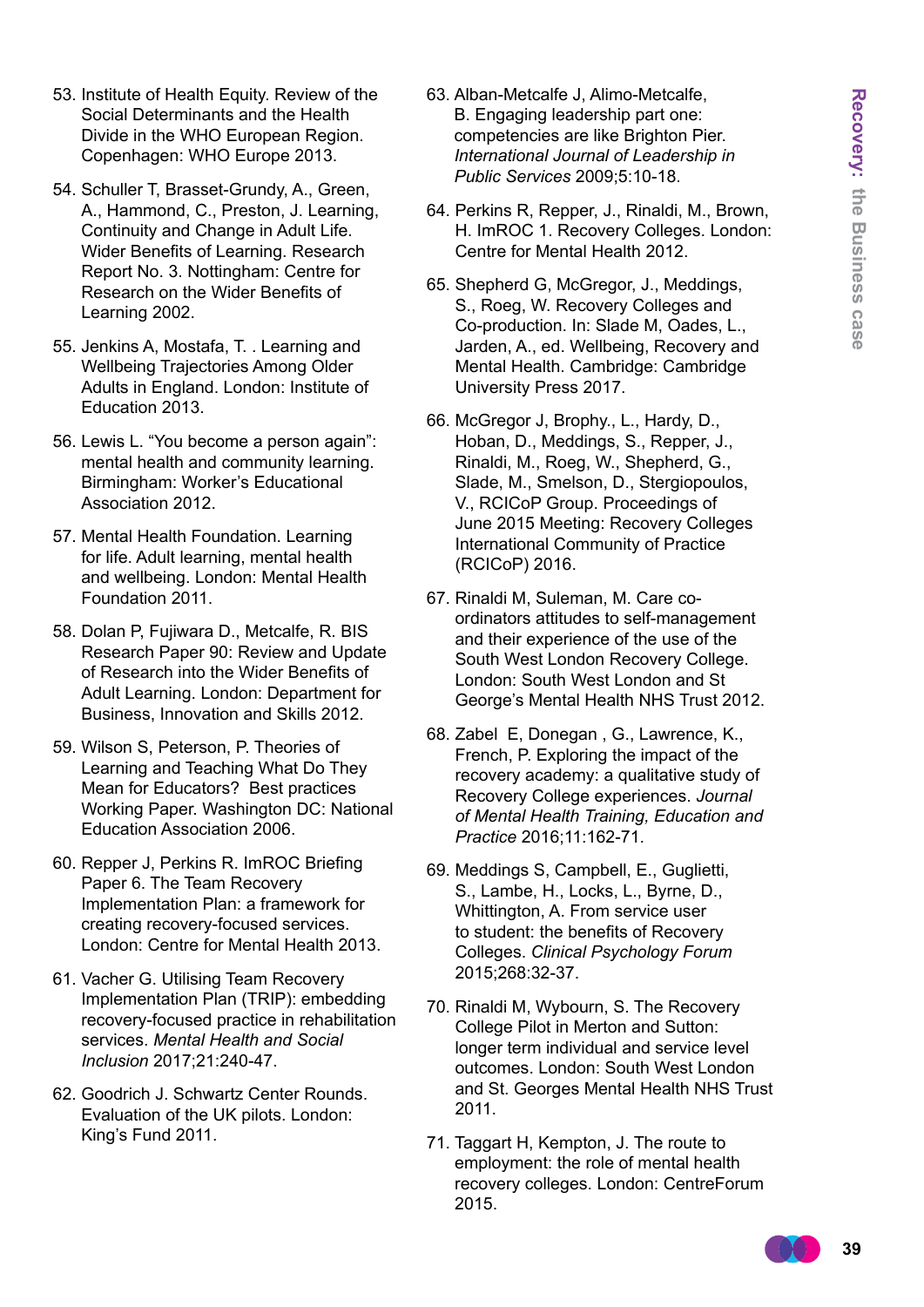53. Institute of Health Equity. Review of the Social Determinants and the Health Divide in the WHO European Region. Copenhagen: WHO Europe 2013.

54. Schuller T, Brasset-Grundy, A., Green, A., Hammond, C., Preston, J. Learning, Continuity and Change in Adult Life. Wider Benefits of Learning. Research Report No. 3. Nottingham: Centre for Research on the Wider Benefits of Learning 2002.

55. Jenkins A, Mostafa, T. . Learning and Wellbeing Trajectories Among Older Adults in England. London: Institute of Education 2013.

56. Lewis L. "You become a person again": mental health and community learning. Birmingham: Worker's Educational Association 2012.

57. Mental Health Foundation. Learning for life. Adult learning, mental health and wellbeing. London: Mental Health Foundation 2011.

58. Dolan P, Fujiwara D., Metcalfe, R. BIS Research Paper 90: Review and Update of Research into the Wider Benefits of Adult Learning. London: Department for Business, Innovation and Skills 2012.

59. Wilson S, Peterson, P. Theories of Learning and Teaching What Do They Mean for Educators? Best practices Working Paper. Washington DC: National Education Association 2006.

60. Repper J, Perkins R. ImROC Briefing Paper 6. The Team Recovery Implementation Plan: a framework for creating recovery-focused services. London: Centre for Mental Health 2013.

61. Vacher G. Utilising Team Recovery Implementation Plan (TRIP): embedding recovery-focused practice in rehabilitation services. *Mental Health and Social Inclusion* 2017;21:240-47.

62. Goodrich J. Schwartz Center Rounds. Evaluation of the UK pilots. London: King's Fund 2011.

63. Alban-Metcalfe J, Alimo-Metcalfe, B. Engaging leadership part one: competencies are like Brighton Pier. *International Journal of Leadership in Public Services* 2009;5:10-18.

64. Perkins R, Repper, J., Rinaldi, M., Brown, H. ImROC 1. Recovery Colleges. London: Centre for Mental Health 2012.

65. Shepherd G, McGregor, J., Meddings, S., Roeg, W. Recovery Colleges and Co-production. In: Slade M, Oades, L., Jarden, A., ed. Wellbeing, Recovery and Mental Health. Cambridge: Cambridge University Press 2017.

66. McGregor J, Brophy., L., Hardy, D., Hoban, D., Meddings, S., Repper, J., Rinaldi, M., Roeg, W., Shepherd, G., Slade, M., Smelson, D., Stergiopoulos, V., RCICoP Group. Proceedings of June 2015 Meeting: Recovery Colleges International Community of Practice (RCICoP) 2016.

67. Rinaldi M, Suleman, M. Care co-ordinators attitudes to self-management and their experience of the use of the South West London Recovery College. London: South West London and St George's Mental Health NHS Trust 2012.

68. Zabel E, Donegan , G., Lawrence, K., French, P. Exploring the impact of the recovery academy: a qualitative study of Recovery College experiences. *Journal of Mental Health Training, Education and Practice* 2016;11:162-71.

69. Meddings S, Campbell, E., Guglietti, S., Lambe, H., Locks, L., Byrne, D., Whittington, A. From service user to student: the benefits of Recovery Colleges. *Clinical Psychology Forum* 2015;268:32-37.

70. Rinaldi M, Wybourn, S. The Recovery College Pilot in Merton and Sutton: longer term individual and service level outcomes. London: South West London and St. Georges Mental Health NHS Trust 2011.

71. Taggart H, Kempton, J. The route to employment: the role of mental health recovery colleges. London: CentreForum 2015.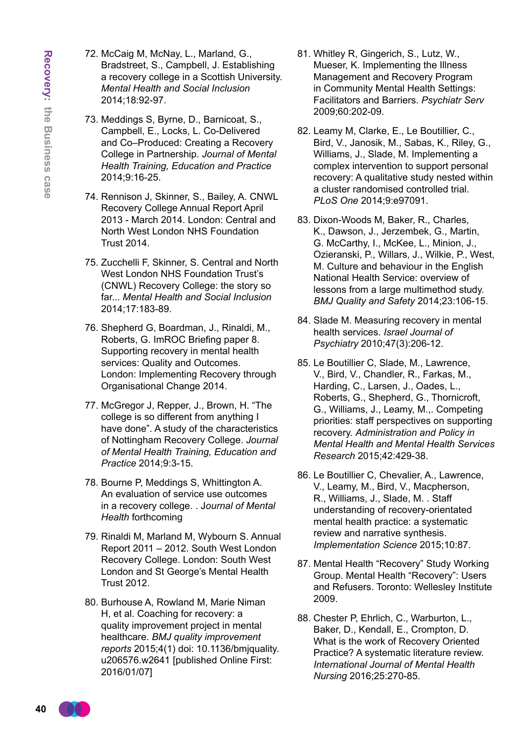72. McCaig M, McNay, L., Marland, G., Bradstreet, S., Campbell, J. Establishing a recovery college in a Scottish University. *Mental Health and Social Inclusion* 2014;18:92-97.

73. Meddings S, Byrne, D., Barnicoat, S., Campbell, E., Locks, L. Co-Delivered and Co–Produced: Creating a Recovery College in Partnership. *Journal of Mental Health Training, Education and Practice* 2014;9:16-25.

74. Rennison J, Skinner, S., Bailey, A. CNWL Recovery College Annual Report April 2013 - March 2014. London: Central and North West London NHS Foundation Trust 2014.

75. Zucchelli F, Skinner, S. Central and North West London NHS Foundation Trust's (CNWL) Recovery College: the story so far... *Mental Health and Social Inclusion* 2014;17:183-89.

76. Shepherd G, Boardman, J., Rinaldi, M., Roberts, G. ImROC Briefing paper 8. Supporting recovery in mental health services: Quality and Outcomes. London: Implementing Recovery through Organisational Change 2014.

77. McGregor J, Repper, J., Brown, H. "The college is so different from anything I have done". A study of the characteristics of Nottingham Recovery College. *Journal of Mental Health Training, Education and Practice* 2014;9:3-15.

78. Bourne P, Meddings S, Whittington A. An evaluation of service use outcomes in a recovery college. . *Journal of Mental Health* forthcoming

79. Rinaldi M, Marland M, Wybourn S. Annual Report 2011 – 2012. South West London Recovery College. London: South West London and St George's Mental Health Trust 2012.

80. Burhouse A, Rowland M, Marie Niman H, et al. Coaching for recovery: a quality improvement project in mental healthcare. *BMJ quality improvement reports* 2015;4(1) doi: 10.1136/bmjquality.u206576.w2641 [published Online First: 2016/01/07]

81. Whitley R, Gingerich, S., Lutz, W., Mueser, K. Implementing the Illness Management and Recovery Program in Community Mental Health Settings: Facilitators and Barriers. *Psychiatr Serv* 2009;60:202-09.

82. Leamy M, Clarke, E., Le Boutillier, C., Bird, V., Janosik, M., Sabas, K., Riley, G., Williams, J., Slade, M. Implementing a complex intervention to support personal recovery: A qualitative study nested within a cluster randomised controlled trial. *PLoS One* 2014;9:e97091.

83. Dixon-Woods M, Baker, R., Charles, K., Dawson, J., Jerzembek, G., Martin, G. McCarthy, I., McKee, L., Minion, J., Ozieranski, P., Willars, J., Wilkie, P., West, M. Culture and behaviour in the English National Health Service: overview of lessons from a large multimethod study. *BMJ Quality and Safety* 2014;23:106-15.

84. Slade M. Measuring recovery in mental health services. *Israel Journal of Psychiatry* 2010;47(3):206-12.

85. Le Boutillier C, Slade, M., Lawrence, V., Bird, V., Chandler, R., Farkas, M., Harding, C., Larsen, J., Oades, L., Roberts, G., Shepherd, G., Thornicroft, G., Williams, J., Leamy, M.,. Competing priorities: staff perspectives on supporting recovery. *Administration and Policy in Mental Health and Mental Health Services Research* 2015;42:429-38.

86. Le Boutillier C, Chevalier, A., Lawrence, V., Leamy, M., Bird, V., Macpherson, R., Williams, J., Slade, M. . Staff understanding of recovery-orientated mental health practice: a systematic review and narrative synthesis. *Implementation Science* 2015;10:87.

87. Mental Health "Recovery" Study Working Group. Mental Health "Recovery": Users and Refusers. Toronto: Wellesley Institute 2009.

88. Chester P, Ehrlich, C., Warburton, L., Baker, D., Kendall, E., Crompton, D. What is the work of Recovery Oriented Practice? A systematic literature review. *International Journal of Mental Health Nursing* 2016;25:270-85.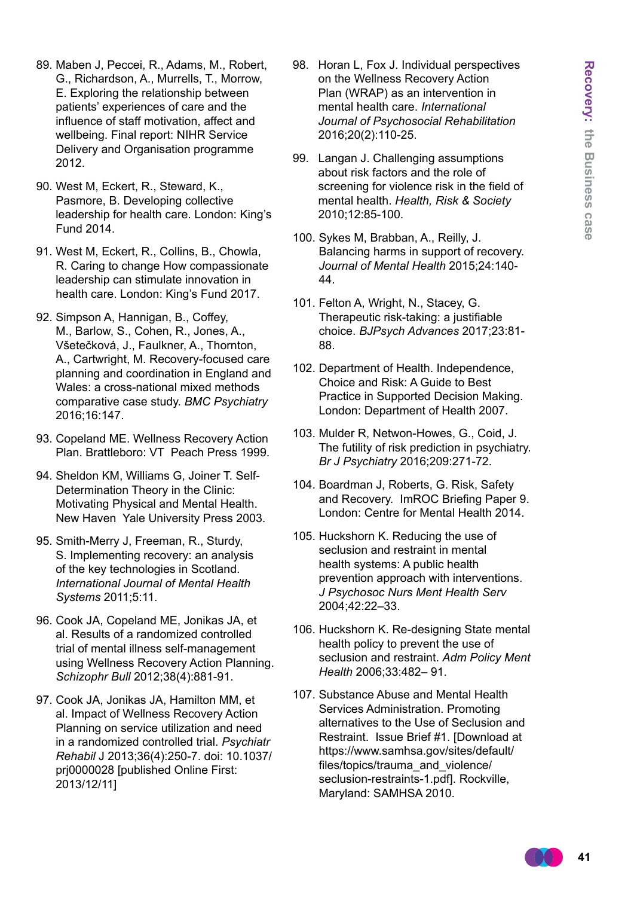89. Maben J, Peccei, R., Adams, M., Robert, G., Richardson, A., Murrells, T., Morrow, E. Exploring the relationship between patients' experiences of care and the influence of staff motivation, affect and wellbeing. Final report: NIHR Service Delivery and Organisation programme 2012.

90. West M, Eckert, R., Steward, K., Pasmore, B. Developing collective leadership for health care. London: King's Fund 2014.

91. West M, Eckert, R., Collins, B., Chowla, R. Caring to change How compassionate leadership can stimulate innovation in health care. London: King's Fund 2017.

92. Simpson A, Hannigan, B., Coffey, M., Barlow, S., Cohen, R., Jones, A., Všetečková, J., Faulkner, A., Thornton, A., Cartwright, M. Recovery-focused care planning and coordination in England and Wales: a cross-national mixed methods comparative case study. *BMC Psychiatry* 2016;16:147.

93. Copeland ME. Wellness Recovery Action Plan. Brattleboro: VT  Peach Press 1999.

94. Sheldon KM, Williams G, Joiner T. Self-Determination Theory in the Clinic: Motivating Physical and Mental Health. New Haven  Yale University Press 2003.

95. Smith-Merry J, Freeman, R., Sturdy, S. Implementing recovery: an analysis of the key technologies in Scotland. *International Journal of Mental Health Systems* 2011;5:11.

96. Cook JA, Copeland ME, Jonikas JA, et al. Results of a randomized controlled trial of mental illness self-management using Wellness Recovery Action Planning. *Schizophr Bull* 2012;38(4):881-91.

97. Cook JA, Jonikas JA, Hamilton MM, et al. Impact of Wellness Recovery Action Planning on service utilization and need in a randomized controlled trial. *Psychiatr Rehabil* J 2013;36(4):250-7. doi: 10.1037/prj0000028 [published Online First: 2013/12/11]

98. Horan L, Fox J. Individual perspectives on the Wellness Recovery Action Plan (WRAP) as an intervention in mental health care. *International Journal of Psychosocial Rehabilitation* 2016;20(2):110-25.

99. Langan J. Challenging assumptions about risk factors and the role of screening for violence risk in the field of mental health. *Health, Risk & Society* 2010;12:85-100.

100. Sykes M, Brabban, A., Reilly, J. Balancing harms in support of recovery. *Journal of Mental Health* 2015;24:140-44.

101. Felton A, Wright, N., Stacey, G. Therapeutic risk-taking: a justifiable choice. *BJPsych Advances* 2017;23:81-88.

102. Department of Health. Independence, Choice and Risk: A Guide to Best Practice in Supported Decision Making. London: Department of Health 2007.

103. Mulder R, Netwon-Howes, G., Coid, J. The futility of risk prediction in psychiatry. *Br J Psychiatry* 2016;209:271-72.

104. Boardman J, Roberts, G. Risk, Safety and Recovery.  ImROC Briefing Paper 9. London: Centre for Mental Health 2014.

105. Huckshorn K. Reducing the use of seclusion and restraint in mental health systems: A public health prevention approach with interventions. *J Psychosoc Nurs Ment Health Serv* 2004;42:22–33.

106. Huckshorn K. Re-designing State mental health policy to prevent the use of seclusion and restraint. *Adm Policy Ment Health* 2006;33:482– 91.

107. Substance Abuse and Mental Health Services Administration. Promoting alternatives to the Use of Seclusion and Restraint.  Issue Brief #1. [Download at https://www.samhsa.gov/sites/default/files/topics/trauma_and_violence/seclusion-restraints-1.pdf]. Rockville, Maryland: SAMHSA 2010.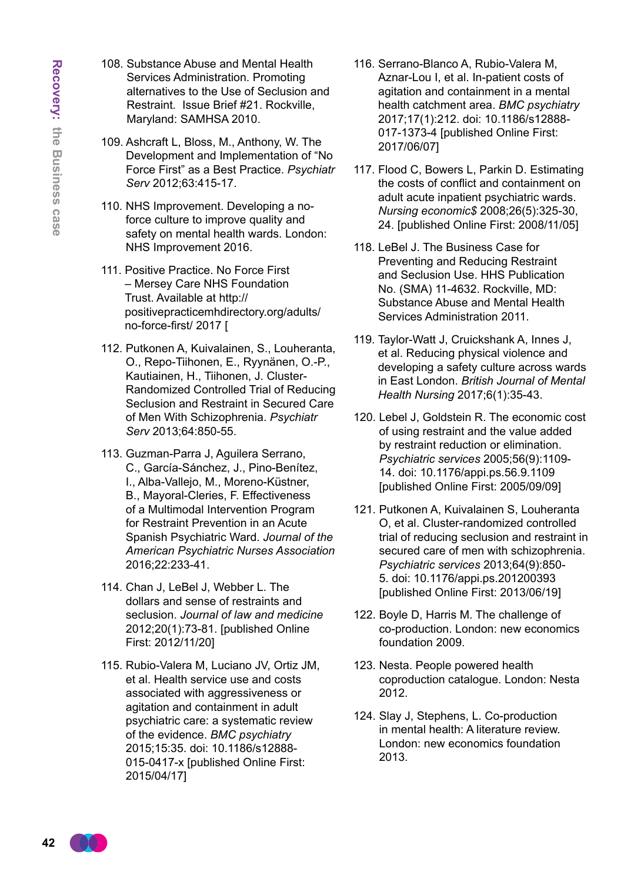108. Substance Abuse and Mental Health Services Administration. Promoting alternatives to the Use of Seclusion and Restraint. Issue Brief #21. Rockville, Maryland: SAMHSA 2010.

109. Ashcraft L, Bloss, M., Anthony, W. The Development and Implementation of “No Force First” as a Best Practice. *Psychiatr Serv* 2012;63:415-17.

110. NHS Improvement. Developing a no-force culture to improve quality and safety on mental health wards. London: NHS Improvement 2016.

111. Positive Practice. No Force First – Mersey Care NHS Foundation Trust. Available at http://positivepracticemhdirectory.org/adults/no-force-first/ 2017 [

112. Putkonen A, Kuivalainen, S., Louheranta, O., Repo-Tiihonen, E., Ryynänen, O.-P., Kautiainen, H., Tiihonen, J. Cluster-Randomized Controlled Trial of Reducing Seclusion and Restraint in Secured Care of Men With Schizophrenia. *Psychiatr Serv* 2013;64:850-55.

113. Guzman-Parra J, Aguilera Serrano, C., García-Sánchez, J., Pino-Benítez, I., Alba-Vallejo, M., Moreno-Küstner, B., Mayoral-Cleries, F. Effectiveness of a Multimodal Intervention Program for Restraint Prevention in an Acute Spanish Psychiatric Ward. *Journal of the American Psychiatric Nurses Association* 2016;22:233-41.

114. Chan J, LeBel J, Webber L. The dollars and sense of restraints and seclusion. *Journal of law and medicine* 2012;20(1):73-81. [published Online First: 2012/11/20]

115. Rubio-Valera M, Luciano JV, Ortiz JM, et al. Health service use and costs associated with aggressiveness or agitation and containment in adult psychiatric care: a systematic review of the evidence. *BMC psychiatry* 2015;15:35. doi: 10.1186/s12888-015-0417-x [published Online First: 2015/04/17]

116. Serrano-Blanco A, Rubio-Valera M, Aznar-Lou I, et al. In-patient costs of agitation and containment in a mental health catchment area. *BMC psychiatry* 2017;17(1):212. doi: 10.1186/s12888-017-1373-4 [published Online First: 2017/06/07]

117. Flood C, Bowers L, Parkin D. Estimating the costs of conflict and containment on adult acute inpatient psychiatric wards. *Nursing economic$* 2008;26(5):325-30, 24. [published Online First: 2008/11/05]

118. LeBel J. The Business Case for Preventing and Reducing Restraint and Seclusion Use. HHS Publication No. (SMA) 11-4632. Rockville, MD: Substance Abuse and Mental Health Services Administration 2011.

119. Taylor-Watt J, Cruickshank A, Innes J, et al. Reducing physical violence and developing a safety culture across wards in East London. *British Journal of Mental Health Nursing* 2017;6(1):35-43.

120. Lebel J, Goldstein R. The economic cost of using restraint and the value added by restraint reduction or elimination. *Psychiatric services* 2005;56(9):1109-14. doi: 10.1176/appi.ps.56.9.1109 [published Online First: 2005/09/09]

121. Putkonen A, Kuivalainen S, Louheranta O, et al. Cluster-randomized controlled trial of reducing seclusion and restraint in secured care of men with schizophrenia. *Psychiatric services* 2013;64(9):850-5. doi: 10.1176/appi.ps.201200393 [published Online First: 2013/06/19]

122. Boyle D, Harris M. The challenge of co-production. London: new economics foundation 2009.

123. Nesta. People powered health coproduction catalogue. London: Nesta 2012.

124. Slay J, Stephens, L. Co-production in mental health: A literature review. London: new economics foundation 2013.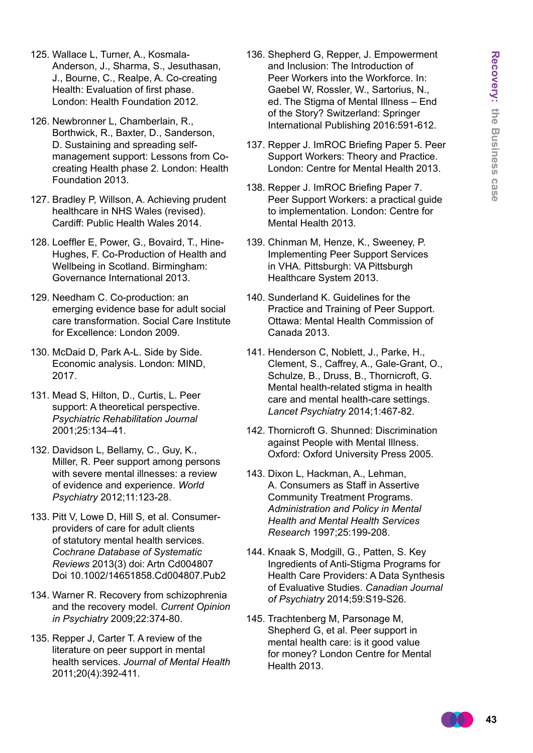125. Wallace L, Turner, A., Kosmala-Anderson, J., Sharma, S., Jesuthasan, J., Bourne, C., Realpe, A. Co-creating Health: Evaluation of first phase. London: Health Foundation 2012.

126. Newbronner L, Chamberlain, R., Borthwick, R., Baxter, D., Sanderson, D. Sustaining and spreading self-management support: Lessons from Co-creating Health phase 2. London: Health Foundation 2013.

127. Bradley P, Willson, A. Achieving prudent healthcare in NHS Wales (revised). Cardiff: Public Health Wales 2014.

128. Loeffler E, Power, G., Bovaird, T., Hine-Hughes, F. Co-Production of Health and Wellbeing in Scotland. Birmingham: Governance International 2013.

129. Needham C. Co-production: an emerging evidence base for adult social care transformation. Social Care Institute for Excellence: London 2009.

130. McDaid D, Park A-L. Side by Side. Economic analysis. London: MIND, 2017.

131. Mead S, Hilton, D., Curtis, L. Peer support: A theoretical perspective. *Psychiatric Rehabilitation Journal* 2001;25:134–41.

132. Davidson L, Bellamy, C., Guy, K., Miller, R. Peer support among persons with severe mental illnesses: a review of evidence and experience. *World Psychiatry* 2012;11:123-28.

133. Pitt V, Lowe D, Hill S, et al. Consumer-providers of care for adult clients of statutory mental health services. *Cochrane Database of Systematic Reviews* 2013(3) doi: Artn Cd004807 Doi 10.1002/14651858.Cd004807.Pub2

134. Warner R. Recovery from schizophrenia and the recovery model. *Current Opinion in Psychiatry* 2009;22:374-80.

135. Repper J, Carter T. A review of the literature on peer support in mental health services. *Journal of Mental Health* 2011;20(4):392-411.

136. Shepherd G, Repper, J. Empowerment and Inclusion: The Introduction of Peer Workers into the Workforce. In: Gaebel W, Rossler, W., Sartorius, N., ed. The Stigma of Mental Illness – End of the Story? Switzerland: Springer International Publishing 2016:591-612.

137. Repper J. ImROC Briefing Paper 5. Peer Support Workers: Theory and Practice. London: Centre for Mental Health 2013.

138. Repper J. ImROC Briefing Paper 7. Peer Support Workers: a practical guide to implementation. London: Centre for Mental Health 2013.

139. Chinman M, Henze, K., Sweeney, P. Implementing Peer Support Services in VHA. Pittsburgh: VA Pittsburgh Healthcare System 2013.

140. Sunderland K. Guidelines for the Practice and Training of Peer Support. Ottawa: Mental Health Commission of Canada 2013.

141. Henderson C, Noblett, J., Parke, H., Clement, S., Caffrey, A., Gale-Grant, O., Schulze, B., Druss, B., Thornicroft, G. Mental health-related stigma in health care and mental health-care settings. *Lancet Psychiatry* 2014;1:467-82.

142. Thornicroft G. Shunned: Discrimination against People with Mental Illness. Oxford: Oxford University Press 2005.

143. Dixon L, Hackman, A., Lehman, A. Consumers as Staff in Assertive Community Treatment Programs. *Administration and Policy in Mental Health and Mental Health Services Research* 1997;25:199-208.

144. Knaak S, Modgill, G., Patten, S. Key Ingredients of Anti-Stigma Programs for Health Care Providers: A Data Synthesis of Evaluative Studies. *Canadian Journal of Psychiatry* 2014;59:S19-S26.

145. Trachtenberg M, Parsonage M, Shepherd G, et al. Peer support in mental health care: is it good value for money? London Centre for Mental Health 2013.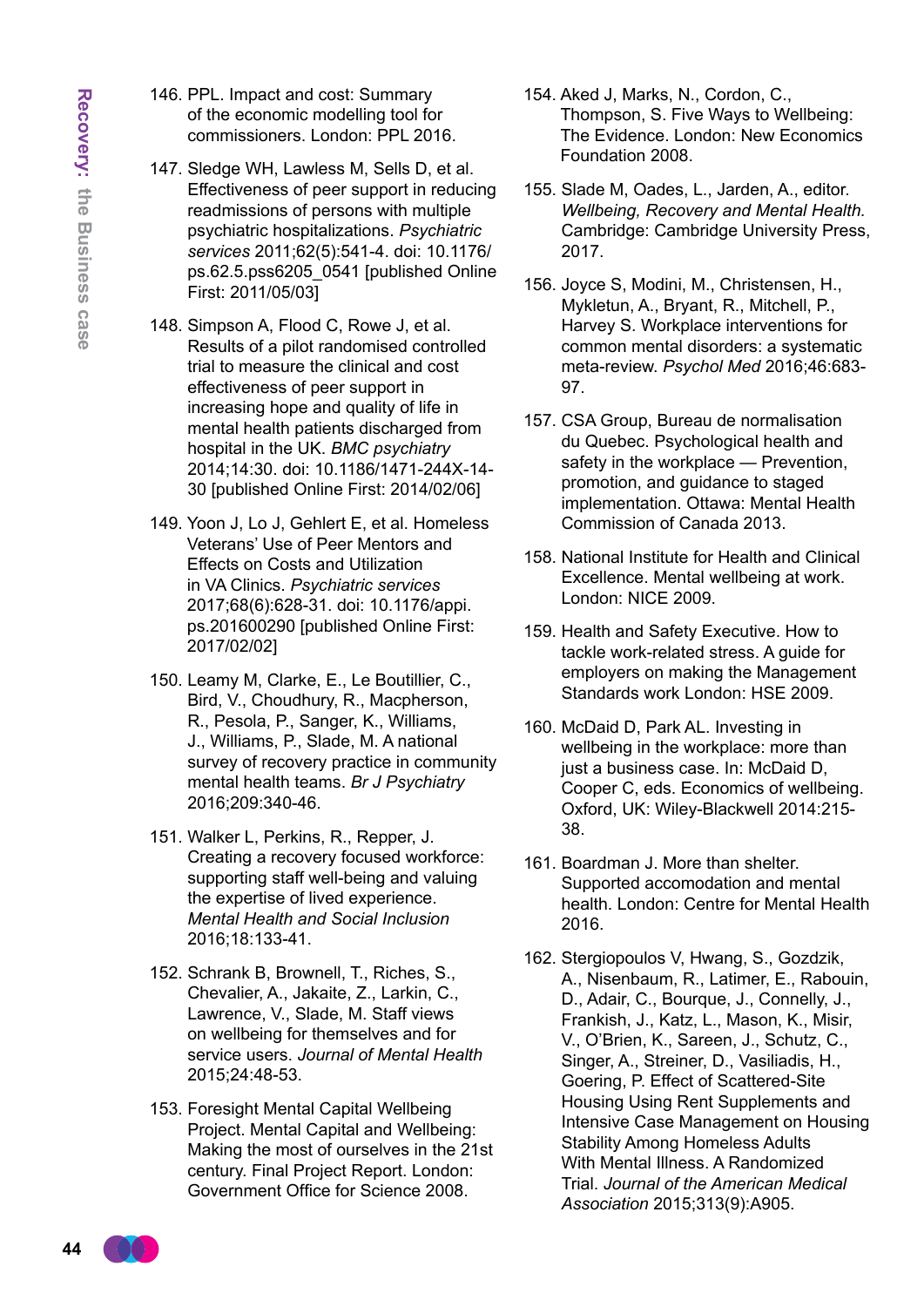146. PPL. Impact and cost: Summary of the economic modelling tool for commissioners. London: PPL 2016.

147. Sledge WH, Lawless M, Sells D, et al. Effectiveness of peer support in reducing readmissions of persons with multiple psychiatric hospitalizations. *Psychiatric services* 2011;62(5):541-4. doi: 10.1176/ps.62.5.pss6205_0541 [published Online First: 2011/05/03]

148. Simpson A, Flood C, Rowe J, et al. Results of a pilot randomised controlled trial to measure the clinical and cost effectiveness of peer support in increasing hope and quality of life in mental health patients discharged from hospital in the UK. *BMC psychiatry* 2014;14:30. doi: 10.1186/1471-244X-14-30 [published Online First: 2014/02/06]

149. Yoon J, Lo J, Gehlert E, et al. Homeless Veterans' Use of Peer Mentors and Effects on Costs and Utilization in VA Clinics. *Psychiatric services* 2017;68(6):628-31. doi: 10.1176/appi.ps.201600290 [published Online First: 2017/02/02]

150. Leamy M, Clarke, E., Le Boutillier, C., Bird, V., Choudhury, R., Macpherson, R., Pesola, P., Sanger, K., Williams, J., Williams, P., Slade, M. A national survey of recovery practice in community mental health teams. *Br J Psychiatry* 2016;209:340-46.

151. Walker L, Perkins, R., Repper, J. Creating a recovery focused workforce: supporting staff well-being and valuing the expertise of lived experience. *Mental Health and Social Inclusion* 2016;18:133-41.

152. Schrank B, Brownell, T., Riches, S., Chevalier, A., Jakaite, Z., Larkin, C., Lawrence, V., Slade, M. Staff views on wellbeing for themselves and for service users. *Journal of Mental Health* 2015;24:48-53.

153. Foresight Mental Capital Wellbeing Project. Mental Capital and Wellbeing: Making the most of ourselves in the 21st century. Final Project Report. London: Government Office for Science 2008.

154. Aked J, Marks, N., Cordon, C., Thompson, S. Five Ways to Wellbeing: The Evidence. London: New Economics Foundation 2008.

155. Slade M, Oades, L., Jarden, A., editor. *Wellbeing, Recovery and Mental Health.* Cambridge: Cambridge University Press, 2017.

156. Joyce S, Modini, M., Christensen, H., Mykletun, A., Bryant, R., Mitchell, P., Harvey S. Workplace interventions for common mental disorders: a systematic meta-review. *Psychol Med* 2016;46:683-97.

157. CSA Group, Bureau de normalisation du Quebec. Psychological health and safety in the workplace — Prevention, promotion, and guidance to staged implementation. Ottawa: Mental Health Commission of Canada 2013.

158. National Institute for Health and Clinical Excellence. Mental wellbeing at work. London: NICE 2009.

159. Health and Safety Executive. How to tackle work-related stress. A guide for employers on making the Management Standards work London: HSE 2009.

160. McDaid D, Park AL. Investing in wellbeing in the workplace: more than just a business case. In: McDaid D, Cooper C, eds. Economics of wellbeing. Oxford, UK: Wiley-Blackwell 2014:215-38.

161. Boardman J. More than shelter. Supported accomodation and mental health. London: Centre for Mental Health 2016.

162. Stergiopoulos V, Hwang, S., Gozdzik, A., Nisenbaum, R., Latimer, E., Rabouin, D., Adair, C., Bourque, J., Connelly, J., Frankish, J., Katz, L., Mason, K., Misir, V., O'Brien, K., Sareen, J., Schutz, C., Singer, A., Streiner, D., Vasiliadis, H., Goering, P. Effect of Scattered-Site Housing Using Rent Supplements and Intensive Case Management on Housing Stability Among Homeless Adults With Mental Illness. A Randomized Trial. *Journal of the American Medical Association* 2015;313(9):A905.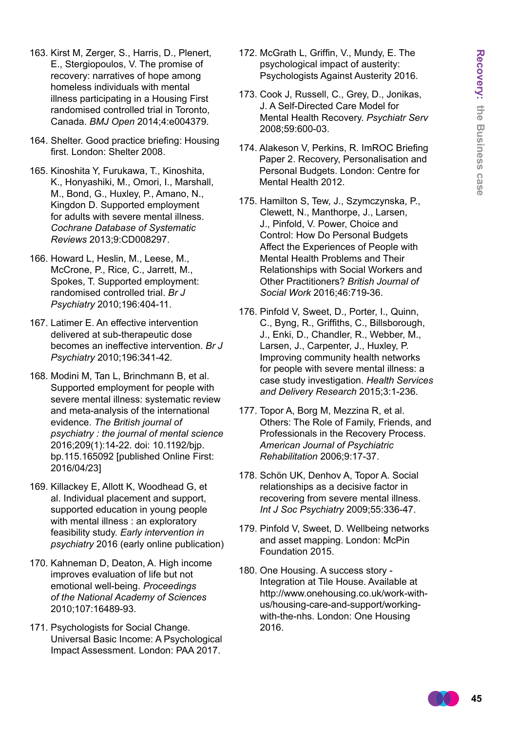163. Kirst M, Zerger, S., Harris, D., Plenert, E., Stergiopoulos, V. The promise of recovery: narratives of hope among homeless individuals with mental illness participating in a Housing First randomised controlled trial in Toronto, Canada. *BMJ Open* 2014;4:e004379.

164. Shelter. Good practice briefing: Housing first. London: Shelter 2008.

165. Kinoshita Y, Furukawa, T., Kinoshita, K., Honyashiki, M., Omori, I., Marshall, M., Bond, G., Huxley, P., Amano, N., Kingdon D. Supported employment for adults with severe mental illness. *Cochrane Database of Systematic Reviews* 2013;9:CD008297.

166. Howard L, Heslin, M., Leese, M., McCrone, P., Rice, C., Jarrett, M., Spokes, T. Supported employment: randomised controlled trial. *Br J Psychiatry* 2010;196:404-11.

167. Latimer E. An effective intervention delivered at sub-therapeutic dose becomes an ineffective intervention. *Br J Psychiatry* 2010;196:341-42.

168. Modini M, Tan L, Brinchmann B, et al. Supported employment for people with severe mental illness: systematic review and meta-analysis of the international evidence. *The British journal of psychiatry : the journal of mental science* 2016;209(1):14-22. doi: 10.1192/bjp.bp.115.165092 [published Online First: 2016/04/23]

169. Killackey E, Allott K, Woodhead G, et al. Individual placement and support, supported education in young people with mental illness : an exploratory feasibility study. *Early intervention in psychiatry* 2016 (early online publication)

170. Kahneman D, Deaton, A. High income improves evaluation of life but not emotional well-being. *Proceedings of the National Academy of Sciences* 2010;107:16489-93.

171. Psychologists for Social Change. Universal Basic Income: A Psychological Impact Assessment. London: PAA 2017.

172. McGrath L, Griffin, V., Mundy, E. The psychological impact of austerity: Psychologists Against Austerity 2016.

173. Cook J, Russell, C., Grey, D., Jonikas, J. A Self-Directed Care Model for Mental Health Recovery. *Psychiatr Serv* 2008;59:600-03.

174. Alakeson V, Perkins, R. ImROC Briefing Paper 2. Recovery, Personalisation and Personal Budgets. London: Centre for Mental Health 2012.

175. Hamilton S, Tew, J., Szymczynska, P., Clewett, N., Manthorpe, J., Larsen, J., Pinfold, V. Power, Choice and Control: How Do Personal Budgets Affect the Experiences of People with Mental Health Problems and Their Relationships with Social Workers and Other Practitioners? *British Journal of Social Work* 2016;46:719-36.

176. Pinfold V, Sweet, D., Porter, I., Quinn, C., Byng, R., Griffiths, C., Billsborough, J., Enki, D., Chandler, R., Webber, M., Larsen, J., Carpenter, J., Huxley, P. Improving community health networks for people with severe mental illness: a case study investigation. *Health Services and Delivery Research* 2015;3:1-236.

177. Topor A, Borg M, Mezzina R, et al. Others: The Role of Family, Friends, and Professionals in the Recovery Process. *American Journal of Psychiatric Rehabilitation* 2006;9:17-37.

178. Schön UK, Denhov A, Topor A. Social relationships as a decisive factor in recovering from severe mental illness. *Int J Soc Psychiatry* 2009;55:336-47.

179. Pinfold V, Sweet, D. Wellbeing networks and asset mapping. London: McPin Foundation 2015.

180. One Housing. A success story - Integration at Tile House. Available at http://www.onehousing.co.uk/work-with-us/housing-care-and-support/working-with-the-nhs. London: One Housing 2016.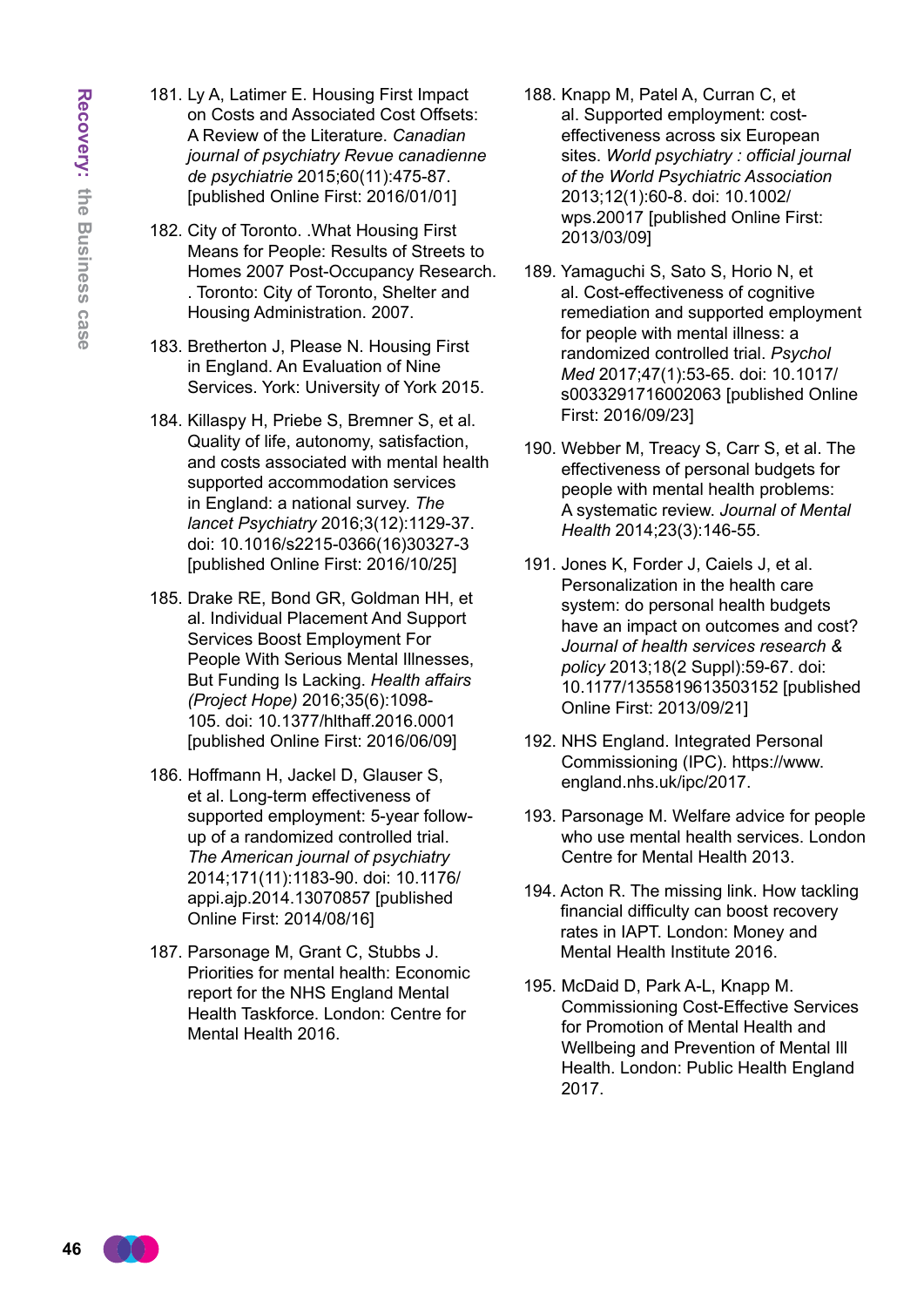181. Ly A, Latimer E. Housing First Impact on Costs and Associated Cost Offsets: A Review of the Literature. *Canadian journal of psychiatry Revue canadienne de psychiatrie* 2015;60(11):475-87. [published Online First: 2016/01/01]

182. City of Toronto. .What Housing First Means for People: Results of Streets to Homes 2007 Post-Occupancy Research. . Toronto: City of Toronto, Shelter and Housing Administration. 2007.

183. Bretherton J, Please N. Housing First in England. An Evaluation of Nine Services. York: University of York 2015.

184. Killaspy H, Priebe S, Bremner S, et al. Quality of life, autonomy, satisfaction, and costs associated with mental health supported accommodation services in England: a national survey. *The lancet Psychiatry* 2016;3(12):1129-37. doi: 10.1016/s2215-0366(16)30327-3 [published Online First: 2016/10/25]

185. Drake RE, Bond GR, Goldman HH, et al. Individual Placement And Support Services Boost Employment For People With Serious Mental Illnesses, But Funding Is Lacking. *Health affairs (Project Hope)* 2016;35(6):1098-105. doi: 10.1377/hlthaff.2016.0001 [published Online First: 2016/06/09]

186. Hoffmann H, Jackel D, Glauser S, et al. Long-term effectiveness of supported employment: 5-year follow-up of a randomized controlled trial. *The American journal of psychiatry* 2014;171(11):1183-90. doi: 10.1176/appi.ajp.2014.13070857 [published Online First: 2014/08/16]

187. Parsonage M, Grant C, Stubbs J. Priorities for mental health: Economic report for the NHS England Mental Health Taskforce. London: Centre for Mental Health 2016.

188. Knapp M, Patel A, Curran C, et al. Supported employment: cost-effectiveness across six European sites. *World psychiatry : official journal of the World Psychiatric Association* 2013;12(1):60-8. doi: 10.1002/wps.20017 [published Online First: 2013/03/09]

189. Yamaguchi S, Sato S, Horio N, et al. Cost-effectiveness of cognitive remediation and supported employment for people with mental illness: a randomized controlled trial. *Psychol Med* 2017;47(1):53-65. doi: 10.1017/s0033291716002063 [published Online First: 2016/09/23]

190. Webber M, Treacy S, Carr S, et al. The effectiveness of personal budgets for people with mental health problems: A systematic review. *Journal of Mental Health* 2014;23(3):146-55.

191. Jones K, Forder J, Caiels J, et al. Personalization in the health care system: do personal health budgets have an impact on outcomes and cost? *Journal of health services research & policy* 2013;18(2 Suppl):59-67. doi: 10.1177/1355819613503152 [published Online First: 2013/09/21]

192. NHS England. Integrated Personal Commissioning (IPC). https://www.england.nhs.uk/ipc/2017.

193. Parsonage M. Welfare advice for people who use mental health services. London Centre for Mental Health 2013.

194. Acton R. The missing link. How tackling financial difficulty can boost recovery rates in IAPT. London: Money and Mental Health Institute 2016.

195. McDaid D, Park A-L, Knapp M. Commissioning Cost-Effective Services for Promotion of Mental Health and Wellbeing and Prevention of Mental Ill Health. London: Public Health England 2017.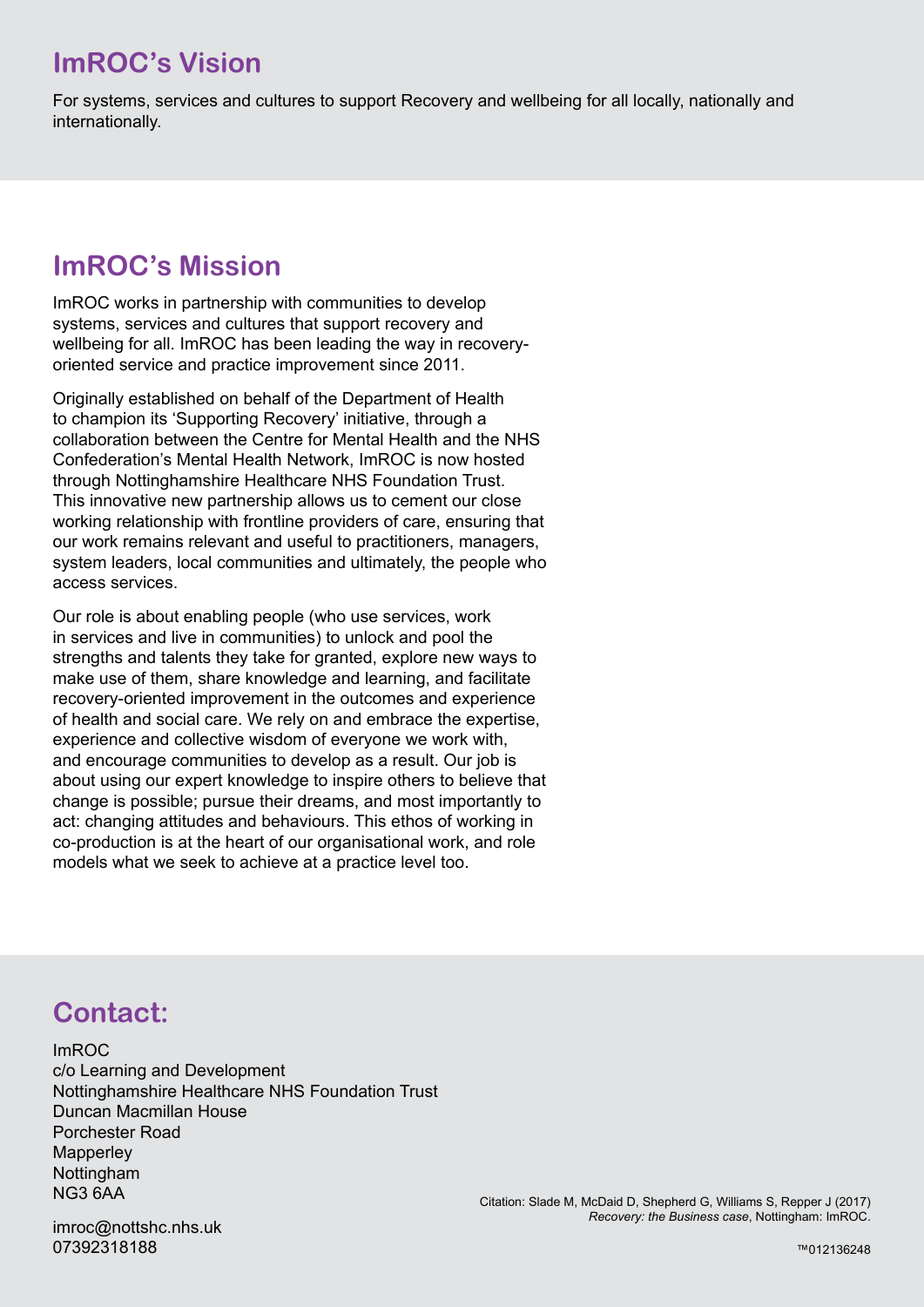## ImROC's Vision

For systems, services and cultures to support Recovery and wellbeing for all locally, nationally and internationally.

## ImROC's Mission

ImROC works in partnership with communities to develop systems, services and cultures that support recovery and wellbeing for all. ImROC has been leading the way in recovery-oriented service and practice improvement since 2011.

Originally established on behalf of the Department of Health to champion its 'Supporting Recovery' initiative, through a collaboration between the Centre for Mental Health and the NHS Confederation's Mental Health Network, ImROC is now hosted through Nottinghamshire Healthcare NHS Foundation Trust. This innovative new partnership allows us to cement our close working relationship with frontline providers of care, ensuring that our work remains relevant and useful to practitioners, managers, system leaders, local communities and ultimately, the people who access services.

Our role is about enabling people (who use services, work in services and live in communities) to unlock and pool the strengths and talents they take for granted, explore new ways to make use of them, share knowledge and learning, and facilitate recovery-oriented improvement in the outcomes and experience of health and social care. We rely on and embrace the expertise, experience and collective wisdom of everyone we work with, and encourage communities to develop as a result. Our job is about using our expert knowledge to inspire others to believe that change is possible; pursue their dreams, and most importantly to act: changing attitudes and behaviours. This ethos of working in co-production is at the heart of our organisational work, and role models what we seek to achieve at a practice level too.

## Contact:

ImROC
c/o Learning and Development
Nottinghamshire Healthcare NHS Foundation Trust
Duncan Macmillan House
Porchester Road
Mapperley
Nottingham
NG3 6AA

imroc@nottshc.nhs.uk
07392318188

Citation: Slade M, McDaid D, Shepherd G, Williams S, Repper J (2017) *Recovery: the Business case*, Nottingham: ImROC.

™012136248